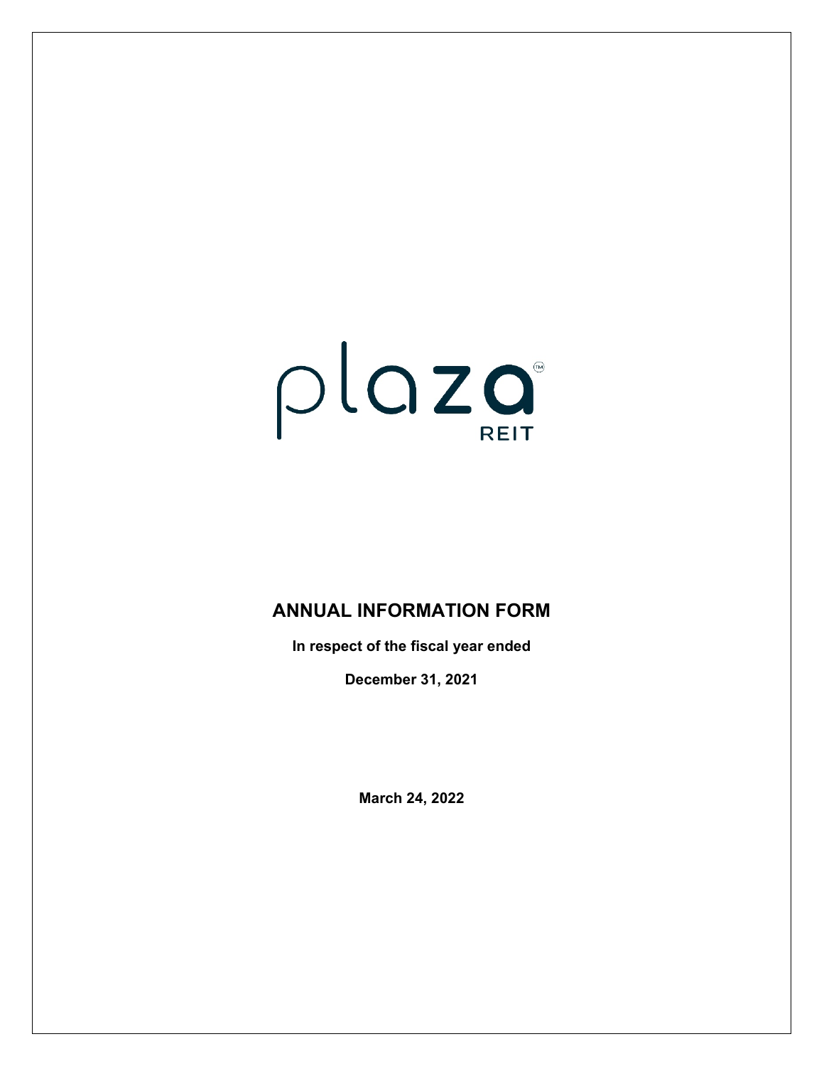plaza REIT

# ANNUAL INFORMATION FORM

**In respect of the fiscal year ended**

**December 31, 2021**

**March 24, 2022**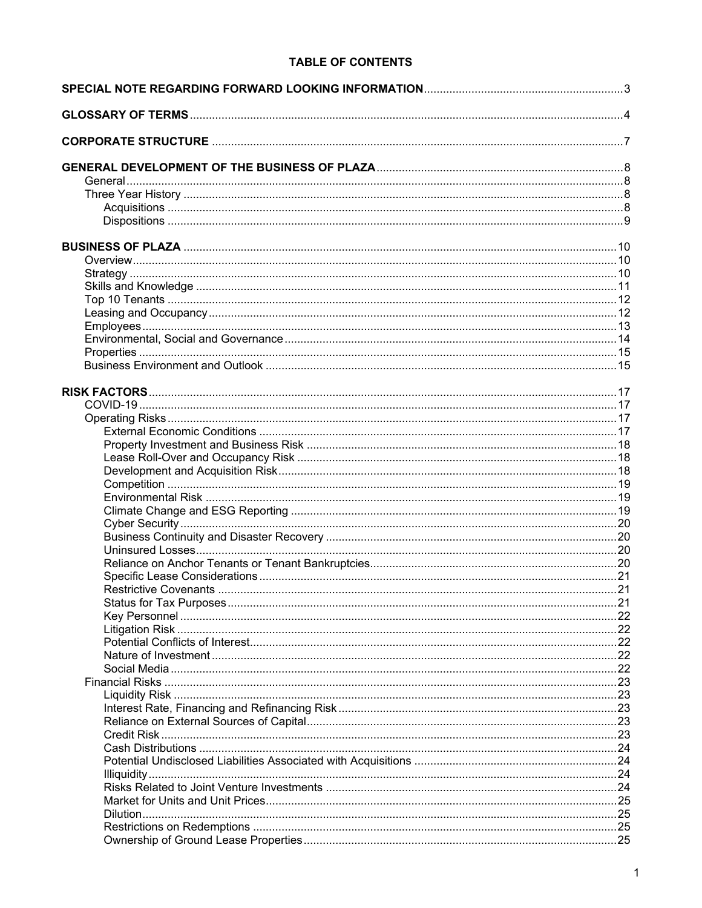**TABLE OF CONTENTS**

| | |
|---|---|
| **SPECIAL NOTE REGARDING FORWARD LOOKING INFORMATION** | 3 |
| **GLOSSARY OF TERMS** | 4 |
| **CORPORATE STRUCTURE** | 7 |
| **GENERAL DEVELOPMENT OF THE BUSINESS OF PLAZA** | 8 |
| General | 8 |
| Three Year History | 8 |
| Acquisitions | 8 |
| Dispositions | 9 |
| **BUSINESS OF PLAZA** | 10 |
| Overview | 10 |
| Strategy | 10 |
| Skills and Knowledge | 11 |
| Top 10 Tenants | 12 |
| Leasing and Occupancy | 12 |
| Employees | 13 |
| Environmental, Social and Governance | 14 |
| Properties | 15 |
| Business Environment and Outlook | 15 |
| **RISK FACTORS** | 17 |
| COVID-19 | 17 |
| Operating Risks | 17 |
| External Economic Conditions | 17 |
| Property Investment and Business Risk | 18 |
| Lease Roll-Over and Occupancy Risk | 18 |
| Development and Acquisition Risk | 18 |
| Competition | 19 |
| Environmental Risk | 19 |
| Climate Change and ESG Reporting | 19 |
| Cyber Security | 20 |
| Business Continuity and Disaster Recovery | 20 |
| Uninsured Losses | 20 |
| Reliance on Anchor Tenants or Tenant Bankruptcies | 20 |
| Specific Lease Considerations | 21 |
| Restrictive Covenants | 21 |
| Status for Tax Purposes | 21 |
| Key Personnel | 22 |
| Litigation Risk | 22 |
| Potential Conflicts of Interest | 22 |
| Nature of Investment | 22 |
| Social Media | 22 |
| Financial Risks | 23 |
| Liquidity Risk | 23 |
| Interest Rate, Financing and Refinancing Risk | 23 |
| Reliance on External Sources of Capital | 23 |
| Credit Risk | 23 |
| Cash Distributions | 24 |
| Potential Undisclosed Liabilities Associated with Acquisitions | 24 |
| Illiquidity | 24 |
| Risks Related to Joint Venture Investments | 24 |
| Market for Units and Unit Prices | 25 |
| Dilution | 25 |
| Restrictions on Redemptions | 25 |
| Ownership of Ground Lease Properties | 25 |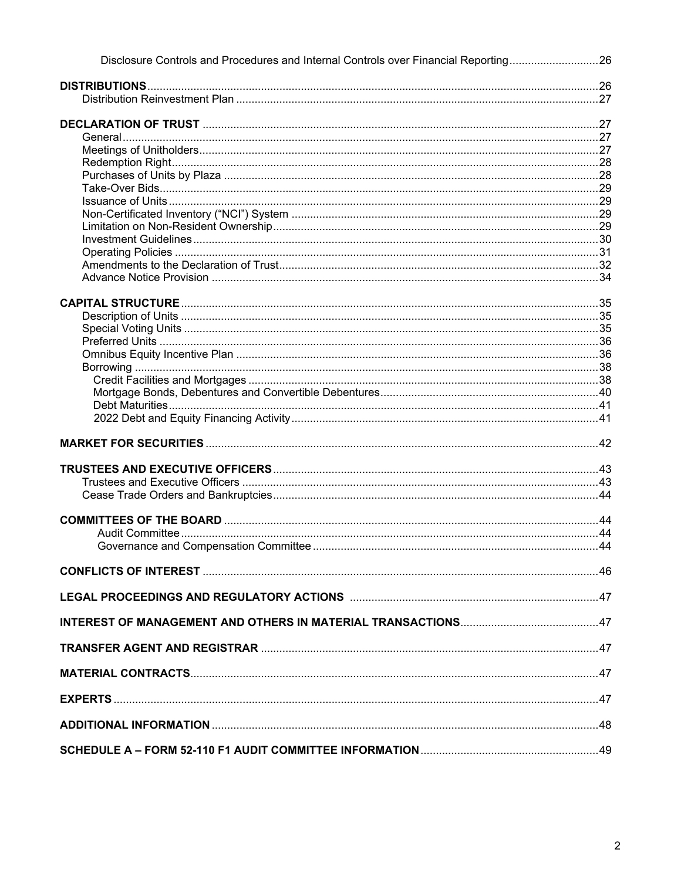Disclosure Controls and Procedures and Internal Controls over Financial Reporting....26

**DISTRIBUTIONS**....26
- Distribution Reinvestment Plan....27

**DECLARATION OF TRUST**....27
- General....27
- Meetings of Unitholders....27
- Redemption Right....28
- Purchases of Units by Plaza....28
- Take-Over Bids....29
- Issuance of Units....29
- Non-Certificated Inventory ("NCI") System....29
- Limitation on Non-Resident Ownership....29
- Investment Guidelines....30
- Operating Policies....31
- Amendments to the Declaration of Trust....32
- Advance Notice Provision....34

**CAPITAL STRUCTURE**....35
- Description of Units....35
- Special Voting Units....35
- Preferred Units....36
- Omnibus Equity Incentive Plan....36
- Borrowing....38
  - Credit Facilities and Mortgages....38
  - Mortgage Bonds, Debentures and Convertible Debentures....40
  - Debt Maturities....41
  - 2022 Debt and Equity Financing Activity....41

**MARKET FOR SECURITIES**....42

**TRUSTEES AND EXECUTIVE OFFICERS**....43
- Trustees and Executive Officers....43
- Cease Trade Orders and Bankruptcies....44

**COMMITTEES OF THE BOARD**....44
- Audit Committee....44
- Governance and Compensation Committee....44

**CONFLICTS OF INTEREST**....46

**LEGAL PROCEEDINGS AND REGULATORY ACTIONS**....47

**INTEREST OF MANAGEMENT AND OTHERS IN MATERIAL TRANSACTIONS**....47

**TRANSFER AGENT AND REGISTRAR**....47

**MATERIAL CONTRACTS**....47

**EXPERTS**....47

**ADDITIONAL INFORMATION**....48

**SCHEDULE A – FORM 52-110 F1 AUDIT COMMITTEE INFORMATION**....49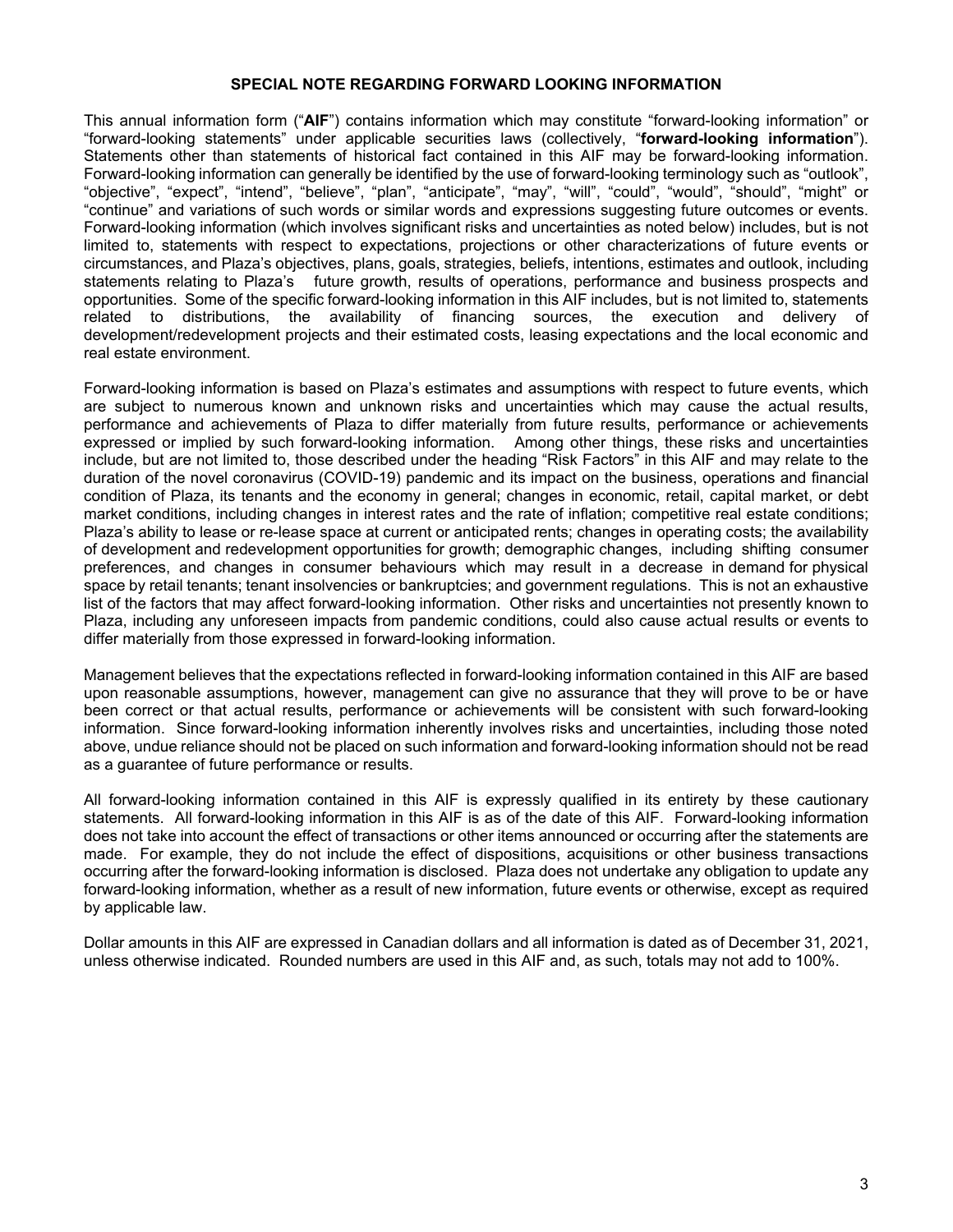## SPECIAL NOTE REGARDING FORWARD LOOKING INFORMATION

This annual information form ("**AIF**") contains information which may constitute "forward-looking information" or "forward-looking statements" under applicable securities laws (collectively, "**forward-looking information**"). Statements other than statements of historical fact contained in this AIF may be forward-looking information. Forward-looking information can generally be identified by the use of forward-looking terminology such as "outlook", "objective", "expect", "intend", "believe", "plan", "anticipate", "may", "will", "could", "would", "should", "might" or "continue" and variations of such words or similar words and expressions suggesting future outcomes or events. Forward-looking information (which involves significant risks and uncertainties as noted below) includes, but is not limited to, statements with respect to expectations, projections or other characterizations of future events or circumstances, and Plaza's objectives, plans, goals, strategies, beliefs, intentions, estimates and outlook, including statements relating to Plaza's future growth, results of operations, performance and business prospects and opportunities. Some of the specific forward-looking information in this AIF includes, but is not limited to, statements related to distributions, the availability of financing sources, the execution and delivery of development/redevelopment projects and their estimated costs, leasing expectations and the local economic and real estate environment.

Forward-looking information is based on Plaza's estimates and assumptions with respect to future events, which are subject to numerous known and unknown risks and uncertainties which may cause the actual results, performance and achievements of Plaza to differ materially from future results, performance or achievements expressed or implied by such forward-looking information. Among other things, these risks and uncertainties include, but are not limited to, those described under the heading "Risk Factors" in this AIF and may relate to the duration of the novel coronavirus (COVID-19) pandemic and its impact on the business, operations and financial condition of Plaza, its tenants and the economy in general; changes in economic, retail, capital market, or debt market conditions, including changes in interest rates and the rate of inflation; competitive real estate conditions; Plaza's ability to lease or re-lease space at current or anticipated rents; changes in operating costs; the availability of development and redevelopment opportunities for growth; demographic changes, including shifting consumer preferences, and changes in consumer behaviours which may result in a decrease in demand for physical space by retail tenants; tenant insolvencies or bankruptcies; and government regulations. This is not an exhaustive list of the factors that may affect forward-looking information. Other risks and uncertainties not presently known to Plaza, including any unforeseen impacts from pandemic conditions, could also cause actual results or events to differ materially from those expressed in forward-looking information.

Management believes that the expectations reflected in forward-looking information contained in this AIF are based upon reasonable assumptions, however, management can give no assurance that they will prove to be or have been correct or that actual results, performance or achievements will be consistent with such forward-looking information. Since forward-looking information inherently involves risks and uncertainties, including those noted above, undue reliance should not be placed on such information and forward-looking information should not be read as a guarantee of future performance or results.

All forward-looking information contained in this AIF is expressly qualified in its entirety by these cautionary statements. All forward-looking information in this AIF is as of the date of this AIF. Forward-looking information does not take into account the effect of transactions or other items announced or occurring after the statements are made. For example, they do not include the effect of dispositions, acquisitions or other business transactions occurring after the forward-looking information is disclosed. Plaza does not undertake any obligation to update any forward-looking information, whether as a result of new information, future events or otherwise, except as required by applicable law.

Dollar amounts in this AIF are expressed in Canadian dollars and all information is dated as of December 31, 2021, unless otherwise indicated. Rounded numbers are used in this AIF and, as such, totals may not add to 100%.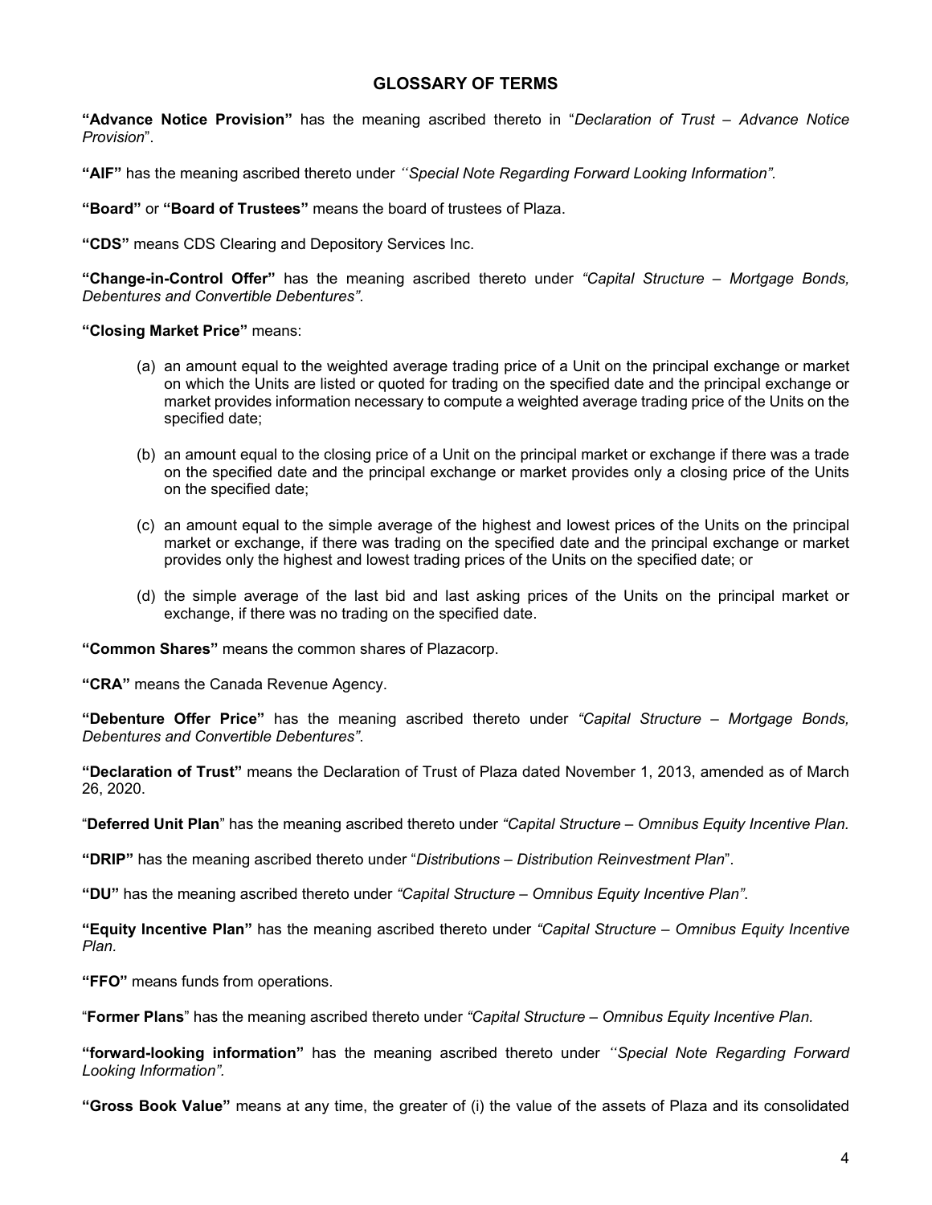## GLOSSARY OF TERMS

**"Advance Notice Provision"** has the meaning ascribed thereto in "*Declaration of Trust – Advance Notice Provision*".

**"AIF"** has the meaning ascribed thereto under *''Special Note Regarding Forward Looking Information".*

**"Board"** or **"Board of Trustees"** means the board of trustees of Plaza.

**"CDS"** means CDS Clearing and Depository Services Inc.

**"Change-in-Control Offer"** has the meaning ascribed thereto under *"Capital Structure – Mortgage Bonds, Debentures and Convertible Debentures"*.

**"Closing Market Price"** means:

(a) an amount equal to the weighted average trading price of a Unit on the principal exchange or market on which the Units are listed or quoted for trading on the specified date and the principal exchange or market provides information necessary to compute a weighted average trading price of the Units on the specified date;

(b) an amount equal to the closing price of a Unit on the principal market or exchange if there was a trade on the specified date and the principal exchange or market provides only a closing price of the Units on the specified date;

(c) an amount equal to the simple average of the highest and lowest prices of the Units on the principal market or exchange, if there was trading on the specified date and the principal exchange or market provides only the highest and lowest trading prices of the Units on the specified date; or

(d) the simple average of the last bid and last asking prices of the Units on the principal market or exchange, if there was no trading on the specified date.

**"Common Shares"** means the common shares of Plazacorp.

**"CRA"** means the Canada Revenue Agency.

**"Debenture Offer Price"** has the meaning ascribed thereto under *"Capital Structure – Mortgage Bonds, Debentures and Convertible Debentures"*.

**"Declaration of Trust"** means the Declaration of Trust of Plaza dated November 1, 2013, amended as of March 26, 2020.

"**Deferred Unit Plan**" has the meaning ascribed thereto under *"Capital Structure – Omnibus Equity Incentive Plan.*

**"DRIP"** has the meaning ascribed thereto under "*Distributions – Distribution Reinvestment Plan*".

**"DU"** has the meaning ascribed thereto under *"Capital Structure – Omnibus Equity Incentive Plan"*.

**"Equity Incentive Plan"** has the meaning ascribed thereto under *"Capital Structure – Omnibus Equity Incentive Plan.*

**"FFO"** means funds from operations.

"**Former Plans**" has the meaning ascribed thereto under *"Capital Structure – Omnibus Equity Incentive Plan.*

**"forward-looking information"** has the meaning ascribed thereto under *''Special Note Regarding Forward Looking Information".*

**"Gross Book Value"** means at any time, the greater of (i) the value of the assets of Plaza and its consolidated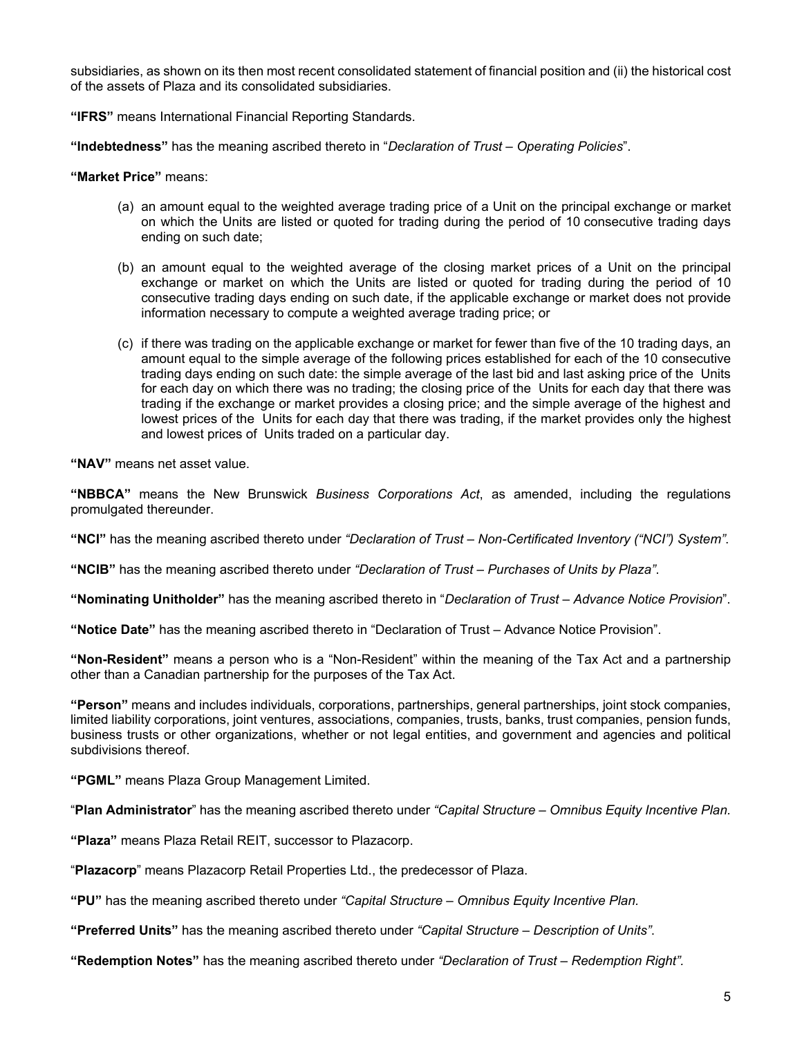subsidiaries, as shown on its then most recent consolidated statement of financial position and (ii) the historical cost of the assets of Plaza and its consolidated subsidiaries.

**"IFRS"** means International Financial Reporting Standards.

**"Indebtedness"** has the meaning ascribed thereto in "*Declaration of Trust – Operating Policies*".

**"Market Price"** means:

(a) an amount equal to the weighted average trading price of a Unit on the principal exchange or market on which the Units are listed or quoted for trading during the period of 10 consecutive trading days ending on such date;

(b) an amount equal to the weighted average of the closing market prices of a Unit on the principal exchange or market on which the Units are listed or quoted for trading during the period of 10 consecutive trading days ending on such date, if the applicable exchange or market does not provide information necessary to compute a weighted average trading price; or

(c) if there was trading on the applicable exchange or market for fewer than five of the 10 trading days, an amount equal to the simple average of the following prices established for each of the 10 consecutive trading days ending on such date: the simple average of the last bid and last asking price of the Units for each day on which there was no trading; the closing price of the Units for each day that there was trading if the exchange or market provides a closing price; and the simple average of the highest and lowest prices of the Units for each day that there was trading, if the market provides only the highest and lowest prices of Units traded on a particular day.

**"NAV"** means net asset value.

**"NBBCA"** means the New Brunswick *Business Corporations Act*, as amended, including the regulations promulgated thereunder.

**"NCI"** has the meaning ascribed thereto under *"Declaration of Trust – Non-Certificated Inventory ("NCI") System"*.

**"NCIB"** has the meaning ascribed thereto under *"Declaration of Trust – Purchases of Units by Plaza"*.

**"Nominating Unitholder"** has the meaning ascribed thereto in "*Declaration of Trust – Advance Notice Provision*".

**"Notice Date"** has the meaning ascribed thereto in "Declaration of Trust – Advance Notice Provision".

**"Non-Resident"** means a person who is a "Non-Resident" within the meaning of the Tax Act and a partnership other than a Canadian partnership for the purposes of the Tax Act.

**"Person"** means and includes individuals, corporations, partnerships, general partnerships, joint stock companies, limited liability corporations, joint ventures, associations, companies, trusts, banks, trust companies, pension funds, business trusts or other organizations, whether or not legal entities, and government and agencies and political subdivisions thereof.

**"PGML"** means Plaza Group Management Limited.

"**Plan Administrator**" has the meaning ascribed thereto under *"Capital Structure – Omnibus Equity Incentive Plan.*

**"Plaza"** means Plaza Retail REIT, successor to Plazacorp.

"**Plazacorp**" means Plazacorp Retail Properties Ltd., the predecessor of Plaza.

**"PU"** has the meaning ascribed thereto under *"Capital Structure – Omnibus Equity Incentive Plan.*

**"Preferred Units"** has the meaning ascribed thereto under *"Capital Structure – Description of Units"*.

**"Redemption Notes"** has the meaning ascribed thereto under *"Declaration of Trust – Redemption Right".*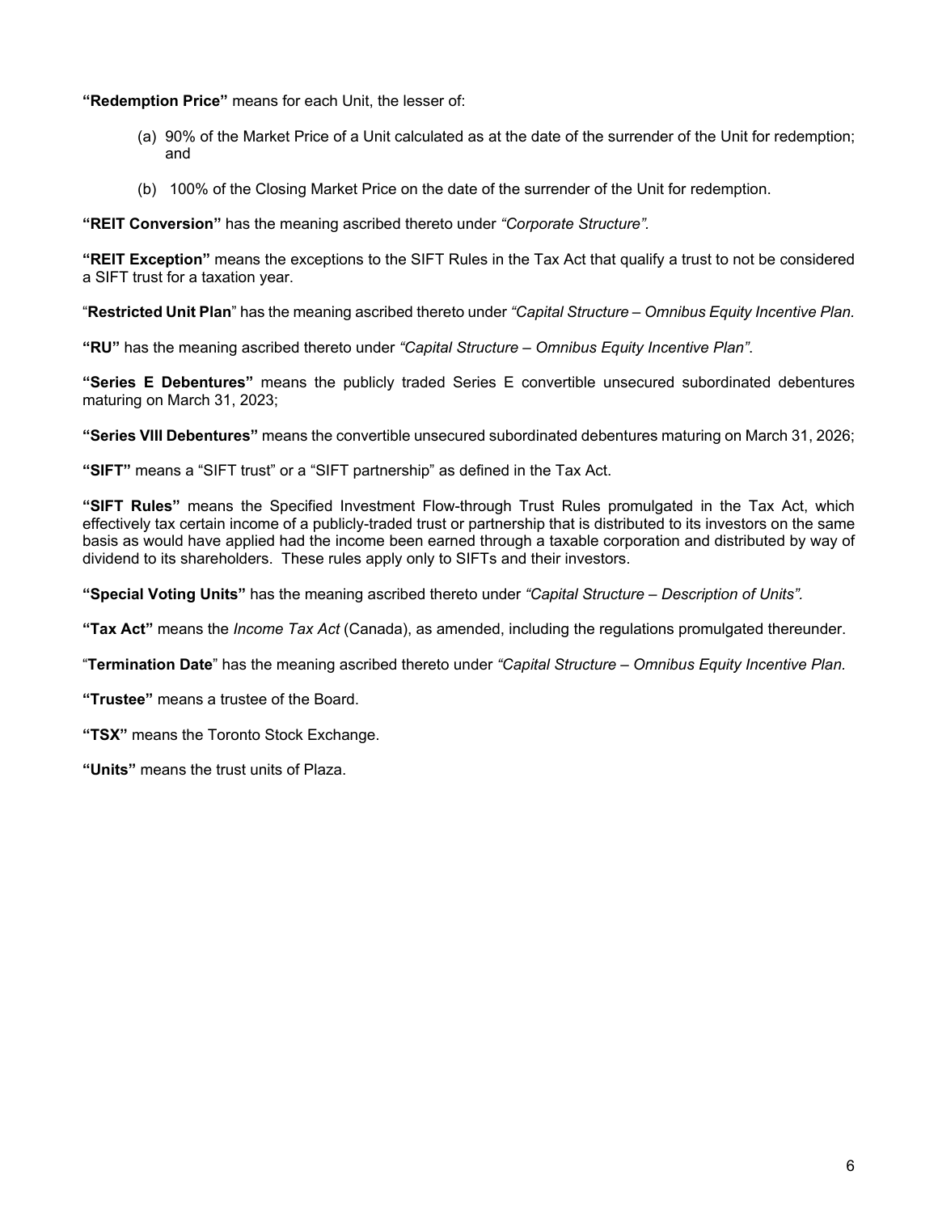**"Redemption Price"** means for each Unit, the lesser of:

(a) 90% of the Market Price of a Unit calculated as at the date of the surrender of the Unit for redemption; and

(b) 100% of the Closing Market Price on the date of the surrender of the Unit for redemption.

**"REIT Conversion"** has the meaning ascribed thereto under *"Corporate Structure".*

**"REIT Exception"** means the exceptions to the SIFT Rules in the Tax Act that qualify a trust to not be considered a SIFT trust for a taxation year.

"**Restricted Unit Plan**" has the meaning ascribed thereto under *"Capital Structure – Omnibus Equity Incentive Plan.*

**"RU"** has the meaning ascribed thereto under *"Capital Structure – Omnibus Equity Incentive Plan"*.

**"Series E Debentures"** means the publicly traded Series E convertible unsecured subordinated debentures maturing on March 31, 2023;

**"Series VIII Debentures"** means the convertible unsecured subordinated debentures maturing on March 31, 2026;

**"SIFT"** means a "SIFT trust" or a "SIFT partnership" as defined in the Tax Act.

**"SIFT Rules"** means the Specified Investment Flow-through Trust Rules promulgated in the Tax Act, which effectively tax certain income of a publicly-traded trust or partnership that is distributed to its investors on the same basis as would have applied had the income been earned through a taxable corporation and distributed by way of dividend to its shareholders. These rules apply only to SIFTs and their investors.

**"Special Voting Units"** has the meaning ascribed thereto under *"Capital Structure – Description of Units".*

**"Tax Act"** means the *Income Tax Act* (Canada), as amended, including the regulations promulgated thereunder.

"**Termination Date**" has the meaning ascribed thereto under *"Capital Structure – Omnibus Equity Incentive Plan.*

**"Trustee"** means a trustee of the Board.

**"TSX"** means the Toronto Stock Exchange.

**"Units"** means the trust units of Plaza.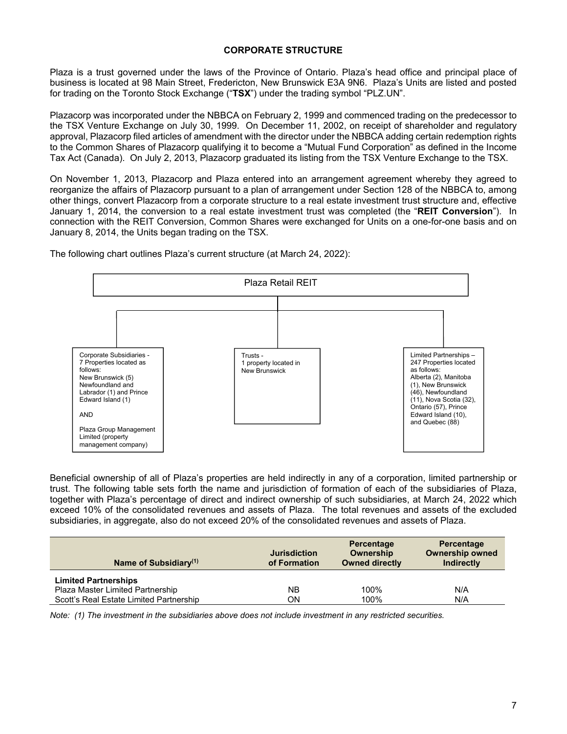## CORPORATE STRUCTURE

Plaza is a trust governed under the laws of the Province of Ontario. Plaza's head office and principal place of business is located at 98 Main Street, Fredericton, New Brunswick E3A 9N6. Plaza's Units are listed and posted for trading on the Toronto Stock Exchange ("**TSX**") under the trading symbol "PLZ.UN".

Plazacorp was incorporated under the NBBCA on February 2, 1999 and commenced trading on the predecessor to the TSX Venture Exchange on July 30, 1999. On December 11, 2002, on receipt of shareholder and regulatory approval, Plazacorp filed articles of amendment with the director under the NBBCA adding certain redemption rights to the Common Shares of Plazacorp qualifying it to become a "Mutual Fund Corporation" as defined in the Income Tax Act (Canada). On July 2, 2013, Plazacorp graduated its listing from the TSX Venture Exchange to the TSX.

On November 1, 2013, Plazacorp and Plaza entered into an arrangement agreement whereby they agreed to reorganize the affairs of Plazacorp pursuant to a plan of arrangement under Section 128 of the NBBCA to, among other things, convert Plazacorp from a corporate structure to a real estate investment trust structure and, effective January 1, 2014, the conversion to a real estate investment trust was completed (the "**REIT Conversion**"). In connection with the REIT Conversion, Common Shares were exchanged for Units on a one-for-one basis and on January 8, 2014, the Units began trading on the TSX.

The following chart outlines Plaza's current structure (at March 24, 2022):

Plaza Retail REIT

- Corporate Subsidiaries - 7 Properties located as follows: New Brunswick (5) Newfoundland and Labrador (1) and Prince Edward Island (1) AND Plaza Group Management Limited (property management company)
- Trusts - 1 property located in New Brunswick
- Limited Partnerships – 247 Properties located as follows: Alberta (2), Manitoba (1), New Brunswick (46), Newfoundland (11), Nova Scotia (32), Ontario (57), Prince Edward Island (10), and Quebec (88)

Beneficial ownership of all of Plaza's properties are held indirectly in any of a corporation, limited partnership or trust. The following table sets forth the name and jurisdiction of formation of each of the subsidiaries of Plaza, together with Plaza's percentage of direct and indirect ownership of such subsidiaries, at March 24, 2022 which exceed 10% of the consolidated revenues and assets of Plaza. The total revenues and assets of the excluded subsidiaries, in aggregate, also do not exceed 20% of the consolidated revenues and assets of Plaza.

| Name of Subsidiary[(1)] | Jurisdiction of Formation | Percentage Ownership Owned directly | Percentage Ownership owned Indirectly |
|---|---|---|---|
| **Limited Partnerships** | | | |
| Plaza Master Limited Partnership | NB | 100% | N/A |
| Scott's Real Estate Limited Partnership | ON | 100% | N/A |

*Note: (1) The investment in the subsidiaries above does not include investment in any restricted securities.*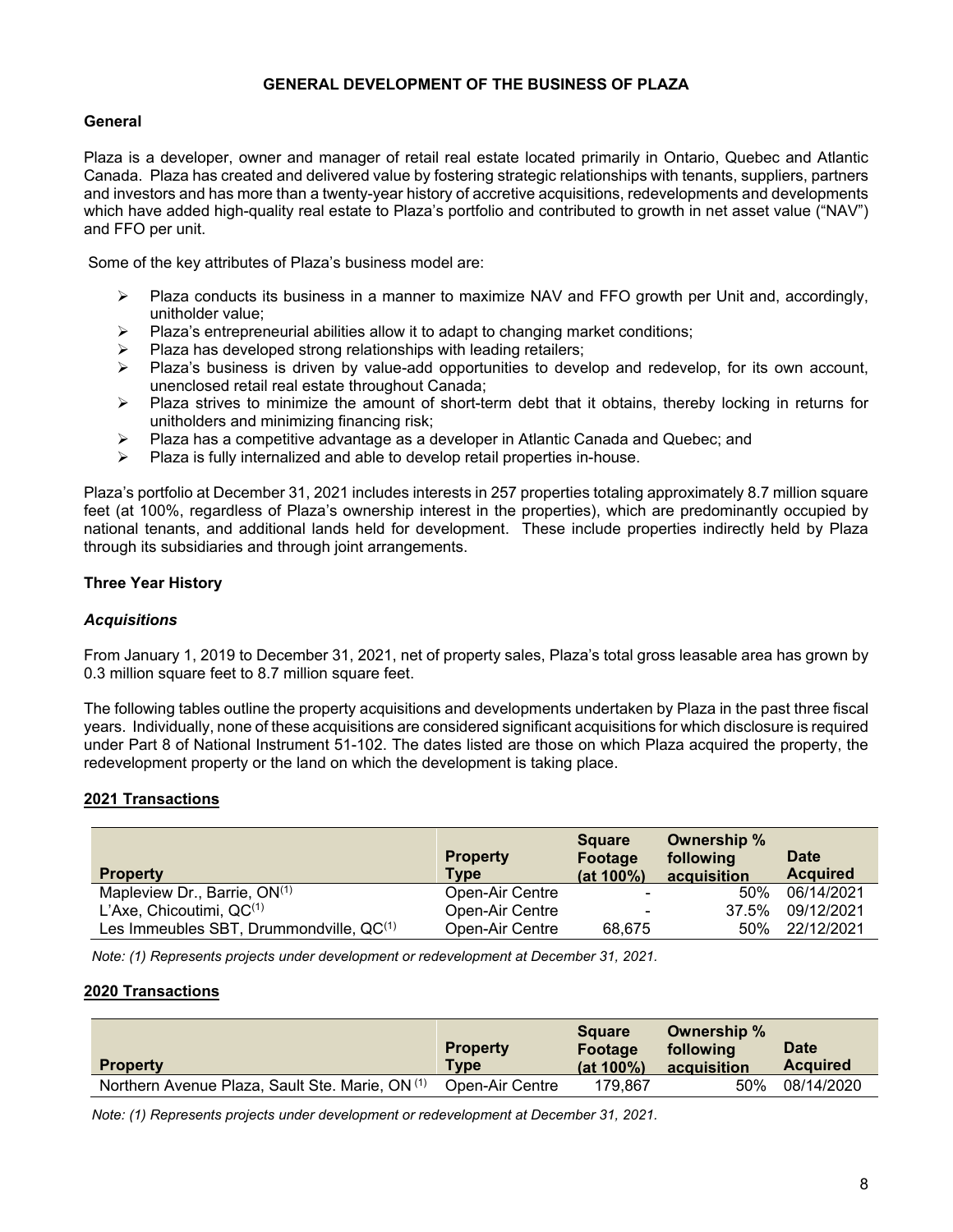# GENERAL DEVELOPMENT OF THE BUSINESS OF PLAZA

## General

Plaza is a developer, owner and manager of retail real estate located primarily in Ontario, Quebec and Atlantic Canada. Plaza has created and delivered value by fostering strategic relationships with tenants, suppliers, partners and investors and has more than a twenty-year history of accretive acquisitions, redevelopments and developments which have added high-quality real estate to Plaza's portfolio and contributed to growth in net asset value ("NAV") and FFO per unit.

Some of the key attributes of Plaza's business model are:

- Plaza conducts its business in a manner to maximize NAV and FFO growth per Unit and, accordingly, unitholder value;
- Plaza's entrepreneurial abilities allow it to adapt to changing market conditions;
- Plaza has developed strong relationships with leading retailers;
- Plaza's business is driven by value-add opportunities to develop and redevelop, for its own account, unenclosed retail real estate throughout Canada;
- Plaza strives to minimize the amount of short-term debt that it obtains, thereby locking in returns for unitholders and minimizing financing risk;
- Plaza has a competitive advantage as a developer in Atlantic Canada and Quebec; and
- Plaza is fully internalized and able to develop retail properties in-house.

Plaza's portfolio at December 31, 2021 includes interests in 257 properties totaling approximately 8.7 million square feet (at 100%, regardless of Plaza's ownership interest in the properties), which are predominantly occupied by national tenants, and additional lands held for development. These include properties indirectly held by Plaza through its subsidiaries and through joint arrangements.

## Three Year History

### *Acquisitions*

From January 1, 2019 to December 31, 2021, net of property sales, Plaza's total gross leasable area has grown by 0.3 million square feet to 8.7 million square feet.

The following tables outline the property acquisitions and developments undertaken by Plaza in the past three fiscal years. Individually, none of these acquisitions are considered significant acquisitions for which disclosure is required under Part 8 of National Instrument 51-102. The dates listed are those on which Plaza acquired the property, the redevelopment property or the land on which the development is taking place.

**2021 Transactions**

| Property | Property Type | Square Footage (at 100%) | Ownership % following acquisition | Date Acquired |
|---|---|---|---|---|
| Mapleview Dr., Barrie, ON[(1)] | Open-Air Centre | - | 50% | 06/14/2021 |
| L'Axe, Chicoutimi, QC[(1)] | Open-Air Centre | - | 37.5% | 09/12/2021 |
| Les Immeubles SBT, Drummondville, QC[(1)] | Open-Air Centre | 68,675 | 50% | 22/12/2021 |

*Note: (1) Represents projects under development or redevelopment at December 31, 2021.*

**2020 Transactions**

| Property | Property Type | Square Footage (at 100%) | Ownership % following acquisition | Date Acquired |
|---|---|---|---|---|
| Northern Avenue Plaza, Sault Ste. Marie, ON[(1)] | Open-Air Centre | 179,867 | 50% | 08/14/2020 |

*Note: (1) Represents projects under development or redevelopment at December 31, 2021.*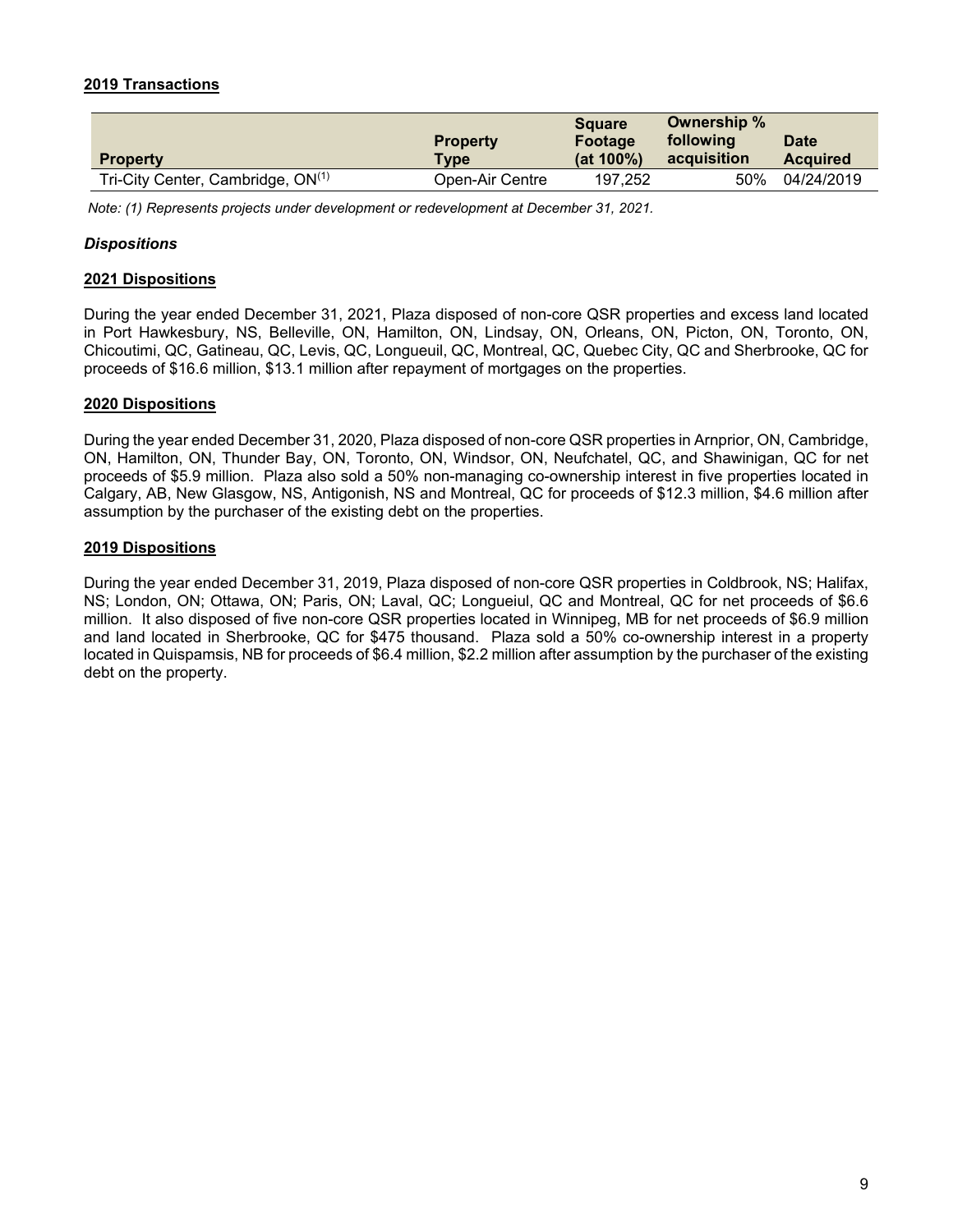**2019 Transactions**

| Property | Property Type | Square Footage (at 100%) | Ownership % following acquisition | Date Acquired |
|---|---|---|---|---|
| Tri-City Center, Cambridge, ON[(1)] | Open-Air Centre | 197,252 | 50% | 04/24/2019 |

*Note: (1) Represents projects under development or redevelopment at December 31, 2021.*

***Dispositions***

**2021 Dispositions**

During the year ended December 31, 2021, Plaza disposed of non-core QSR properties and excess land located in Port Hawkesbury, NS, Belleville, ON, Hamilton, ON, Lindsay, ON, Orleans, ON, Picton, ON, Toronto, ON, Chicoutimi, QC, Gatineau, QC, Levis, QC, Longueuil, QC, Montreal, QC, Quebec City, QC and Sherbrooke, QC for proceeds of $16.6 million, $13.1 million after repayment of mortgages on the properties.

**2020 Dispositions**

During the year ended December 31, 2020, Plaza disposed of non-core QSR properties in Arnprior, ON, Cambridge, ON, Hamilton, ON, Thunder Bay, ON, Toronto, ON, Windsor, ON, Neufchatel, QC, and Shawinigan, QC for net proceeds of $5.9 million. Plaza also sold a 50% non-managing co-ownership interest in five properties located in Calgary, AB, New Glasgow, NS, Antigonish, NS and Montreal, QC for proceeds of $12.3 million, $4.6 million after assumption by the purchaser of the existing debt on the properties.

**2019 Dispositions**

During the year ended December 31, 2019, Plaza disposed of non-core QSR properties in Coldbrook, NS; Halifax, NS; London, ON; Ottawa, ON; Paris, ON; Laval, QC; Longueiul, QC and Montreal, QC for net proceeds of $6.6 million. It also disposed of five non-core QSR properties located in Winnipeg, MB for net proceeds of $6.9 million and land located in Sherbrooke, QC for $475 thousand. Plaza sold a 50% co-ownership interest in a property located in Quispamsis, NB for proceeds of $6.4 million, $2.2 million after assumption by the purchaser of the existing debt on the property.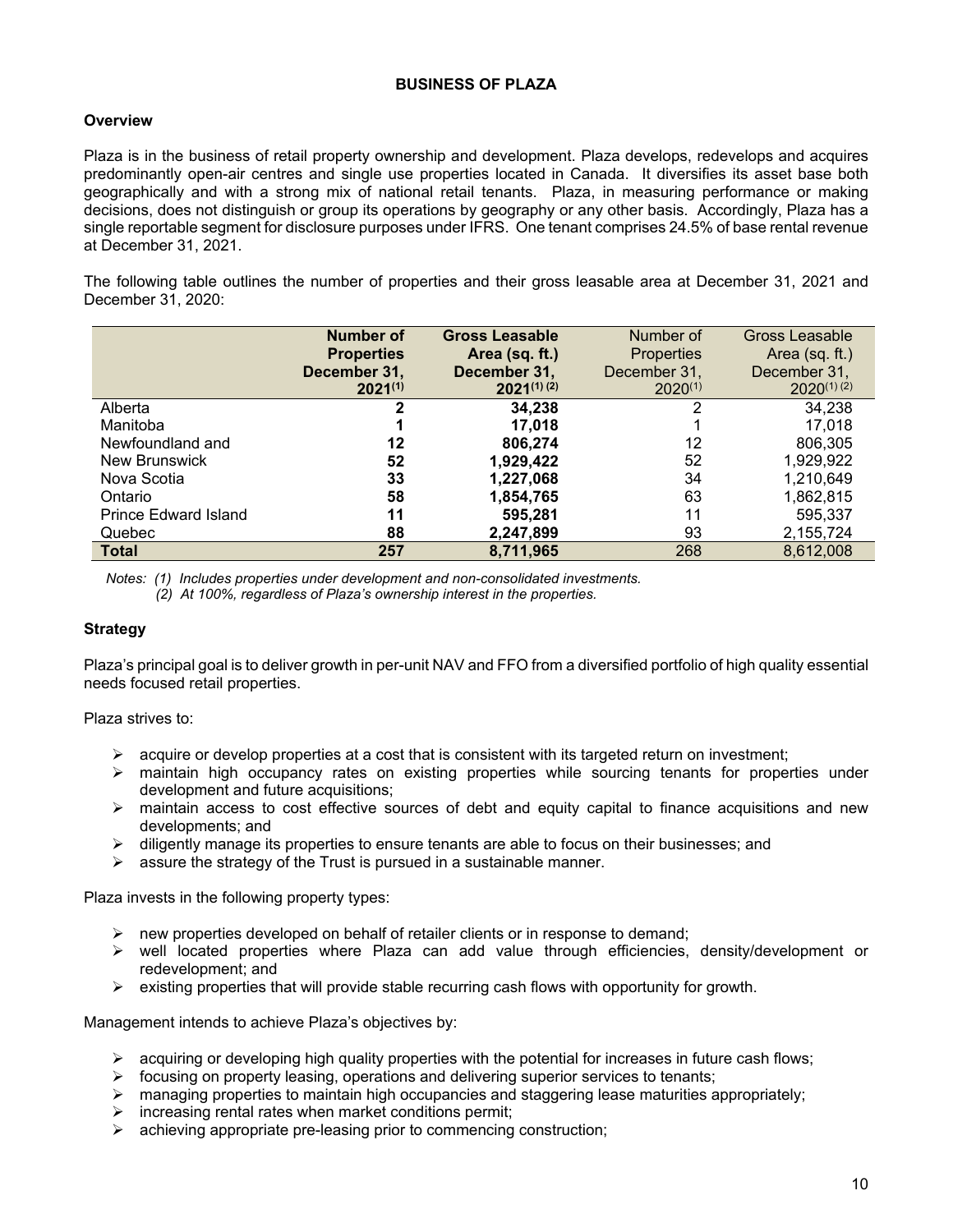## BUSINESS OF PLAZA

### Overview

Plaza is in the business of retail property ownership and development. Plaza develops, redevelops and acquires predominantly open-air centres and single use properties located in Canada. It diversifies its asset base both geographically and with a strong mix of national retail tenants. Plaza, in measuring performance or making decisions, does not distinguish or group its operations by geography or any other basis. Accordingly, Plaza has a single reportable segment for disclosure purposes under IFRS. One tenant comprises 24.5% of base rental revenue at December 31, 2021.

The following table outlines the number of properties and their gross leasable area at December 31, 2021 and December 31, 2020:

| | **Number of Properties December 31, 2021[(1)]** | **Gross Leasable Area (sq. ft.) December 31, 2021[(1)(2)]** | Number of Properties December 31, 2020[(1)] | Gross Leasable Area (sq. ft.) December 31, 2020[(1)(2)] |
|---|---|---|---|---|
| Alberta | **2** | **34,238** | 2 | 34,238 |
| Manitoba | **1** | **17,018** | 1 | 17,018 |
| Newfoundland and | **12** | **806,274** | 12 | 806,305 |
| New Brunswick | **52** | **1,929,422** | 52 | 1,929,922 |
| Nova Scotia | **33** | **1,227,068** | 34 | 1,210,649 |
| Ontario | **58** | **1,854,765** | 63 | 1,862,815 |
| Prince Edward Island | **11** | **595,281** | 11 | 595,337 |
| Quebec | **88** | **2,247,899** | 93 | 2,155,724 |
| **Total** | **257** | **8,711,965** | 268 | 8,612,008 |

*Notes: (1) Includes properties under development and non-consolidated investments.*
*(2) At 100%, regardless of Plaza's ownership interest in the properties.*

### Strategy

Plaza's principal goal is to deliver growth in per-unit NAV and FFO from a diversified portfolio of high quality essential needs focused retail properties.

Plaza strives to:

- acquire or develop properties at a cost that is consistent with its targeted return on investment;
- maintain high occupancy rates on existing properties while sourcing tenants for properties under development and future acquisitions;
- maintain access to cost effective sources of debt and equity capital to finance acquisitions and new developments; and
- diligently manage its properties to ensure tenants are able to focus on their businesses; and
- assure the strategy of the Trust is pursued in a sustainable manner.

Plaza invests in the following property types:

- new properties developed on behalf of retailer clients or in response to demand;
- well located properties where Plaza can add value through efficiencies, density/development or redevelopment; and
- existing properties that will provide stable recurring cash flows with opportunity for growth.

Management intends to achieve Plaza's objectives by:

- acquiring or developing high quality properties with the potential for increases in future cash flows;
- focusing on property leasing, operations and delivering superior services to tenants;
- managing properties to maintain high occupancies and staggering lease maturities appropriately;
- increasing rental rates when market conditions permit;
- achieving appropriate pre-leasing prior to commencing construction;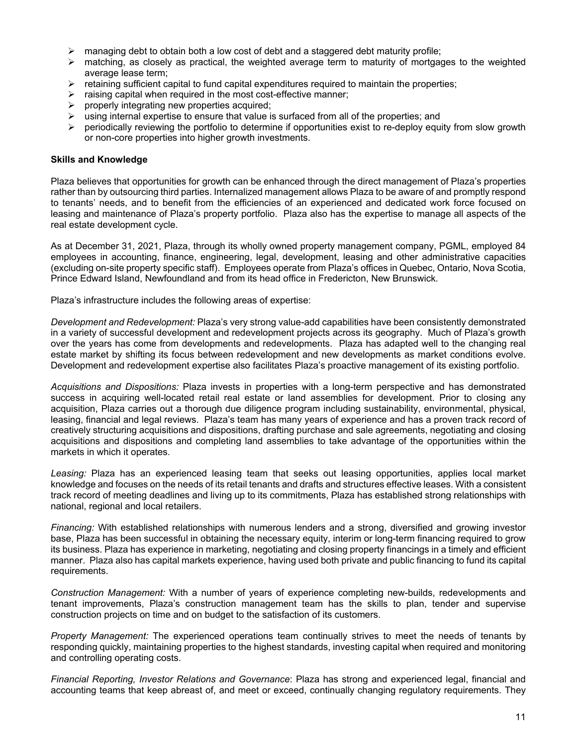- managing debt to obtain both a low cost of debt and a staggered debt maturity profile;
- matching, as closely as practical, the weighted average term to maturity of mortgages to the weighted average lease term;
- retaining sufficient capital to fund capital expenditures required to maintain the properties;
- raising capital when required in the most cost-effective manner;
- properly integrating new properties acquired;
- using internal expertise to ensure that value is surfaced from all of the properties; and
- periodically reviewing the portfolio to determine if opportunities exist to re-deploy equity from slow growth or non-core properties into higher growth investments.

**Skills and Knowledge**

Plaza believes that opportunities for growth can be enhanced through the direct management of Plaza's properties rather than by outsourcing third parties. Internalized management allows Plaza to be aware of and promptly respond to tenants' needs, and to benefit from the efficiencies of an experienced and dedicated work force focused on leasing and maintenance of Plaza's property portfolio. Plaza also has the expertise to manage all aspects of the real estate development cycle.

As at December 31, 2021, Plaza, through its wholly owned property management company, PGML, employed 84 employees in accounting, finance, engineering, legal, development, leasing and other administrative capacities (excluding on-site property specific staff). Employees operate from Plaza's offices in Quebec, Ontario, Nova Scotia, Prince Edward Island, Newfoundland and from its head office in Fredericton, New Brunswick.

Plaza's infrastructure includes the following areas of expertise:

*Development and Redevelopment:* Plaza's very strong value-add capabilities have been consistently demonstrated in a variety of successful development and redevelopment projects across its geography. Much of Plaza's growth over the years has come from developments and redevelopments. Plaza has adapted well to the changing real estate market by shifting its focus between redevelopment and new developments as market conditions evolve. Development and redevelopment expertise also facilitates Plaza's proactive management of its existing portfolio.

*Acquisitions and Dispositions:* Plaza invests in properties with a long-term perspective and has demonstrated success in acquiring well-located retail real estate or land assemblies for development. Prior to closing any acquisition, Plaza carries out a thorough due diligence program including sustainability, environmental, physical, leasing, financial and legal reviews. Plaza's team has many years of experience and has a proven track record of creatively structuring acquisitions and dispositions, drafting purchase and sale agreements, negotiating and closing acquisitions and dispositions and completing land assemblies to take advantage of the opportunities within the markets in which it operates.

*Leasing:* Plaza has an experienced leasing team that seeks out leasing opportunities, applies local market knowledge and focuses on the needs of its retail tenants and drafts and structures effective leases. With a consistent track record of meeting deadlines and living up to its commitments, Plaza has established strong relationships with national, regional and local retailers.

*Financing:* With established relationships with numerous lenders and a strong, diversified and growing investor base, Plaza has been successful in obtaining the necessary equity, interim or long-term financing required to grow its business. Plaza has experience in marketing, negotiating and closing property financings in a timely and efficient manner. Plaza also has capital markets experience, having used both private and public financing to fund its capital requirements.

*Construction Management:* With a number of years of experience completing new-builds, redevelopments and tenant improvements, Plaza's construction management team has the skills to plan, tender and supervise construction projects on time and on budget to the satisfaction of its customers.

*Property Management:* The experienced operations team continually strives to meet the needs of tenants by responding quickly, maintaining properties to the highest standards, investing capital when required and monitoring and controlling operating costs.

*Financial Reporting, Investor Relations and Governance*: Plaza has strong and experienced legal, financial and accounting teams that keep abreast of, and meet or exceed, continually changing regulatory requirements. They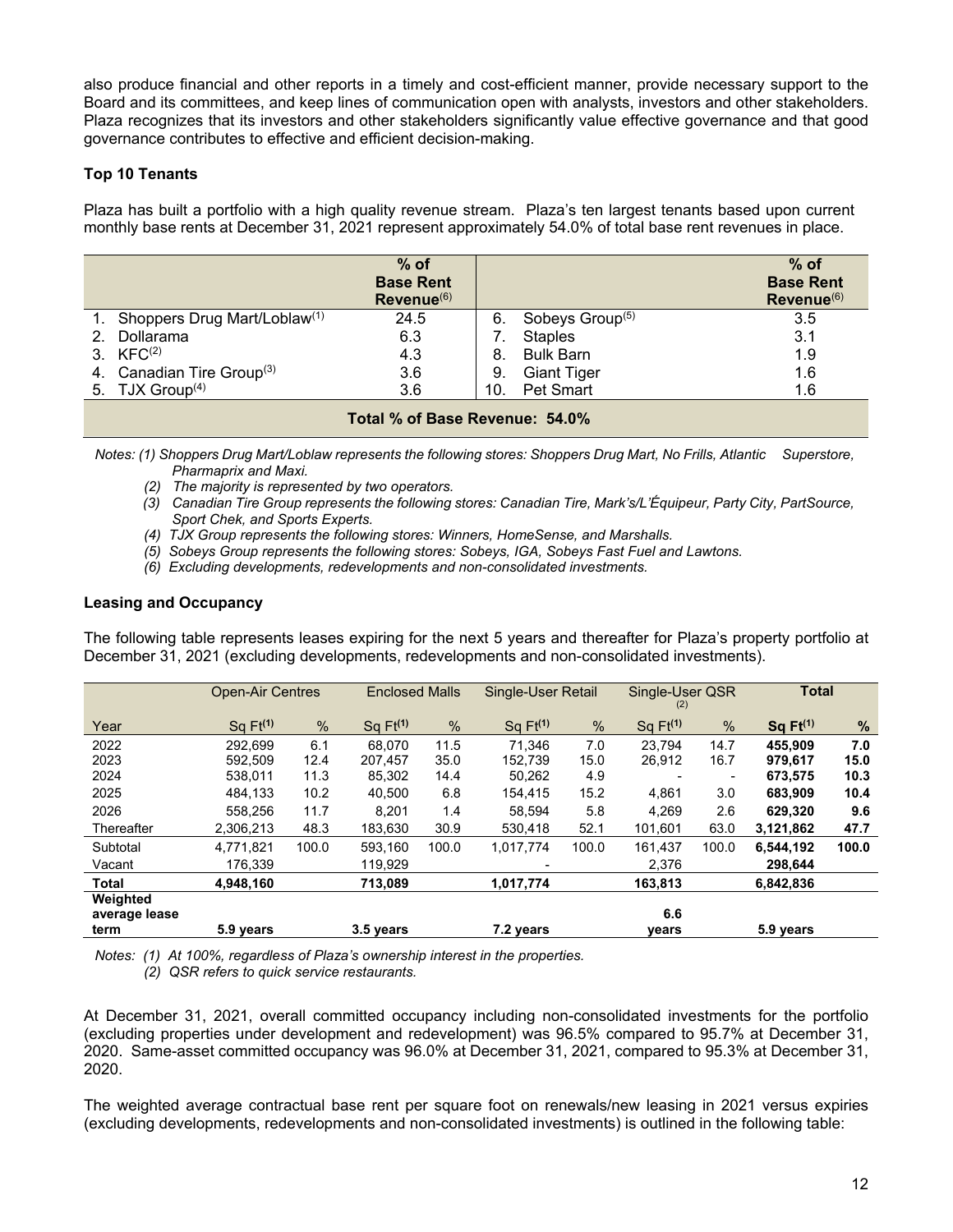also produce financial and other reports in a timely and cost-efficient manner, provide necessary support to the Board and its committees, and keep lines of communication open with analysts, investors and other stakeholders. Plaza recognizes that its investors and other stakeholders significantly value effective governance and that good governance contributes to effective and efficient decision-making.

**Top 10 Tenants**

Plaza has built a portfolio with a high quality revenue stream. Plaza's ten largest tenants based upon current monthly base rents at December 31, 2021 represent approximately 54.0% of total base rent revenues in place.

| | % of Base Rent Revenue[6] | | % of Base Rent Revenue[6] |
|---|---|---|---|
| 1. Shoppers Drug Mart/Loblaw[1] | 24.5 | 6. Sobeys Group[5] | 3.5 |
| 2. Dollarama | 6.3 | 7. Staples | 3.1 |
| 3. KFC[2] | 4.3 | 8. Bulk Barn | 1.9 |
| 4. Canadian Tire Group[3] | 3.6 | 9. Giant Tiger | 1.6 |
| 5. TJX Group[4] | 3.6 | 10. Pet Smart | 1.6 |
| **Total % of Base Revenue: 54.0%** | | | |

*Notes: (1) Shoppers Drug Mart/Loblaw represents the following stores: Shoppers Drug Mart, No Frills, Atlantic Superstore, Pharmaprix and Maxi.*
*(2) The majority is represented by two operators.*
*(3) Canadian Tire Group represents the following stores: Canadian Tire, Mark's/L'Équipeur, Party City, PartSource, Sport Chek, and Sports Experts.*
*(4) TJX Group represents the following stores: Winners, HomeSense, and Marshalls.*
*(5) Sobeys Group represents the following stores: Sobeys, IGA, Sobeys Fast Fuel and Lawtons.*
*(6) Excluding developments, redevelopments and non-consolidated investments.*

**Leasing and Occupancy**

The following table represents leases expiring for the next 5 years and thereafter for Plaza's property portfolio at December 31, 2021 (excluding developments, redevelopments and non-consolidated investments).

| | Open-Air Centres | | Enclosed Malls | | Single-User Retail | | Single-User QSR[2] | | **Total** | |
|---|---|---|---|---|---|---|---|---|---|---|
| Year | Sq Ft[1] | % | Sq Ft[1] | % | Sq Ft[1] | % | Sq Ft[1] | % | **Sq Ft[1]** | **%** |
| 2022 | 292,699 | 6.1 | 68,070 | 11.5 | 71,346 | 7.0 | 23,794 | 14.7 | **455,909** | **7.0** |
| 2023 | 592,509 | 12.4 | 207,457 | 35.0 | 152,739 | 15.0 | 26,912 | 16.7 | **979,617** | **15.0** |
| 2024 | 538,011 | 11.3 | 85,302 | 14.4 | 50,262 | 4.9 | - | - | **673,575** | **10.3** |
| 2025 | 484,133 | 10.2 | 40,500 | 6.8 | 154,415 | 15.2 | 4,861 | 3.0 | **683,909** | **10.4** |
| 2026 | 558,256 | 11.7 | 8,201 | 1.4 | 58,594 | 5.8 | 4,269 | 2.6 | **629,320** | **9.6** |
| Thereafter | 2,306,213 | 48.3 | 183,630 | 30.9 | 530,418 | 52.1 | 101,601 | 63.0 | **3,121,862** | **47.7** |
| Subtotal | 4,771,821 | 100.0 | 593,160 | 100.0 | 1,017,774 | 100.0 | 161,437 | 100.0 | **6,544,192** | **100.0** |
| Vacant | 176,339 | | 119,929 | | - | | 2,376 | | **298,644** | |
| **Total** | **4,948,160** | | **713,089** | | **1,017,774** | | **163,813** | | **6,842,836** | |
| **Weighted average lease term** | **5.9 years** | | **3.5 years** | | **7.2 years** | | **6.6 years** | | **5.9 years** | |

*Notes: (1) At 100%, regardless of Plaza's ownership interest in the properties.*
*(2) QSR refers to quick service restaurants.*

At December 31, 2021, overall committed occupancy including non-consolidated investments for the portfolio (excluding properties under development and redevelopment) was 96.5% compared to 95.7% at December 31, 2020. Same-asset committed occupancy was 96.0% at December 31, 2021, compared to 95.3% at December 31, 2020.

The weighted average contractual base rent per square foot on renewals/new leasing in 2021 versus expiries (excluding developments, redevelopments and non-consolidated investments) is outlined in the following table: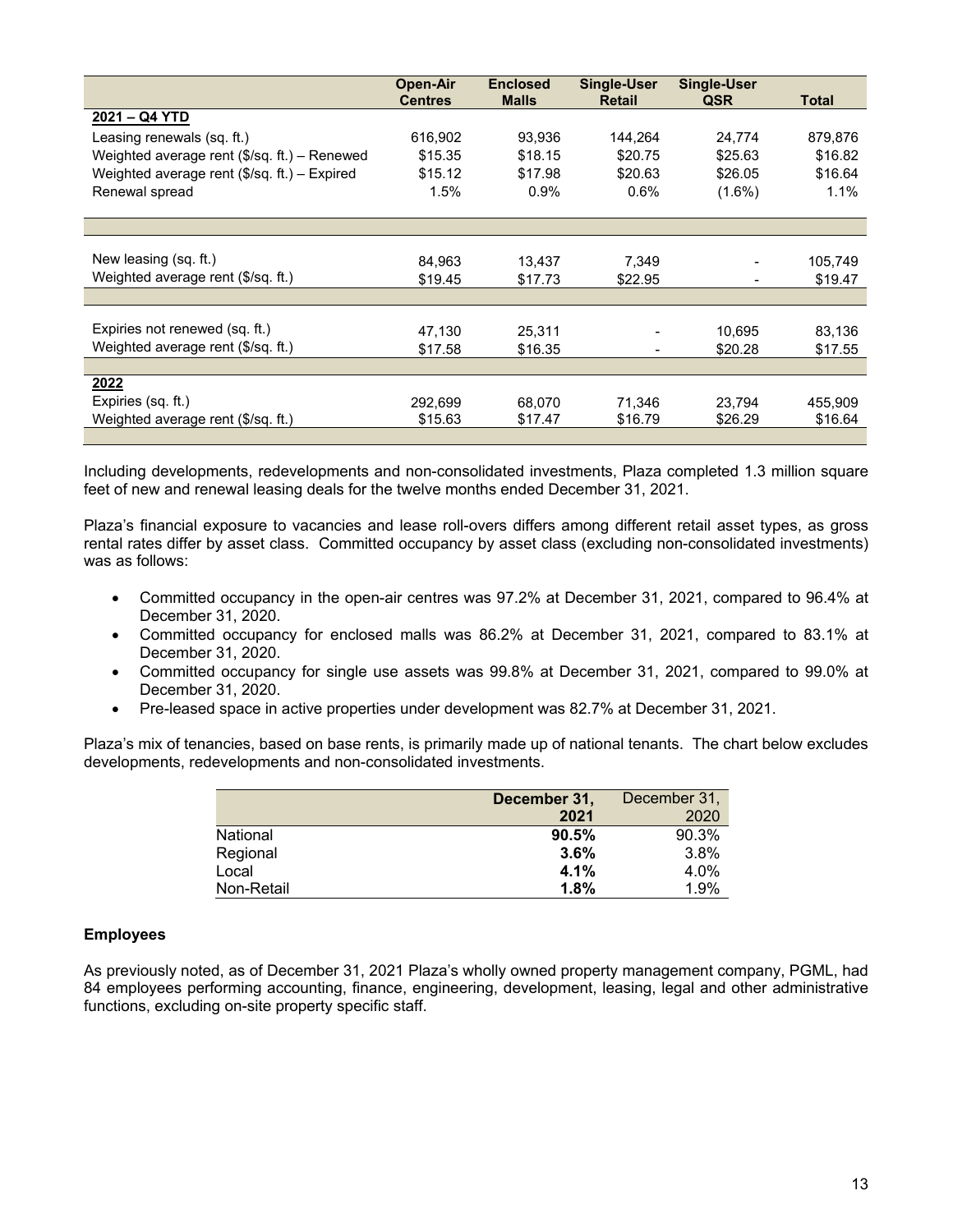| | Open-Air Centres | Enclosed Malls | Single-User Retail | Single-User QSR | Total |
|---|---|---|---|---|---|
| **2021 – Q4 YTD** | | | | | |
| Leasing renewals (sq. ft.) | 616,902 | 93,936 | 144,264 | 24,774 | 879,876 |
| Weighted average rent ($/sq. ft.) – Renewed | $15.35 | $18.15 | $20.75 | $25.63 | $16.82 |
| Weighted average rent ($/sq. ft.) – Expired | $15.12 | $17.98 | $20.63 | $26.05 | $16.64 |
| Renewal spread | 1.5% | 0.9% | 0.6% | (1.6%) | 1.1% |
| | | | | | |
| New leasing (sq. ft.) | 84,963 | 13,437 | 7,349 | - | 105,749 |
| Weighted average rent ($/sq. ft.) | $19.45 | $17.73 | $22.95 | - | $19.47 |
| | | | | | |
| Expiries not renewed (sq. ft.) | 47,130 | 25,311 | - | 10,695 | 83,136 |
| Weighted average rent ($/sq. ft.) | $17.58 | $16.35 | - | $20.28 | $17.55 |
| **2022** | | | | | |
| Expiries (sq. ft.) | 292,699 | 68,070 | 71,346 | 23,794 | 455,909 |
| Weighted average rent ($/sq. ft.) | $15.63 | $17.47 | $16.79 | $26.29 | $16.64 |

Including developments, redevelopments and non-consolidated investments, Plaza completed 1.3 million square feet of new and renewal leasing deals for the twelve months ended December 31, 2021.

Plaza's financial exposure to vacancies and lease roll-overs differs among different retail asset types, as gross rental rates differ by asset class. Committed occupancy by asset class (excluding non-consolidated investments) was as follows:

- Committed occupancy in the open-air centres was 97.2% at December 31, 2021, compared to 96.4% at December 31, 2020.
- Committed occupancy for enclosed malls was 86.2% at December 31, 2021, compared to 83.1% at December 31, 2020.
- Committed occupancy for single use assets was 99.8% at December 31, 2021, compared to 99.0% at December 31, 2020.
- Pre-leased space in active properties under development was 82.7% at December 31, 2021.

Plaza's mix of tenancies, based on base rents, is primarily made up of national tenants. The chart below excludes developments, redevelopments and non-consolidated investments.

| | **December 31, 2021** | December 31, 2020 |
|---|---|---|
| National | **90.5%** | 90.3% |
| Regional | **3.6%** | 3.8% |
| Local | **4.1%** | 4.0% |
| Non-Retail | **1.8%** | 1.9% |

**Employees**

As previously noted, as of December 31, 2021 Plaza's wholly owned property management company, PGML, had 84 employees performing accounting, finance, engineering, development, leasing, legal and other administrative functions, excluding on-site property specific staff.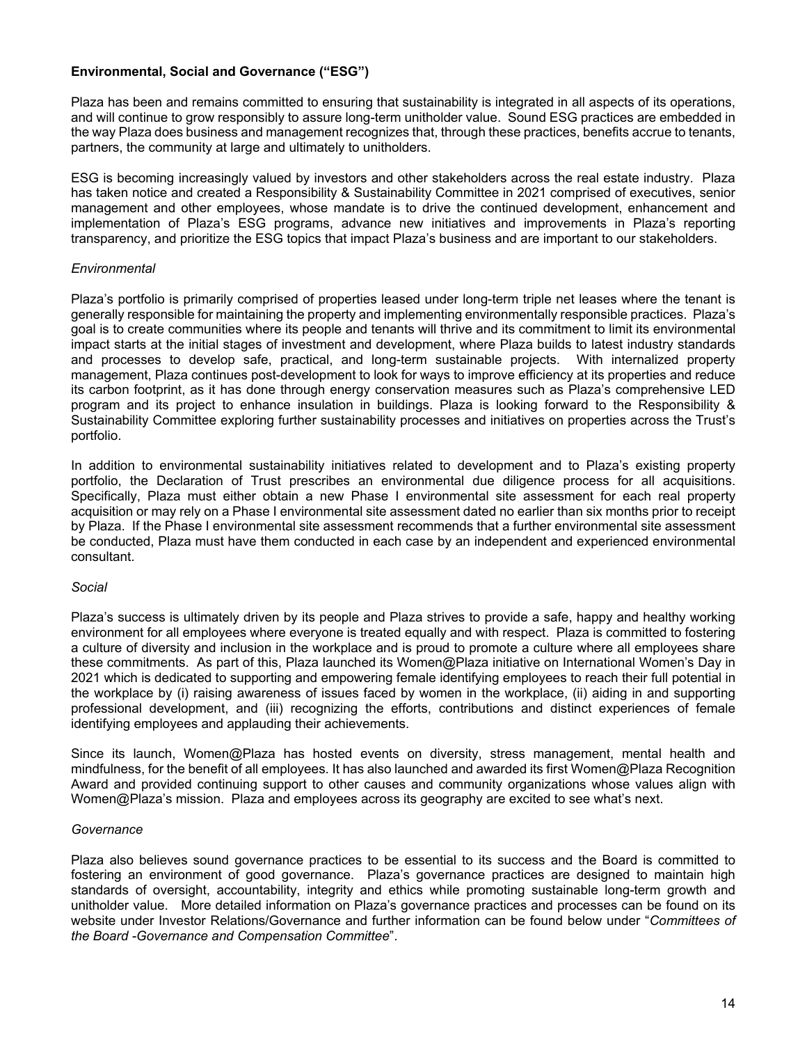## **Environmental, Social and Governance ("ESG")**

Plaza has been and remains committed to ensuring that sustainability is integrated in all aspects of its operations, and will continue to grow responsibly to assure long-term unitholder value. Sound ESG practices are embedded in the way Plaza does business and management recognizes that, through these practices, benefits accrue to tenants, partners, the community at large and ultimately to unitholders.

ESG is becoming increasingly valued by investors and other stakeholders across the real estate industry. Plaza has taken notice and created a Responsibility & Sustainability Committee in 2021 comprised of executives, senior management and other employees, whose mandate is to drive the continued development, enhancement and implementation of Plaza's ESG programs, advance new initiatives and improvements in Plaza's reporting transparency, and prioritize the ESG topics that impact Plaza's business and are important to our stakeholders.

### *Environmental*

Plaza's portfolio is primarily comprised of properties leased under long-term triple net leases where the tenant is generally responsible for maintaining the property and implementing environmentally responsible practices. Plaza's goal is to create communities where its people and tenants will thrive and its commitment to limit its environmental impact starts at the initial stages of investment and development, where Plaza builds to latest industry standards and processes to develop safe, practical, and long-term sustainable projects. With internalized property management, Plaza continues post-development to look for ways to improve efficiency at its properties and reduce its carbon footprint, as it has done through energy conservation measures such as Plaza's comprehensive LED program and its project to enhance insulation in buildings. Plaza is looking forward to the Responsibility & Sustainability Committee exploring further sustainability processes and initiatives on properties across the Trust's portfolio.

In addition to environmental sustainability initiatives related to development and to Plaza's existing property portfolio, the Declaration of Trust prescribes an environmental due diligence process for all acquisitions. Specifically, Plaza must either obtain a new Phase I environmental site assessment for each real property acquisition or may rely on a Phase I environmental site assessment dated no earlier than six months prior to receipt by Plaza. If the Phase I environmental site assessment recommends that a further environmental site assessment be conducted, Plaza must have them conducted in each case by an independent and experienced environmental consultant.

### *Social*

Plaza's success is ultimately driven by its people and Plaza strives to provide a safe, happy and healthy working environment for all employees where everyone is treated equally and with respect. Plaza is committed to fostering a culture of diversity and inclusion in the workplace and is proud to promote a culture where all employees share these commitments. As part of this, Plaza launched its Women@Plaza initiative on International Women's Day in 2021 which is dedicated to supporting and empowering female identifying employees to reach their full potential in the workplace by (i) raising awareness of issues faced by women in the workplace, (ii) aiding in and supporting professional development, and (iii) recognizing the efforts, contributions and distinct experiences of female identifying employees and applauding their achievements.

Since its launch, Women@Plaza has hosted events on diversity, stress management, mental health and mindfulness, for the benefit of all employees. It has also launched and awarded its first Women@Plaza Recognition Award and provided continuing support to other causes and community organizations whose values align with Women@Plaza's mission. Plaza and employees across its geography are excited to see what's next.

### *Governance*

Plaza also believes sound governance practices to be essential to its success and the Board is committed to fostering an environment of good governance. Plaza's governance practices are designed to maintain high standards of oversight, accountability, integrity and ethics while promoting sustainable long-term growth and unitholder value. More detailed information on Plaza's governance practices and processes can be found on its website under Investor Relations/Governance and further information can be found below under "*Committees of the Board -Governance and Compensation Committee*".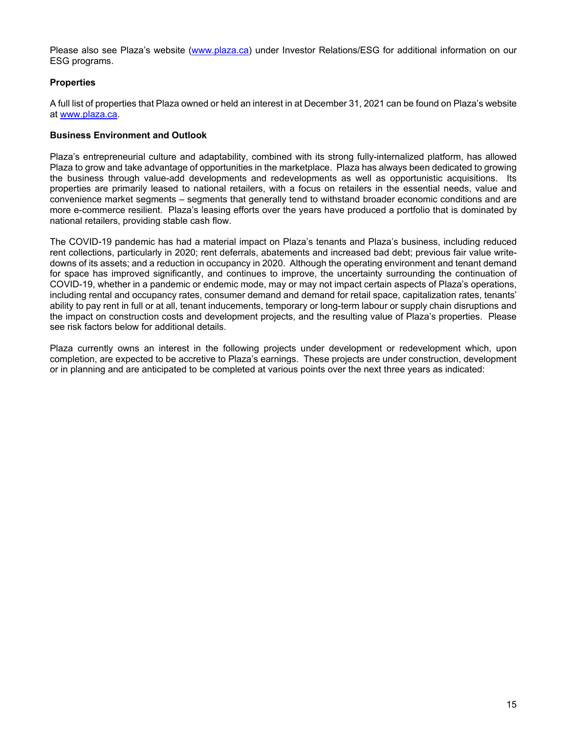Please also see Plaza's website (www.plaza.ca) under Investor Relations/ESG for additional information on our ESG programs.

**Properties**

A full list of properties that Plaza owned or held an interest in at December 31, 2021 can be found on Plaza's website at www.plaza.ca.

**Business Environment and Outlook**

Plaza's entrepreneurial culture and adaptability, combined with its strong fully-internalized platform, has allowed Plaza to grow and take advantage of opportunities in the marketplace. Plaza has always been dedicated to growing the business through value-add developments and redevelopments as well as opportunistic acquisitions. Its properties are primarily leased to national retailers, with a focus on retailers in the essential needs, value and convenience market segments – segments that generally tend to withstand broader economic conditions and are more e-commerce resilient. Plaza's leasing efforts over the years have produced a portfolio that is dominated by national retailers, providing stable cash flow.

The COVID-19 pandemic has had a material impact on Plaza's tenants and Plaza's business, including reduced rent collections, particularly in 2020; rent deferrals, abatements and increased bad debt; previous fair value write-downs of its assets; and a reduction in occupancy in 2020. Although the operating environment and tenant demand for space has improved significantly, and continues to improve, the uncertainty surrounding the continuation of COVID-19, whether in a pandemic or endemic mode, may or may not impact certain aspects of Plaza's operations, including rental and occupancy rates, consumer demand and demand for retail space, capitalization rates, tenants' ability to pay rent in full or at all, tenant inducements, temporary or long-term labour or supply chain disruptions and the impact on construction costs and development projects, and the resulting value of Plaza's properties. Please see risk factors below for additional details.

Plaza currently owns an interest in the following projects under development or redevelopment which, upon completion, are expected to be accretive to Plaza's earnings. These projects are under construction, development or in planning and are anticipated to be completed at various points over the next three years as indicated: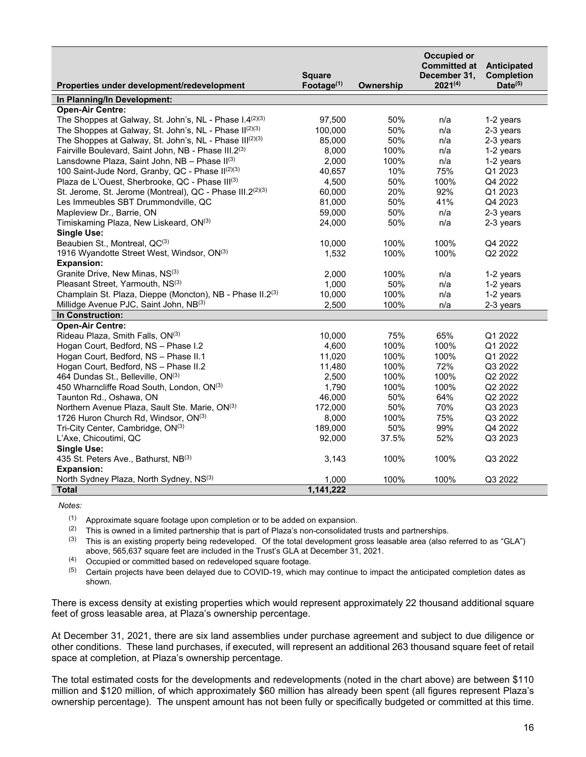| Properties under development/redevelopment | Square Footage[(1)] | Ownership | Occupied or Committed at December 31, 2021[(4)] | Anticipated Completion Date[(5)] |
|---|---|---|---|---|
| **In Planning/In Development:** | | | | |
| **Open-Air Centre:** | | | | |
| The Shoppes at Galway, St. John's, NL - Phase I.4[(2)(3)] | 97,500 | 50% | n/a | 1-2 years |
| The Shoppes at Galway, St. John's, NL - Phase II[(2)(3)] | 100,000 | 50% | n/a | 2-3 years |
| The Shoppes at Galway, St. John's, NL - Phase III[(2)(3)] | 85,000 | 50% | n/a | 2-3 years |
| Fairville Boulevard, Saint John, NB - Phase III.2[(3)] | 8,000 | 100% | n/a | 1-2 years |
| Lansdowne Plaza, Saint John, NB – Phase II[(3)] | 2,000 | 100% | n/a | 1-2 years |
| 100 Saint-Jude Nord, Granby, QC - Phase II[(2)(3)] | 40,657 | 10% | 75% | Q1 2023 |
| Plaza de L'Ouest, Sherbrooke, QC - Phase III[(3)] | 4,500 | 50% | 100% | Q4 2022 |
| St. Jerome, St. Jerome (Montreal), QC - Phase III.2[(2)(3)] | 60,000 | 20% | 92% | Q1 2023 |
| Les Immeubles SBT Drummondville, QC | 81,000 | 50% | 41% | Q4 2023 |
| Mapleview Dr., Barrie, ON | 59,000 | 50% | n/a | 2-3 years |
| Timiskaming Plaza, New Liskeard, ON[(3)] | 24,000 | 50% | n/a | 2-3 years |
| **Single Use:** | | | | |
| Beaubien St., Montreal, QC[(3)] | 10,000 | 100% | 100% | Q4 2022 |
| 1916 Wyandotte Street West, Windsor, ON[(3)] | 1,532 | 100% | 100% | Q2 2022 |
| **Expansion:** | | | | |
| Granite Drive, New Minas, NS[(3)] | 2,000 | 100% | n/a | 1-2 years |
| Pleasant Street, Yarmouth, NS[(3)] | 1,000 | 50% | n/a | 1-2 years |
| Champlain St. Plaza, Dieppe (Moncton), NB - Phase II.2[(3)] | 10,000 | 100% | n/a | 1-2 years |
| Millidge Avenue PJC, Saint John, NB[(3)] | 2,500 | 100% | n/a | 2-3 years |
| **In Construction:** | | | | |
| **Open-Air Centre:** | | | | |
| Rideau Plaza, Smith Falls, ON[(3)] | 10,000 | 75% | 65% | Q1 2022 |
| Hogan Court, Bedford, NS – Phase I.2 | 4,600 | 100% | 100% | Q1 2022 |
| Hogan Court, Bedford, NS – Phase II.1 | 11,020 | 100% | 100% | Q1 2022 |
| Hogan Court, Bedford, NS – Phase II.2 | 11,480 | 100% | 72% | Q3 2022 |
| 464 Dundas St., Belleville, ON[(3)] | 2,500 | 100% | 100% | Q2 2022 |
| 450 Wharncliffe Road South, London, ON[(3)] | 1,790 | 100% | 100% | Q2 2022 |
| Taunton Rd., Oshawa, ON | 46,000 | 50% | 64% | Q2 2022 |
| Northern Avenue Plaza, Sault Ste. Marie, ON[(3)] | 172,000 | 50% | 70% | Q3 2023 |
| 1726 Huron Church Rd, Windsor, ON[(3)] | 8,000 | 100% | 75% | Q3 2022 |
| Tri-City Center, Cambridge, ON[(3)] | 189,000 | 50% | 99% | Q4 2022 |
| L'Axe, Chicoutimi, QC | 92,000 | 37.5% | 52% | Q3 2023 |
| **Single Use:** | | | | |
| 435 St. Peters Ave., Bathurst, NB[(3)] | 3,143 | 100% | 100% | Q3 2022 |
| **Expansion:** | | | | |
| North Sydney Plaza, North Sydney, NS[(3)] | 1,000 | 100% | 100% | Q3 2022 |
| **Total** | **1,141,222** | | | |

*Notes:*

(1) Approximate square footage upon completion or to be added on expansion.

(2) This is owned in a limited partnership that is part of Plaza's non-consolidated trusts and partnerships.

(3) This is an existing property being redeveloped. Of the total development gross leasable area (also referred to as "GLA") above, 565,637 square feet are included in the Trust's GLA at December 31, 2021.

(4) Occupied or committed based on redeveloped square footage.

(5) Certain projects have been delayed due to COVID-19, which may continue to impact the anticipated completion dates as shown.

There is excess density at existing properties which would represent approximately 22 thousand additional square feet of gross leasable area, at Plaza's ownership percentage.

At December 31, 2021, there are six land assemblies under purchase agreement and subject to due diligence or other conditions. These land purchases, if executed, will represent an additional 263 thousand square feet of retail space at completion, at Plaza's ownership percentage.

The total estimated costs for the developments and redevelopments (noted in the chart above) are between $110 million and $120 million, of which approximately $60 million has already been spent (all figures represent Plaza's ownership percentage). The unspent amount has not been fully or specifically budgeted or committed at this time.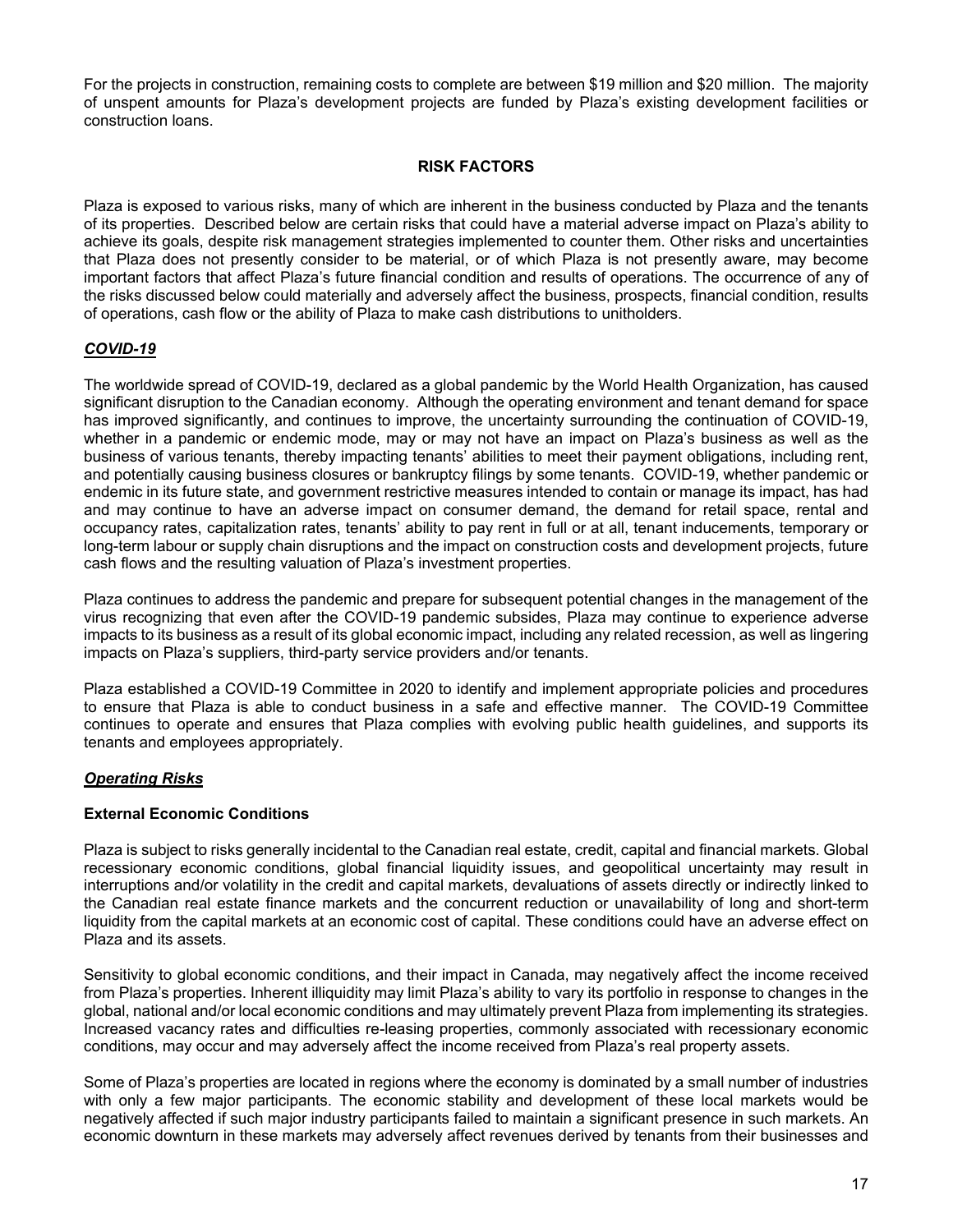For the projects in construction, remaining costs to complete are between $19 million and $20 million. The majority of unspent amounts for Plaza's development projects are funded by Plaza's existing development facilities or construction loans.

## RISK FACTORS

Plaza is exposed to various risks, many of which are inherent in the business conducted by Plaza and the tenants of its properties. Described below are certain risks that could have a material adverse impact on Plaza's ability to achieve its goals, despite risk management strategies implemented to counter them. Other risks and uncertainties that Plaza does not presently consider to be material, or of which Plaza is not presently aware, may become important factors that affect Plaza's future financial condition and results of operations. The occurrence of any of the risks discussed below could materially and adversely affect the business, prospects, financial condition, results of operations, cash flow or the ability of Plaza to make cash distributions to unitholders.

### ***COVID-19***

The worldwide spread of COVID-19, declared as a global pandemic by the World Health Organization, has caused significant disruption to the Canadian economy. Although the operating environment and tenant demand for space has improved significantly, and continues to improve, the uncertainty surrounding the continuation of COVID-19, whether in a pandemic or endemic mode, may or may not have an impact on Plaza's business as well as the business of various tenants, thereby impacting tenants' abilities to meet their payment obligations, including rent, and potentially causing business closures or bankruptcy filings by some tenants. COVID-19, whether pandemic or endemic in its future state, and government restrictive measures intended to contain or manage its impact, has had and may continue to have an adverse impact on consumer demand, the demand for retail space, rental and occupancy rates, capitalization rates, tenants' ability to pay rent in full or at all, tenant inducements, temporary or long-term labour or supply chain disruptions and the impact on construction costs and development projects, future cash flows and the resulting valuation of Plaza's investment properties.

Plaza continues to address the pandemic and prepare for subsequent potential changes in the management of the virus recognizing that even after the COVID-19 pandemic subsides, Plaza may continue to experience adverse impacts to its business as a result of its global economic impact, including any related recession, as well as lingering impacts on Plaza's suppliers, third-party service providers and/or tenants.

Plaza established a COVID-19 Committee in 2020 to identify and implement appropriate policies and procedures to ensure that Plaza is able to conduct business in a safe and effective manner. The COVID-19 Committee continues to operate and ensures that Plaza complies with evolving public health guidelines, and supports its tenants and employees appropriately.

### ***Operating Risks***

#### External Economic Conditions

Plaza is subject to risks generally incidental to the Canadian real estate, credit, capital and financial markets. Global recessionary economic conditions, global financial liquidity issues, and geopolitical uncertainty may result in interruptions and/or volatility in the credit and capital markets, devaluations of assets directly or indirectly linked to the Canadian real estate finance markets and the concurrent reduction or unavailability of long and short-term liquidity from the capital markets at an economic cost of capital. These conditions could have an adverse effect on Plaza and its assets.

Sensitivity to global economic conditions, and their impact in Canada, may negatively affect the income received from Plaza's properties. Inherent illiquidity may limit Plaza's ability to vary its portfolio in response to changes in the global, national and/or local economic conditions and may ultimately prevent Plaza from implementing its strategies. Increased vacancy rates and difficulties re-leasing properties, commonly associated with recessionary economic conditions, may occur and may adversely affect the income received from Plaza's real property assets.

Some of Plaza's properties are located in regions where the economy is dominated by a small number of industries with only a few major participants. The economic stability and development of these local markets would be negatively affected if such major industry participants failed to maintain a significant presence in such markets. An economic downturn in these markets may adversely affect revenues derived by tenants from their businesses and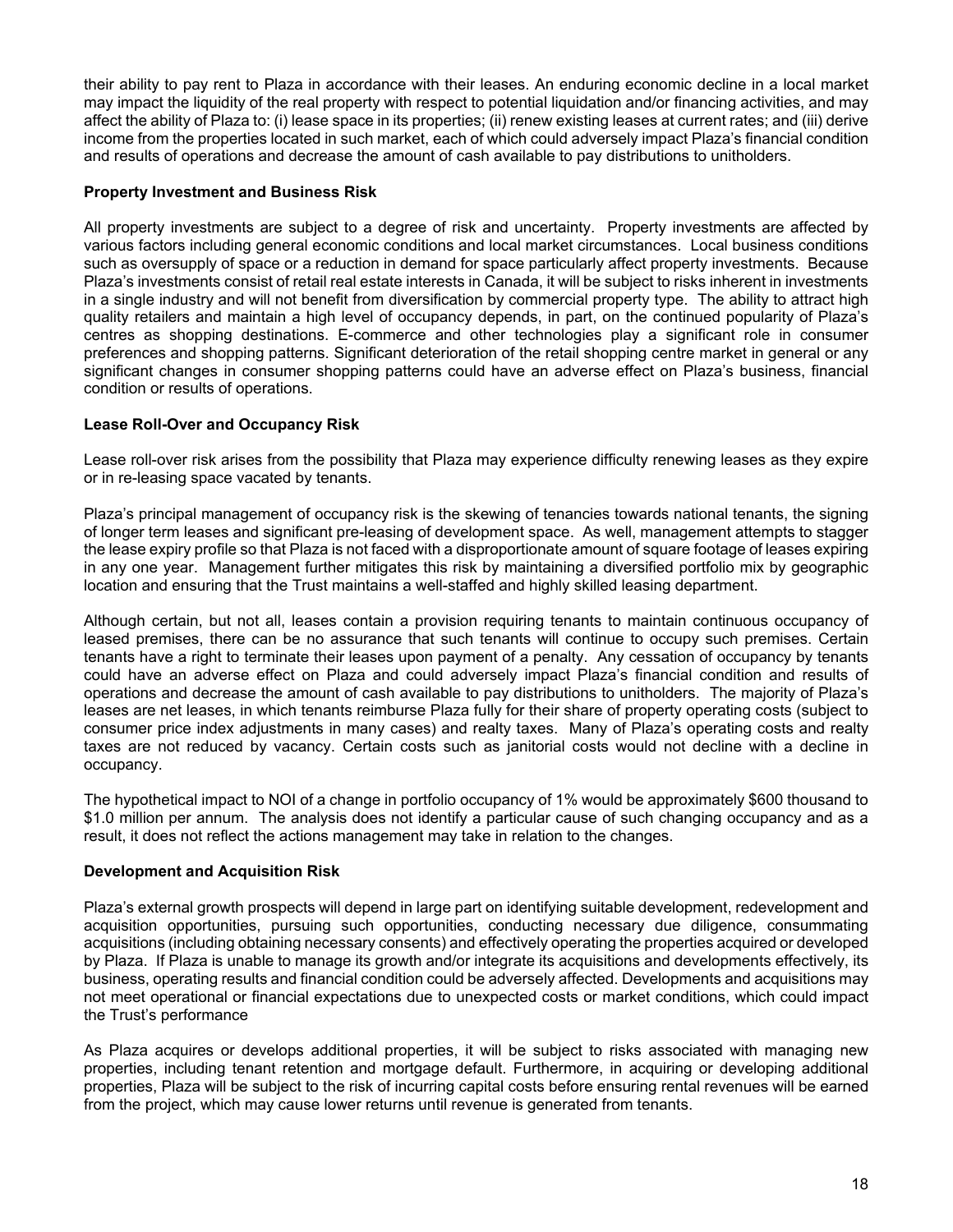their ability to pay rent to Plaza in accordance with their leases. An enduring economic decline in a local market may impact the liquidity of the real property with respect to potential liquidation and/or financing activities, and may affect the ability of Plaza to: (i) lease space in its properties; (ii) renew existing leases at current rates; and (iii) derive income from the properties located in such market, each of which could adversely impact Plaza's financial condition and results of operations and decrease the amount of cash available to pay distributions to unitholders.

**Property Investment and Business Risk**

All property investments are subject to a degree of risk and uncertainty. Property investments are affected by various factors including general economic conditions and local market circumstances. Local business conditions such as oversupply of space or a reduction in demand for space particularly affect property investments. Because Plaza's investments consist of retail real estate interests in Canada, it will be subject to risks inherent in investments in a single industry and will not benefit from diversification by commercial property type. The ability to attract high quality retailers and maintain a high level of occupancy depends, in part, on the continued popularity of Plaza's centres as shopping destinations. E-commerce and other technologies play a significant role in consumer preferences and shopping patterns. Significant deterioration of the retail shopping centre market in general or any significant changes in consumer shopping patterns could have an adverse effect on Plaza's business, financial condition or results of operations.

**Lease Roll-Over and Occupancy Risk**

Lease roll-over risk arises from the possibility that Plaza may experience difficulty renewing leases as they expire or in re-leasing space vacated by tenants.

Plaza's principal management of occupancy risk is the skewing of tenancies towards national tenants, the signing of longer term leases and significant pre-leasing of development space. As well, management attempts to stagger the lease expiry profile so that Plaza is not faced with a disproportionate amount of square footage of leases expiring in any one year. Management further mitigates this risk by maintaining a diversified portfolio mix by geographic location and ensuring that the Trust maintains a well-staffed and highly skilled leasing department.

Although certain, but not all, leases contain a provision requiring tenants to maintain continuous occupancy of leased premises, there can be no assurance that such tenants will continue to occupy such premises. Certain tenants have a right to terminate their leases upon payment of a penalty. Any cessation of occupancy by tenants could have an adverse effect on Plaza and could adversely impact Plaza's financial condition and results of operations and decrease the amount of cash available to pay distributions to unitholders. The majority of Plaza's leases are net leases, in which tenants reimburse Plaza fully for their share of property operating costs (subject to consumer price index adjustments in many cases) and realty taxes. Many of Plaza's operating costs and realty taxes are not reduced by vacancy. Certain costs such as janitorial costs would not decline with a decline in occupancy.

The hypothetical impact to NOI of a change in portfolio occupancy of 1% would be approximately $600 thousand to $1.0 million per annum. The analysis does not identify a particular cause of such changing occupancy and as a result, it does not reflect the actions management may take in relation to the changes.

**Development and Acquisition Risk**

Plaza's external growth prospects will depend in large part on identifying suitable development, redevelopment and acquisition opportunities, pursuing such opportunities, conducting necessary due diligence, consummating acquisitions (including obtaining necessary consents) and effectively operating the properties acquired or developed by Plaza. If Plaza is unable to manage its growth and/or integrate its acquisitions and developments effectively, its business, operating results and financial condition could be adversely affected. Developments and acquisitions may not meet operational or financial expectations due to unexpected costs or market conditions, which could impact the Trust's performance

As Plaza acquires or develops additional properties, it will be subject to risks associated with managing new properties, including tenant retention and mortgage default. Furthermore, in acquiring or developing additional properties, Plaza will be subject to the risk of incurring capital costs before ensuring rental revenues will be earned from the project, which may cause lower returns until revenue is generated from tenants.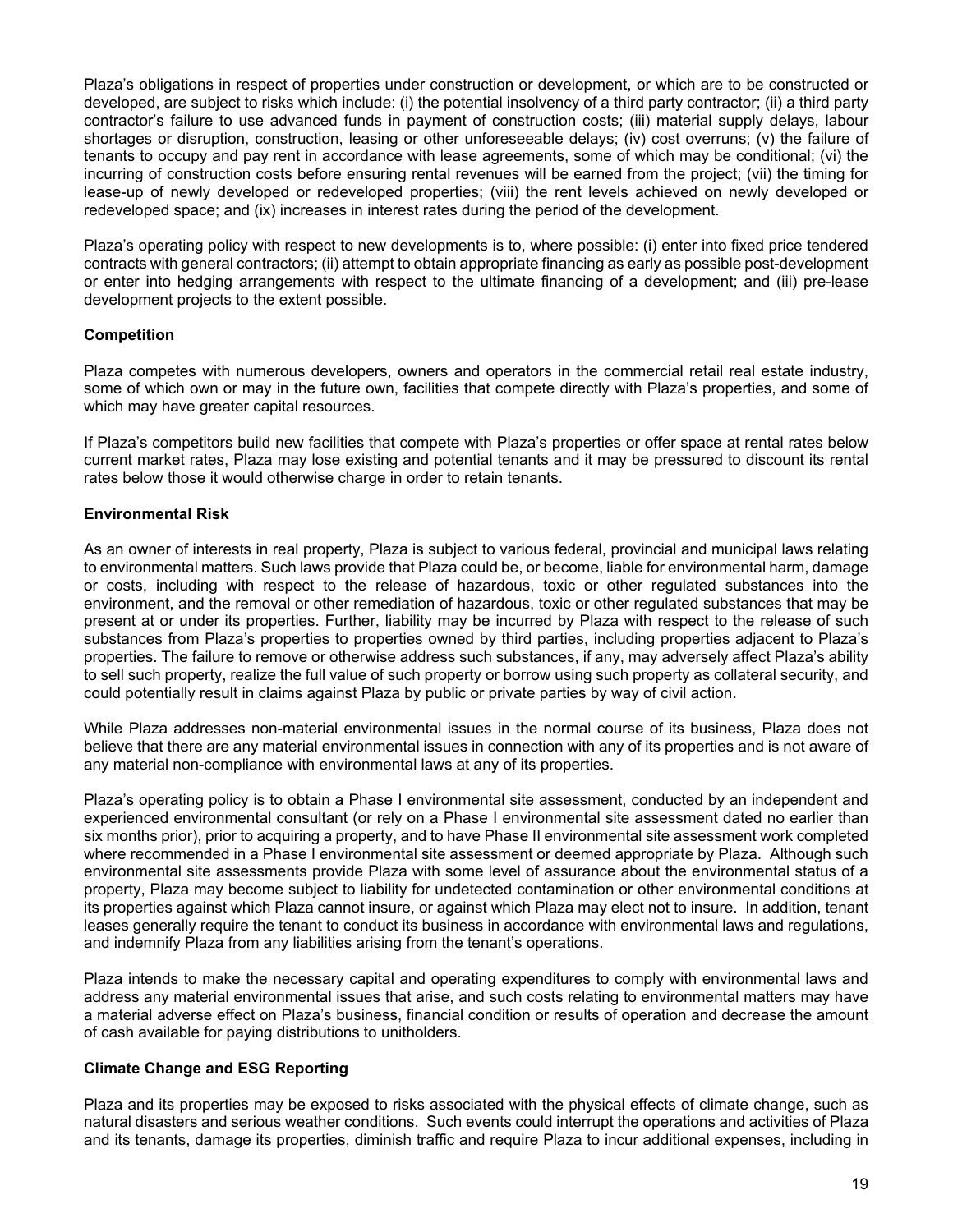Plaza's obligations in respect of properties under construction or development, or which are to be constructed or developed, are subject to risks which include: (i) the potential insolvency of a third party contractor; (ii) a third party contractor's failure to use advanced funds in payment of construction costs; (iii) material supply delays, labour shortages or disruption, construction, leasing or other unforeseeable delays; (iv) cost overruns; (v) the failure of tenants to occupy and pay rent in accordance with lease agreements, some of which may be conditional; (vi) the incurring of construction costs before ensuring rental revenues will be earned from the project; (vii) the timing for lease-up of newly developed or redeveloped properties; (viii) the rent levels achieved on newly developed or redeveloped space; and (ix) increases in interest rates during the period of the development.

Plaza's operating policy with respect to new developments is to, where possible: (i) enter into fixed price tendered contracts with general contractors; (ii) attempt to obtain appropriate financing as early as possible post-development or enter into hedging arrangements with respect to the ultimate financing of a development; and (iii) pre-lease development projects to the extent possible.

**Competition**

Plaza competes with numerous developers, owners and operators in the commercial retail real estate industry, some of which own or may in the future own, facilities that compete directly with Plaza's properties, and some of which may have greater capital resources.

If Plaza's competitors build new facilities that compete with Plaza's properties or offer space at rental rates below current market rates, Plaza may lose existing and potential tenants and it may be pressured to discount its rental rates below those it would otherwise charge in order to retain tenants.

**Environmental Risk**

As an owner of interests in real property, Plaza is subject to various federal, provincial and municipal laws relating to environmental matters. Such laws provide that Plaza could be, or become, liable for environmental harm, damage or costs, including with respect to the release of hazardous, toxic or other regulated substances into the environment, and the removal or other remediation of hazardous, toxic or other regulated substances that may be present at or under its properties. Further, liability may be incurred by Plaza with respect to the release of such substances from Plaza's properties to properties owned by third parties, including properties adjacent to Plaza's properties. The failure to remove or otherwise address such substances, if any, may adversely affect Plaza's ability to sell such property, realize the full value of such property or borrow using such property as collateral security, and could potentially result in claims against Plaza by public or private parties by way of civil action.

While Plaza addresses non-material environmental issues in the normal course of its business, Plaza does not believe that there are any material environmental issues in connection with any of its properties and is not aware of any material non-compliance with environmental laws at any of its properties.

Plaza's operating policy is to obtain a Phase I environmental site assessment, conducted by an independent and experienced environmental consultant (or rely on a Phase I environmental site assessment dated no earlier than six months prior), prior to acquiring a property, and to have Phase II environmental site assessment work completed where recommended in a Phase I environmental site assessment or deemed appropriate by Plaza. Although such environmental site assessments provide Plaza with some level of assurance about the environmental status of a property, Plaza may become subject to liability for undetected contamination or other environmental conditions at its properties against which Plaza cannot insure, or against which Plaza may elect not to insure. In addition, tenant leases generally require the tenant to conduct its business in accordance with environmental laws and regulations, and indemnify Plaza from any liabilities arising from the tenant's operations.

Plaza intends to make the necessary capital and operating expenditures to comply with environmental laws and address any material environmental issues that arise, and such costs relating to environmental matters may have a material adverse effect on Plaza's business, financial condition or results of operation and decrease the amount of cash available for paying distributions to unitholders.

**Climate Change and ESG Reporting**

Plaza and its properties may be exposed to risks associated with the physical effects of climate change, such as natural disasters and serious weather conditions. Such events could interrupt the operations and activities of Plaza and its tenants, damage its properties, diminish traffic and require Plaza to incur additional expenses, including in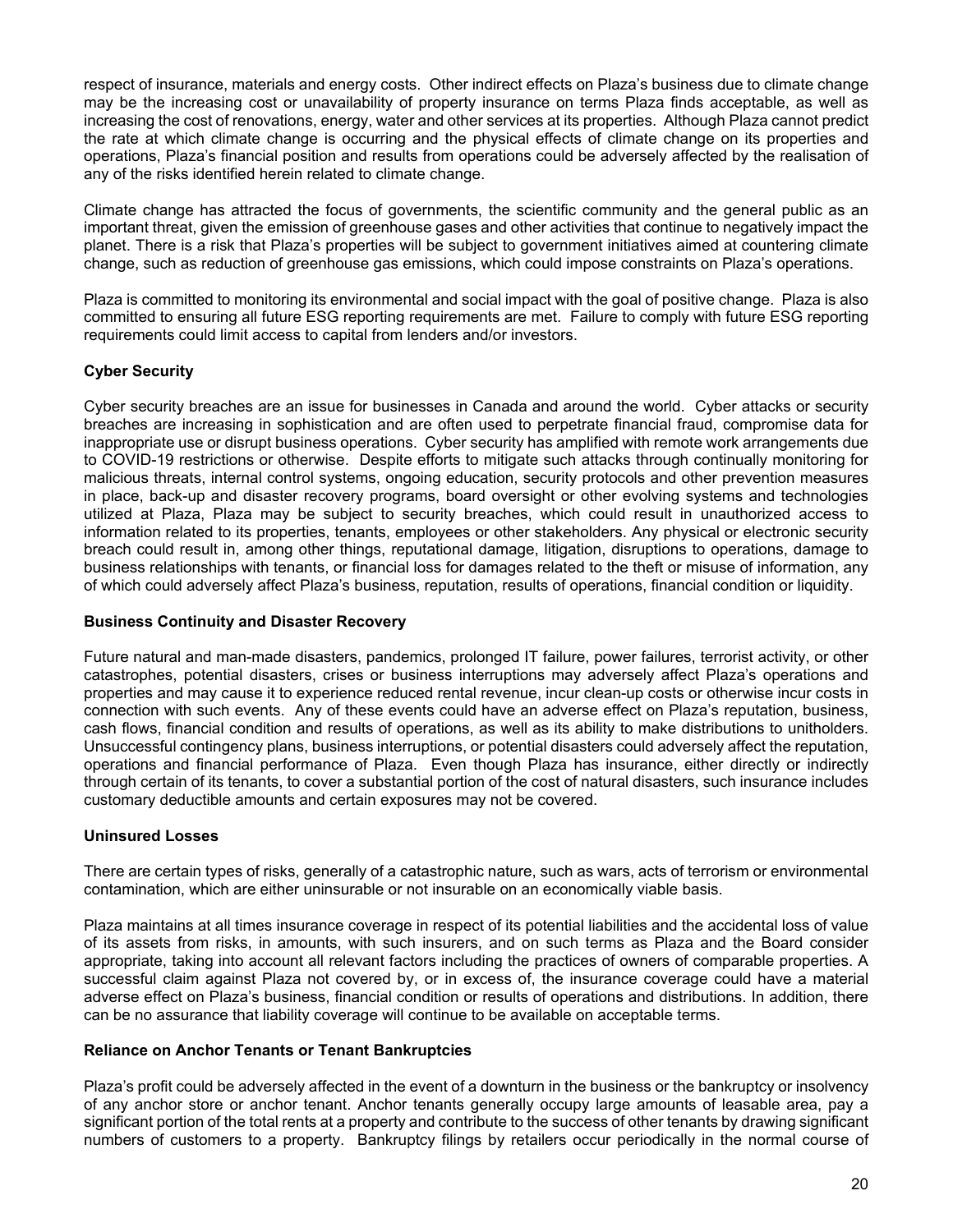respect of insurance, materials and energy costs. Other indirect effects on Plaza's business due to climate change may be the increasing cost or unavailability of property insurance on terms Plaza finds acceptable, as well as increasing the cost of renovations, energy, water and other services at its properties. Although Plaza cannot predict the rate at which climate change is occurring and the physical effects of climate change on its properties and operations, Plaza's financial position and results from operations could be adversely affected by the realisation of any of the risks identified herein related to climate change.

Climate change has attracted the focus of governments, the scientific community and the general public as an important threat, given the emission of greenhouse gases and other activities that continue to negatively impact the planet. There is a risk that Plaza's properties will be subject to government initiatives aimed at countering climate change, such as reduction of greenhouse gas emissions, which could impose constraints on Plaza's operations.

Plaza is committed to monitoring its environmental and social impact with the goal of positive change. Plaza is also committed to ensuring all future ESG reporting requirements are met. Failure to comply with future ESG reporting requirements could limit access to capital from lenders and/or investors.

**Cyber Security**

Cyber security breaches are an issue for businesses in Canada and around the world. Cyber attacks or security breaches are increasing in sophistication and are often used to perpetrate financial fraud, compromise data for inappropriate use or disrupt business operations. Cyber security has amplified with remote work arrangements due to COVID-19 restrictions or otherwise. Despite efforts to mitigate such attacks through continually monitoring for malicious threats, internal control systems, ongoing education, security protocols and other prevention measures in place, back-up and disaster recovery programs, board oversight or other evolving systems and technologies utilized at Plaza, Plaza may be subject to security breaches, which could result in unauthorized access to information related to its properties, tenants, employees or other stakeholders. Any physical or electronic security breach could result in, among other things, reputational damage, litigation, disruptions to operations, damage to business relationships with tenants, or financial loss for damages related to the theft or misuse of information, any of which could adversely affect Plaza's business, reputation, results of operations, financial condition or liquidity.

**Business Continuity and Disaster Recovery**

Future natural and man-made disasters, pandemics, prolonged IT failure, power failures, terrorist activity, or other catastrophes, potential disasters, crises or business interruptions may adversely affect Plaza's operations and properties and may cause it to experience reduced rental revenue, incur clean-up costs or otherwise incur costs in connection with such events. Any of these events could have an adverse effect on Plaza's reputation, business, cash flows, financial condition and results of operations, as well as its ability to make distributions to unitholders. Unsuccessful contingency plans, business interruptions, or potential disasters could adversely affect the reputation, operations and financial performance of Plaza. Even though Plaza has insurance, either directly or indirectly through certain of its tenants, to cover a substantial portion of the cost of natural disasters, such insurance includes customary deductible amounts and certain exposures may not be covered.

**Uninsured Losses**

There are certain types of risks, generally of a catastrophic nature, such as wars, acts of terrorism or environmental contamination, which are either uninsurable or not insurable on an economically viable basis.

Plaza maintains at all times insurance coverage in respect of its potential liabilities and the accidental loss of value of its assets from risks, in amounts, with such insurers, and on such terms as Plaza and the Board consider appropriate, taking into account all relevant factors including the practices of owners of comparable properties. A successful claim against Plaza not covered by, or in excess of, the insurance coverage could have a material adverse effect on Plaza's business, financial condition or results of operations and distributions. In addition, there can be no assurance that liability coverage will continue to be available on acceptable terms.

**Reliance on Anchor Tenants or Tenant Bankruptcies**

Plaza's profit could be adversely affected in the event of a downturn in the business or the bankruptcy or insolvency of any anchor store or anchor tenant. Anchor tenants generally occupy large amounts of leasable area, pay a significant portion of the total rents at a property and contribute to the success of other tenants by drawing significant numbers of customers to a property. Bankruptcy filings by retailers occur periodically in the normal course of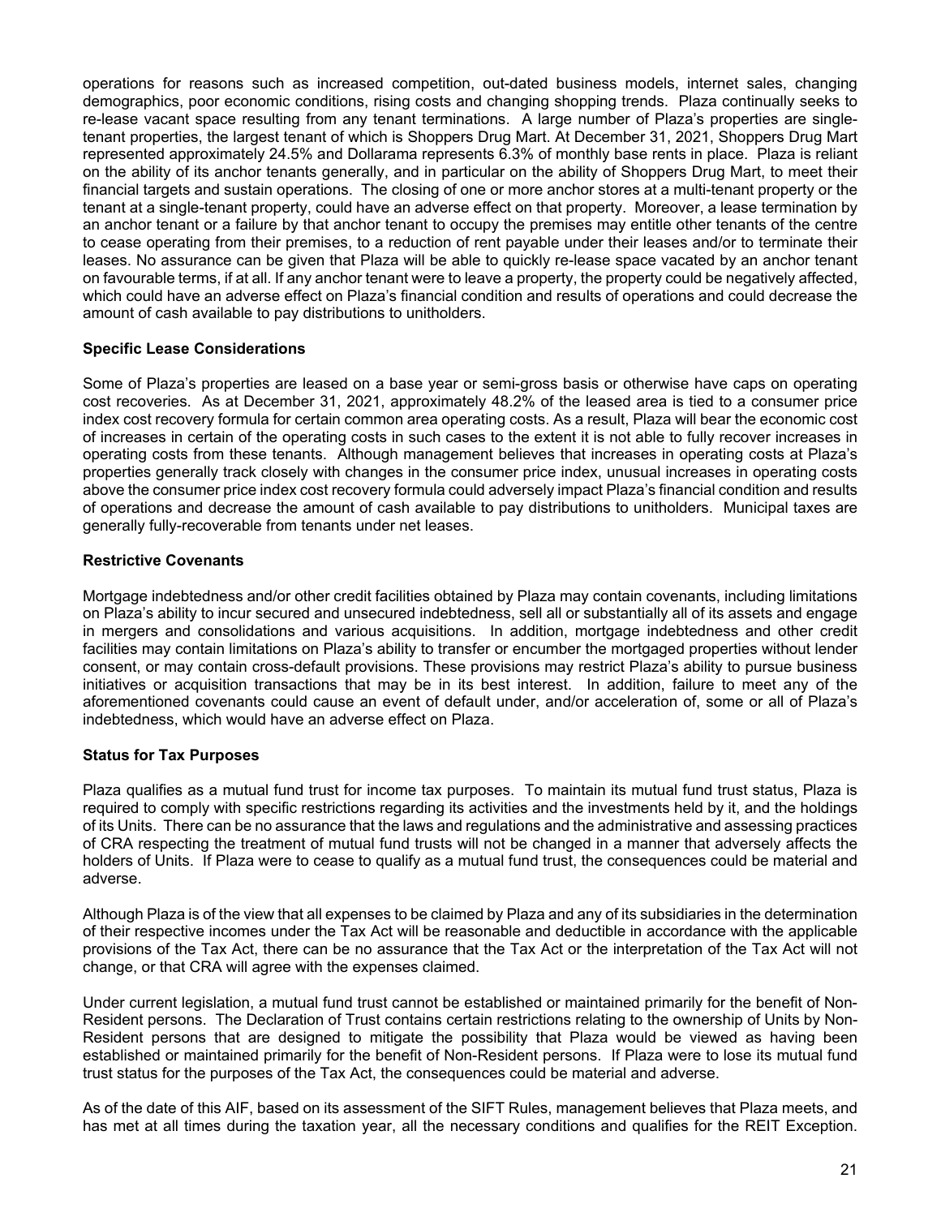operations for reasons such as increased competition, out-dated business models, internet sales, changing demographics, poor economic conditions, rising costs and changing shopping trends. Plaza continually seeks to re-lease vacant space resulting from any tenant terminations. A large number of Plaza's properties are single-tenant properties, the largest tenant of which is Shoppers Drug Mart. At December 31, 2021, Shoppers Drug Mart represented approximately 24.5% and Dollarama represents 6.3% of monthly base rents in place. Plaza is reliant on the ability of its anchor tenants generally, and in particular on the ability of Shoppers Drug Mart, to meet their financial targets and sustain operations. The closing of one or more anchor stores at a multi-tenant property or the tenant at a single-tenant property, could have an adverse effect on that property. Moreover, a lease termination by an anchor tenant or a failure by that anchor tenant to occupy the premises may entitle other tenants of the centre to cease operating from their premises, to a reduction of rent payable under their leases and/or to terminate their leases. No assurance can be given that Plaza will be able to quickly re-lease space vacated by an anchor tenant on favourable terms, if at all. If any anchor tenant were to leave a property, the property could be negatively affected, which could have an adverse effect on Plaza's financial condition and results of operations and could decrease the amount of cash available to pay distributions to unitholders.

**Specific Lease Considerations**

Some of Plaza's properties are leased on a base year or semi-gross basis or otherwise have caps on operating cost recoveries. As at December 31, 2021, approximately 48.2% of the leased area is tied to a consumer price index cost recovery formula for certain common area operating costs. As a result, Plaza will bear the economic cost of increases in certain of the operating costs in such cases to the extent it is not able to fully recover increases in operating costs from these tenants. Although management believes that increases in operating costs at Plaza's properties generally track closely with changes in the consumer price index, unusual increases in operating costs above the consumer price index cost recovery formula could adversely impact Plaza's financial condition and results of operations and decrease the amount of cash available to pay distributions to unitholders. Municipal taxes are generally fully-recoverable from tenants under net leases.

**Restrictive Covenants**

Mortgage indebtedness and/or other credit facilities obtained by Plaza may contain covenants, including limitations on Plaza's ability to incur secured and unsecured indebtedness, sell all or substantially all of its assets and engage in mergers and consolidations and various acquisitions. In addition, mortgage indebtedness and other credit facilities may contain limitations on Plaza's ability to transfer or encumber the mortgaged properties without lender consent, or may contain cross-default provisions. These provisions may restrict Plaza's ability to pursue business initiatives or acquisition transactions that may be in its best interest. In addition, failure to meet any of the aforementioned covenants could cause an event of default under, and/or acceleration of, some or all of Plaza's indebtedness, which would have an adverse effect on Plaza.

**Status for Tax Purposes**

Plaza qualifies as a mutual fund trust for income tax purposes. To maintain its mutual fund trust status, Plaza is required to comply with specific restrictions regarding its activities and the investments held by it, and the holdings of its Units. There can be no assurance that the laws and regulations and the administrative and assessing practices of CRA respecting the treatment of mutual fund trusts will not be changed in a manner that adversely affects the holders of Units. If Plaza were to cease to qualify as a mutual fund trust, the consequences could be material and adverse.

Although Plaza is of the view that all expenses to be claimed by Plaza and any of its subsidiaries in the determination of their respective incomes under the Tax Act will be reasonable and deductible in accordance with the applicable provisions of the Tax Act, there can be no assurance that the Tax Act or the interpretation of the Tax Act will not change, or that CRA will agree with the expenses claimed.

Under current legislation, a mutual fund trust cannot be established or maintained primarily for the benefit of Non-Resident persons. The Declaration of Trust contains certain restrictions relating to the ownership of Units by Non-Resident persons that are designed to mitigate the possibility that Plaza would be viewed as having been established or maintained primarily for the benefit of Non-Resident persons. If Plaza were to lose its mutual fund trust status for the purposes of the Tax Act, the consequences could be material and adverse.

As of the date of this AIF, based on its assessment of the SIFT Rules, management believes that Plaza meets, and has met at all times during the taxation year, all the necessary conditions and qualifies for the REIT Exception.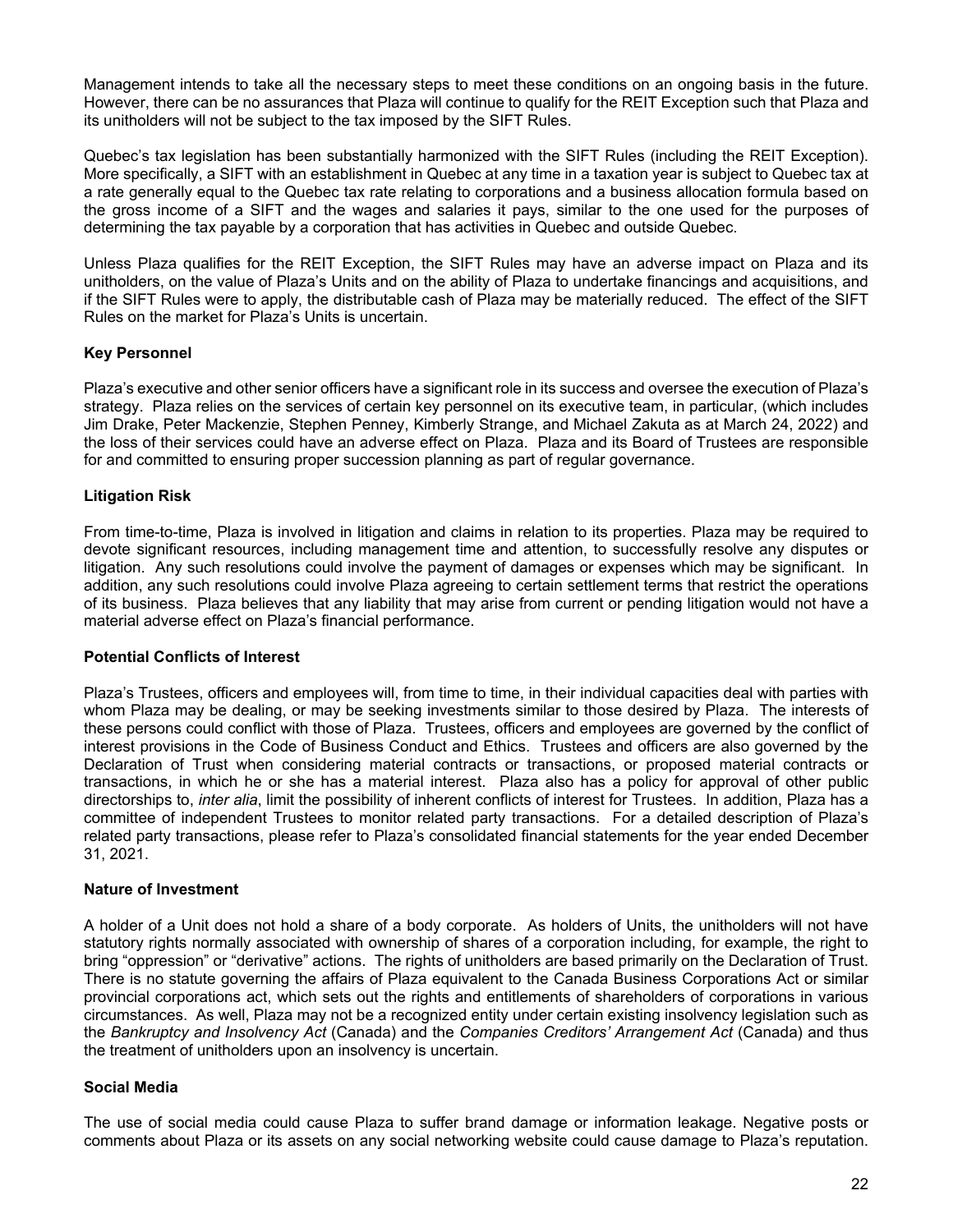Management intends to take all the necessary steps to meet these conditions on an ongoing basis in the future. However, there can be no assurances that Plaza will continue to qualify for the REIT Exception such that Plaza and its unitholders will not be subject to the tax imposed by the SIFT Rules.

Quebec's tax legislation has been substantially harmonized with the SIFT Rules (including the REIT Exception). More specifically, a SIFT with an establishment in Quebec at any time in a taxation year is subject to Quebec tax at a rate generally equal to the Quebec tax rate relating to corporations and a business allocation formula based on the gross income of a SIFT and the wages and salaries it pays, similar to the one used for the purposes of determining the tax payable by a corporation that has activities in Quebec and outside Quebec.

Unless Plaza qualifies for the REIT Exception, the SIFT Rules may have an adverse impact on Plaza and its unitholders, on the value of Plaza's Units and on the ability of Plaza to undertake financings and acquisitions, and if the SIFT Rules were to apply, the distributable cash of Plaza may be materially reduced. The effect of the SIFT Rules on the market for Plaza's Units is uncertain.

**Key Personnel**

Plaza's executive and other senior officers have a significant role in its success and oversee the execution of Plaza's strategy. Plaza relies on the services of certain key personnel on its executive team, in particular, (which includes Jim Drake, Peter Mackenzie, Stephen Penney, Kimberly Strange, and Michael Zakuta as at March 24, 2022) and the loss of their services could have an adverse effect on Plaza. Plaza and its Board of Trustees are responsible for and committed to ensuring proper succession planning as part of regular governance.

**Litigation Risk**

From time-to-time, Plaza is involved in litigation and claims in relation to its properties. Plaza may be required to devote significant resources, including management time and attention, to successfully resolve any disputes or litigation. Any such resolutions could involve the payment of damages or expenses which may be significant. In addition, any such resolutions could involve Plaza agreeing to certain settlement terms that restrict the operations of its business. Plaza believes that any liability that may arise from current or pending litigation would not have a material adverse effect on Plaza's financial performance.

**Potential Conflicts of Interest**

Plaza's Trustees, officers and employees will, from time to time, in their individual capacities deal with parties with whom Plaza may be dealing, or may be seeking investments similar to those desired by Plaza. The interests of these persons could conflict with those of Plaza. Trustees, officers and employees are governed by the conflict of interest provisions in the Code of Business Conduct and Ethics. Trustees and officers are also governed by the Declaration of Trust when considering material contracts or transactions, or proposed material contracts or transactions, in which he or she has a material interest. Plaza also has a policy for approval of other public directorships to, *inter alia*, limit the possibility of inherent conflicts of interest for Trustees. In addition, Plaza has a committee of independent Trustees to monitor related party transactions. For a detailed description of Plaza's related party transactions, please refer to Plaza's consolidated financial statements for the year ended December 31, 2021.

**Nature of Investment**

A holder of a Unit does not hold a share of a body corporate. As holders of Units, the unitholders will not have statutory rights normally associated with ownership of shares of a corporation including, for example, the right to bring "oppression" or "derivative" actions. The rights of unitholders are based primarily on the Declaration of Trust. There is no statute governing the affairs of Plaza equivalent to the Canada Business Corporations Act or similar provincial corporations act, which sets out the rights and entitlements of shareholders of corporations in various circumstances. As well, Plaza may not be a recognized entity under certain existing insolvency legislation such as the *Bankruptcy and Insolvency Act* (Canada) and the *Companies Creditors' Arrangement Act* (Canada) and thus the treatment of unitholders upon an insolvency is uncertain.

**Social Media**

The use of social media could cause Plaza to suffer brand damage or information leakage. Negative posts or comments about Plaza or its assets on any social networking website could cause damage to Plaza's reputation.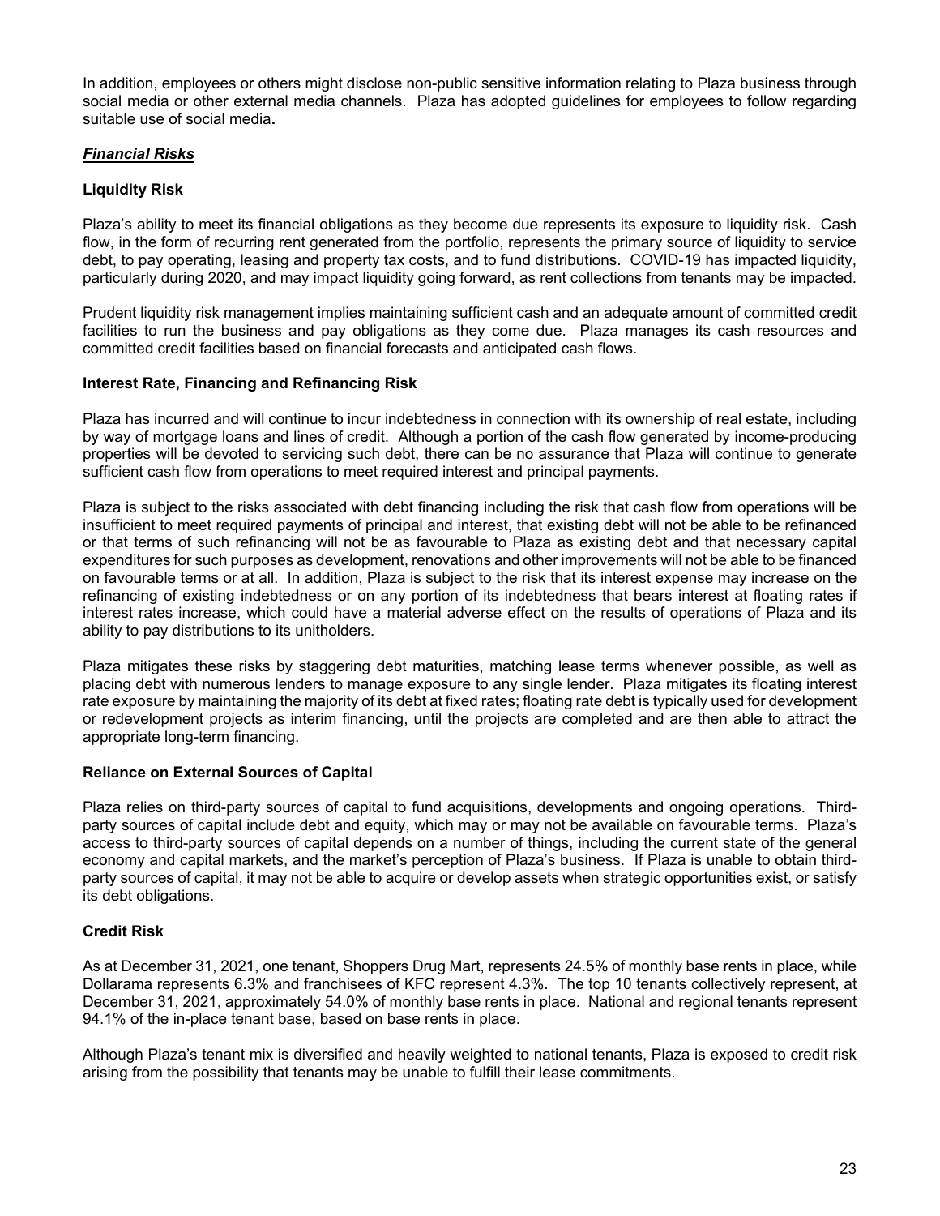In addition, employees or others might disclose non-public sensitive information relating to Plaza business through social media or other external media channels. Plaza has adopted guidelines for employees to follow regarding suitable use of social media**.**

## ***Financial Risks***

### **Liquidity Risk**

Plaza's ability to meet its financial obligations as they become due represents its exposure to liquidity risk. Cash flow, in the form of recurring rent generated from the portfolio, represents the primary source of liquidity to service debt, to pay operating, leasing and property tax costs, and to fund distributions. COVID-19 has impacted liquidity, particularly during 2020, and may impact liquidity going forward, as rent collections from tenants may be impacted.

Prudent liquidity risk management implies maintaining sufficient cash and an adequate amount of committed credit facilities to run the business and pay obligations as they come due. Plaza manages its cash resources and committed credit facilities based on financial forecasts and anticipated cash flows.

### **Interest Rate, Financing and Refinancing Risk**

Plaza has incurred and will continue to incur indebtedness in connection with its ownership of real estate, including by way of mortgage loans and lines of credit. Although a portion of the cash flow generated by income-producing properties will be devoted to servicing such debt, there can be no assurance that Plaza will continue to generate sufficient cash flow from operations to meet required interest and principal payments.

Plaza is subject to the risks associated with debt financing including the risk that cash flow from operations will be insufficient to meet required payments of principal and interest, that existing debt will not be able to be refinanced or that terms of such refinancing will not be as favourable to Plaza as existing debt and that necessary capital expenditures for such purposes as development, renovations and other improvements will not be able to be financed on favourable terms or at all. In addition, Plaza is subject to the risk that its interest expense may increase on the refinancing of existing indebtedness or on any portion of its indebtedness that bears interest at floating rates if interest rates increase, which could have a material adverse effect on the results of operations of Plaza and its ability to pay distributions to its unitholders.

Plaza mitigates these risks by staggering debt maturities, matching lease terms whenever possible, as well as placing debt with numerous lenders to manage exposure to any single lender. Plaza mitigates its floating interest rate exposure by maintaining the majority of its debt at fixed rates; floating rate debt is typically used for development or redevelopment projects as interim financing, until the projects are completed and are then able to attract the appropriate long-term financing.

### **Reliance on External Sources of Capital**

Plaza relies on third-party sources of capital to fund acquisitions, developments and ongoing operations. Third-party sources of capital include debt and equity, which may or may not be available on favourable terms. Plaza's access to third-party sources of capital depends on a number of things, including the current state of the general economy and capital markets, and the market's perception of Plaza's business. If Plaza is unable to obtain third-party sources of capital, it may not be able to acquire or develop assets when strategic opportunities exist, or satisfy its debt obligations.

### **Credit Risk**

As at December 31, 2021, one tenant, Shoppers Drug Mart, represents 24.5% of monthly base rents in place, while Dollarama represents 6.3% and franchisees of KFC represent 4.3%. The top 10 tenants collectively represent, at December 31, 2021, approximately 54.0% of monthly base rents in place. National and regional tenants represent 94.1% of the in-place tenant base, based on base rents in place.

Although Plaza's tenant mix is diversified and heavily weighted to national tenants, Plaza is exposed to credit risk arising from the possibility that tenants may be unable to fulfill their lease commitments.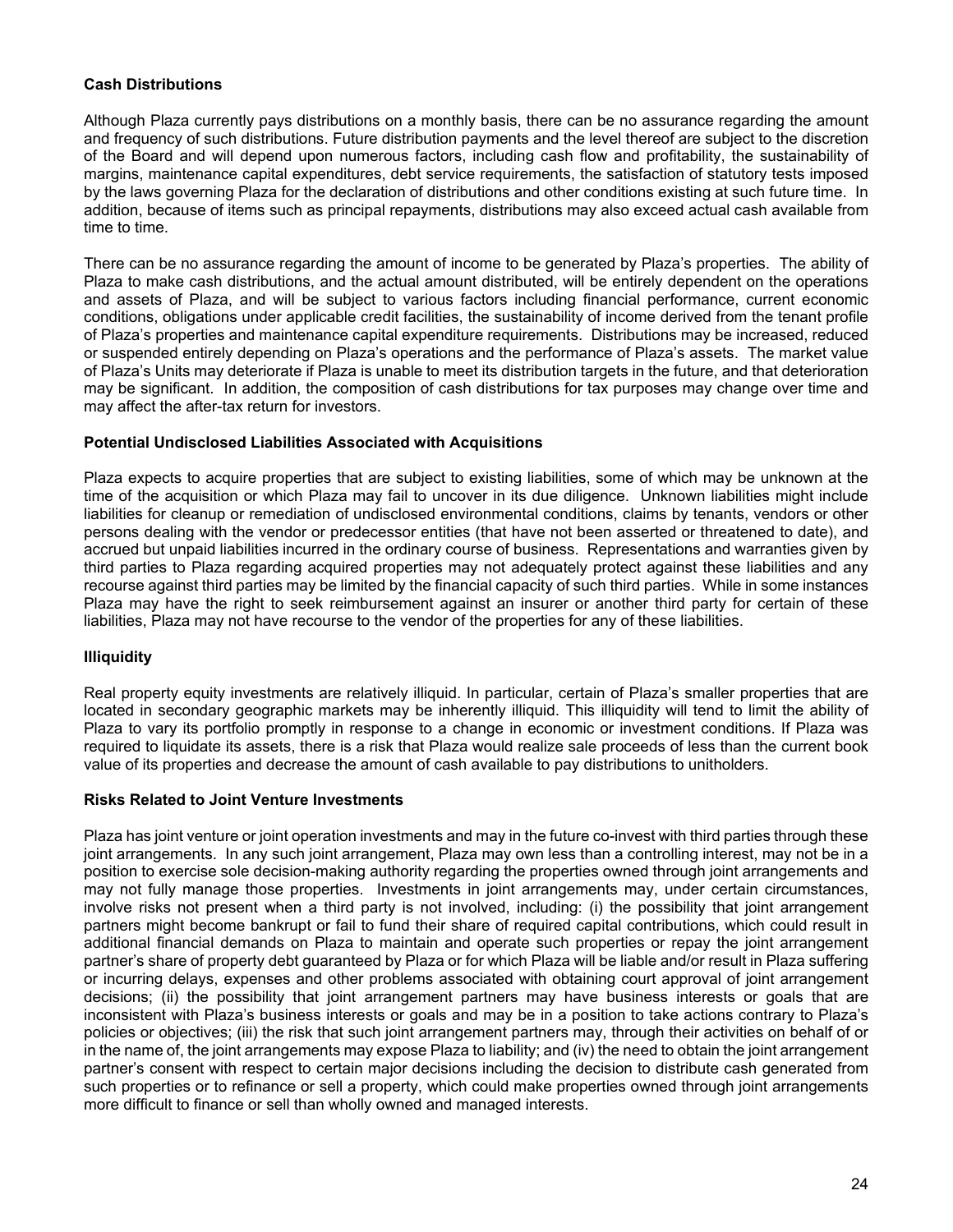### Cash Distributions

Although Plaza currently pays distributions on a monthly basis, there can be no assurance regarding the amount and frequency of such distributions. Future distribution payments and the level thereof are subject to the discretion of the Board and will depend upon numerous factors, including cash flow and profitability, the sustainability of margins, maintenance capital expenditures, debt service requirements, the satisfaction of statutory tests imposed by the laws governing Plaza for the declaration of distributions and other conditions existing at such future time. In addition, because of items such as principal repayments, distributions may also exceed actual cash available from time to time.

There can be no assurance regarding the amount of income to be generated by Plaza's properties. The ability of Plaza to make cash distributions, and the actual amount distributed, will be entirely dependent on the operations and assets of Plaza, and will be subject to various factors including financial performance, current economic conditions, obligations under applicable credit facilities, the sustainability of income derived from the tenant profile of Plaza's properties and maintenance capital expenditure requirements. Distributions may be increased, reduced or suspended entirely depending on Plaza's operations and the performance of Plaza's assets. The market value of Plaza's Units may deteriorate if Plaza is unable to meet its distribution targets in the future, and that deterioration may be significant. In addition, the composition of cash distributions for tax purposes may change over time and may affect the after-tax return for investors.

### Potential Undisclosed Liabilities Associated with Acquisitions

Plaza expects to acquire properties that are subject to existing liabilities, some of which may be unknown at the time of the acquisition or which Plaza may fail to uncover in its due diligence. Unknown liabilities might include liabilities for cleanup or remediation of undisclosed environmental conditions, claims by tenants, vendors or other persons dealing with the vendor or predecessor entities (that have not been asserted or threatened to date), and accrued but unpaid liabilities incurred in the ordinary course of business. Representations and warranties given by third parties to Plaza regarding acquired properties may not adequately protect against these liabilities and any recourse against third parties may be limited by the financial capacity of such third parties. While in some instances Plaza may have the right to seek reimbursement against an insurer or another third party for certain of these liabilities, Plaza may not have recourse to the vendor of the properties for any of these liabilities.

### Illiquidity

Real property equity investments are relatively illiquid. In particular, certain of Plaza's smaller properties that are located in secondary geographic markets may be inherently illiquid. This illiquidity will tend to limit the ability of Plaza to vary its portfolio promptly in response to a change in economic or investment conditions. If Plaza was required to liquidate its assets, there is a risk that Plaza would realize sale proceeds of less than the current book value of its properties and decrease the amount of cash available to pay distributions to unitholders.

### Risks Related to Joint Venture Investments

Plaza has joint venture or joint operation investments and may in the future co-invest with third parties through these joint arrangements. In any such joint arrangement, Plaza may own less than a controlling interest, may not be in a position to exercise sole decision-making authority regarding the properties owned through joint arrangements and may not fully manage those properties. Investments in joint arrangements may, under certain circumstances, involve risks not present when a third party is not involved, including: (i) the possibility that joint arrangement partners might become bankrupt or fail to fund their share of required capital contributions, which could result in additional financial demands on Plaza to maintain and operate such properties or repay the joint arrangement partner's share of property debt guaranteed by Plaza or for which Plaza will be liable and/or result in Plaza suffering or incurring delays, expenses and other problems associated with obtaining court approval of joint arrangement decisions; (ii) the possibility that joint arrangement partners may have business interests or goals that are inconsistent with Plaza's business interests or goals and may be in a position to take actions contrary to Plaza's policies or objectives; (iii) the risk that such joint arrangement partners may, through their activities on behalf of or in the name of, the joint arrangements may expose Plaza to liability; and (iv) the need to obtain the joint arrangement partner's consent with respect to certain major decisions including the decision to distribute cash generated from such properties or to refinance or sell a property, which could make properties owned through joint arrangements more difficult to finance or sell than wholly owned and managed interests.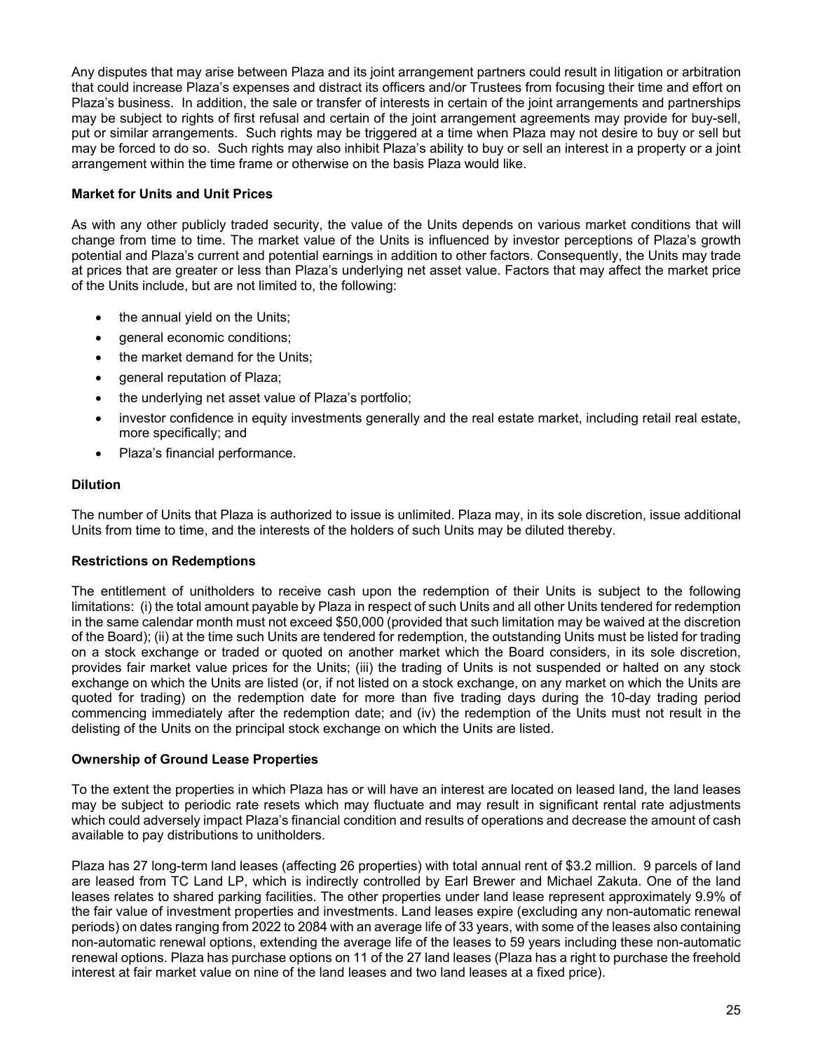Any disputes that may arise between Plaza and its joint arrangement partners could result in litigation or arbitration that could increase Plaza's expenses and distract its officers and/or Trustees from focusing their time and effort on Plaza's business. In addition, the sale or transfer of interests in certain of the joint arrangements and partnerships may be subject to rights of first refusal and certain of the joint arrangement agreements may provide for buy-sell, put or similar arrangements. Such rights may be triggered at a time when Plaza may not desire to buy or sell but may be forced to do so. Such rights may also inhibit Plaza's ability to buy or sell an interest in a property or a joint arrangement within the time frame or otherwise on the basis Plaza would like.

**Market for Units and Unit Prices**

As with any other publicly traded security, the value of the Units depends on various market conditions that will change from time to time. The market value of the Units is influenced by investor perceptions of Plaza's growth potential and Plaza's current and potential earnings in addition to other factors. Consequently, the Units may trade at prices that are greater or less than Plaza's underlying net asset value. Factors that may affect the market price of the Units include, but are not limited to, the following:

- the annual yield on the Units;
- general economic conditions;
- the market demand for the Units;
- general reputation of Plaza;
- the underlying net asset value of Plaza's portfolio;
- investor confidence in equity investments generally and the real estate market, including retail real estate, more specifically; and
- Plaza's financial performance.

**Dilution**

The number of Units that Plaza is authorized to issue is unlimited. Plaza may, in its sole discretion, issue additional Units from time to time, and the interests of the holders of such Units may be diluted thereby.

**Restrictions on Redemptions**

The entitlement of unitholders to receive cash upon the redemption of their Units is subject to the following limitations: (i) the total amount payable by Plaza in respect of such Units and all other Units tendered for redemption in the same calendar month must not exceed $50,000 (provided that such limitation may be waived at the discretion of the Board); (ii) at the time such Units are tendered for redemption, the outstanding Units must be listed for trading on a stock exchange or traded or quoted on another market which the Board considers, in its sole discretion, provides fair market value prices for the Units; (iii) the trading of Units is not suspended or halted on any stock exchange on which the Units are listed (or, if not listed on a stock exchange, on any market on which the Units are quoted for trading) on the redemption date for more than five trading days during the 10-day trading period commencing immediately after the redemption date; and (iv) the redemption of the Units must not result in the delisting of the Units on the principal stock exchange on which the Units are listed.

**Ownership of Ground Lease Properties**

To the extent the properties in which Plaza has or will have an interest are located on leased land, the land leases may be subject to periodic rate resets which may fluctuate and may result in significant rental rate adjustments which could adversely impact Plaza's financial condition and results of operations and decrease the amount of cash available to pay distributions to unitholders.

Plaza has 27 long-term land leases (affecting 26 properties) with total annual rent of $3.2 million. 9 parcels of land are leased from TC Land LP, which is indirectly controlled by Earl Brewer and Michael Zakuta. One of the land leases relates to shared parking facilities. The other properties under land lease represent approximately 9.9% of the fair value of investment properties and investments. Land leases expire (excluding any non-automatic renewal periods) on dates ranging from 2022 to 2084 with an average life of 33 years, with some of the leases also containing non-automatic renewal options, extending the average life of the leases to 59 years including these non-automatic renewal options. Plaza has purchase options on 11 of the 27 land leases (Plaza has a right to purchase the freehold interest at fair market value on nine of the land leases and two land leases at a fixed price).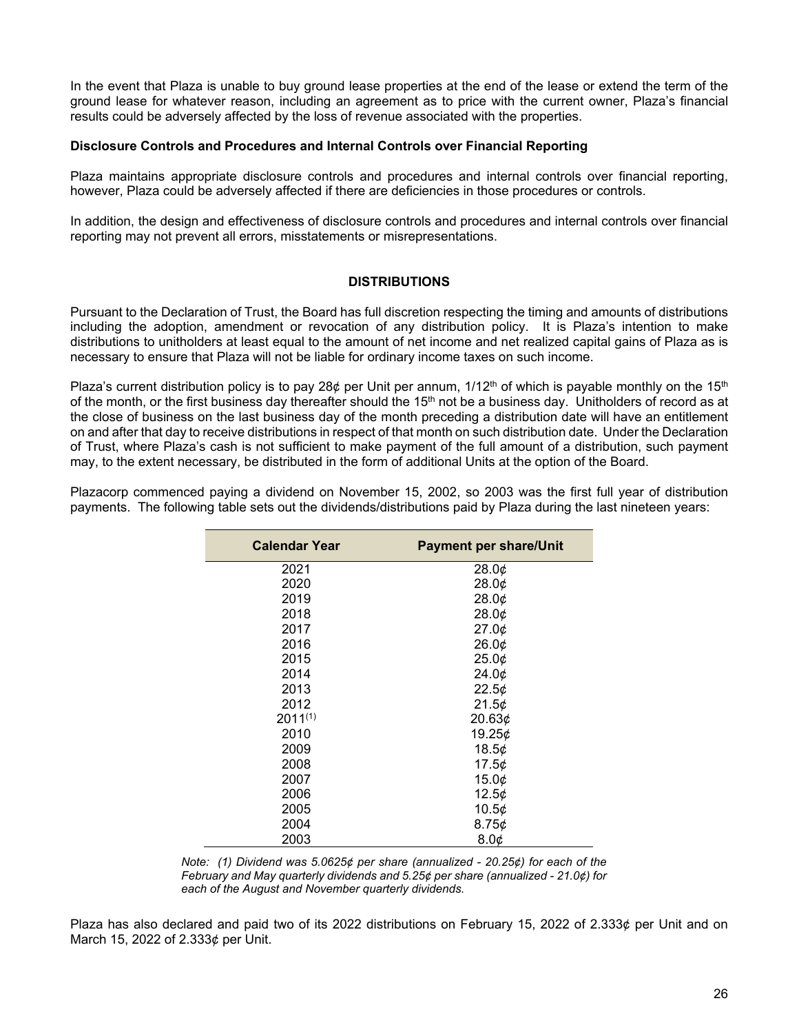In the event that Plaza is unable to buy ground lease properties at the end of the lease or extend the term of the ground lease for whatever reason, including an agreement as to price with the current owner, Plaza's financial results could be adversely affected by the loss of revenue associated with the properties.

**Disclosure Controls and Procedures and Internal Controls over Financial Reporting**

Plaza maintains appropriate disclosure controls and procedures and internal controls over financial reporting, however, Plaza could be adversely affected if there are deficiencies in those procedures or controls.

In addition, the design and effectiveness of disclosure controls and procedures and internal controls over financial reporting may not prevent all errors, misstatements or misrepresentations.

## DISTRIBUTIONS

Pursuant to the Declaration of Trust, the Board has full discretion respecting the timing and amounts of distributions including the adoption, amendment or revocation of any distribution policy. It is Plaza's intention to make distributions to unitholders at least equal to the amount of net income and net realized capital gains of Plaza as is necessary to ensure that Plaza will not be liable for ordinary income taxes on such income.

Plaza's current distribution policy is to pay 28¢ per Unit per annum, 1/12th of which is payable monthly on the 15th of the month, or the first business day thereafter should the 15th not be a business day. Unitholders of record as at the close of business on the last business day of the month preceding a distribution date will have an entitlement on and after that day to receive distributions in respect of that month on such distribution date. Under the Declaration of Trust, where Plaza's cash is not sufficient to make payment of the full amount of a distribution, such payment may, to the extent necessary, be distributed in the form of additional Units at the option of the Board.

Plazacorp commenced paying a dividend on November 15, 2002, so 2003 was the first full year of distribution payments. The following table sets out the dividends/distributions paid by Plaza during the last nineteen years:

| Calendar Year | Payment per share/Unit |
|---|---|
| 2021 | 28.0¢ |
| 2020 | 28.0¢ |
| 2019 | 28.0¢ |
| 2018 | 28.0¢ |
| 2017 | 27.0¢ |
| 2016 | 26.0¢ |
| 2015 | 25.0¢ |
| 2014 | 24.0¢ |
| 2013 | 22.5¢ |
| 2012 | 21.5¢ |
| 2011(1) | 20.63¢ |
| 2010 | 19.25¢ |
| 2009 | 18.5¢ |
| 2008 | 17.5¢ |
| 2007 | 15.0¢ |
| 2006 | 12.5¢ |
| 2005 | 10.5¢ |
| 2004 | 8.75¢ |
| 2003 | 8.0¢ |

*Note: (1) Dividend was 5.0625¢ per share (annualized - 20.25¢) for each of the February and May quarterly dividends and 5.25¢ per share (annualized - 21.0¢) for each of the August and November quarterly dividends.*

Plaza has also declared and paid two of its 2022 distributions on February 15, 2022 of 2.333¢ per Unit and on March 15, 2022 of 2.333¢ per Unit.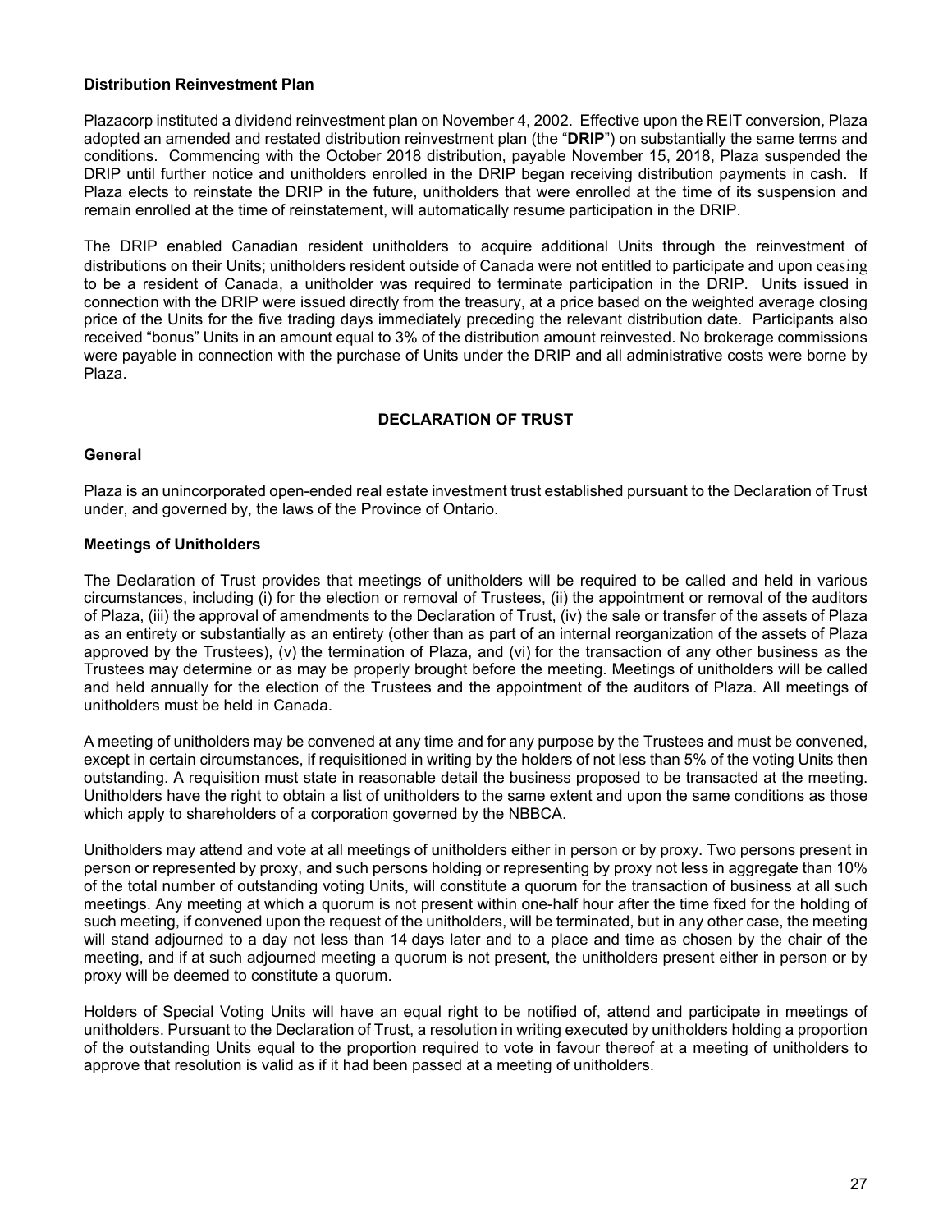### Distribution Reinvestment Plan

Plazacorp instituted a dividend reinvestment plan on November 4, 2002. Effective upon the REIT conversion, Plaza adopted an amended and restated distribution reinvestment plan (the "**DRIP**") on substantially the same terms and conditions. Commencing with the October 2018 distribution, payable November 15, 2018, Plaza suspended the DRIP until further notice and unitholders enrolled in the DRIP began receiving distribution payments in cash. If Plaza elects to reinstate the DRIP in the future, unitholders that were enrolled at the time of its suspension and remain enrolled at the time of reinstatement, will automatically resume participation in the DRIP.

The DRIP enabled Canadian resident unitholders to acquire additional Units through the reinvestment of distributions on their Units; unitholders resident outside of Canada were not entitled to participate and upon ceasing to be a resident of Canada, a unitholder was required to terminate participation in the DRIP. Units issued in connection with the DRIP were issued directly from the treasury, at a price based on the weighted average closing price of the Units for the five trading days immediately preceding the relevant distribution date. Participants also received "bonus" Units in an amount equal to 3% of the distribution amount reinvested. No brokerage commissions were payable in connection with the purchase of Units under the DRIP and all administrative costs were borne by Plaza.

## DECLARATION OF TRUST

### General

Plaza is an unincorporated open-ended real estate investment trust established pursuant to the Declaration of Trust under, and governed by, the laws of the Province of Ontario.

### Meetings of Unitholders

The Declaration of Trust provides that meetings of unitholders will be required to be called and held in various circumstances, including (i) for the election or removal of Trustees, (ii) the appointment or removal of the auditors of Plaza, (iii) the approval of amendments to the Declaration of Trust, (iv) the sale or transfer of the assets of Plaza as an entirety or substantially as an entirety (other than as part of an internal reorganization of the assets of Plaza approved by the Trustees), (v) the termination of Plaza, and (vi) for the transaction of any other business as the Trustees may determine or as may be properly brought before the meeting. Meetings of unitholders will be called and held annually for the election of the Trustees and the appointment of the auditors of Plaza. All meetings of unitholders must be held in Canada.

A meeting of unitholders may be convened at any time and for any purpose by the Trustees and must be convened, except in certain circumstances, if requisitioned in writing by the holders of not less than 5% of the voting Units then outstanding. A requisition must state in reasonable detail the business proposed to be transacted at the meeting. Unitholders have the right to obtain a list of unitholders to the same extent and upon the same conditions as those which apply to shareholders of a corporation governed by the NBBCA.

Unitholders may attend and vote at all meetings of unitholders either in person or by proxy. Two persons present in person or represented by proxy, and such persons holding or representing by proxy not less in aggregate than 10% of the total number of outstanding voting Units, will constitute a quorum for the transaction of business at all such meetings. Any meeting at which a quorum is not present within one-half hour after the time fixed for the holding of such meeting, if convened upon the request of the unitholders, will be terminated, but in any other case, the meeting will stand adjourned to a day not less than 14 days later and to a place and time as chosen by the chair of the meeting, and if at such adjourned meeting a quorum is not present, the unitholders present either in person or by proxy will be deemed to constitute a quorum.

Holders of Special Voting Units will have an equal right to be notified of, attend and participate in meetings of unitholders. Pursuant to the Declaration of Trust, a resolution in writing executed by unitholders holding a proportion of the outstanding Units equal to the proportion required to vote in favour thereof at a meeting of unitholders to approve that resolution is valid as if it had been passed at a meeting of unitholders.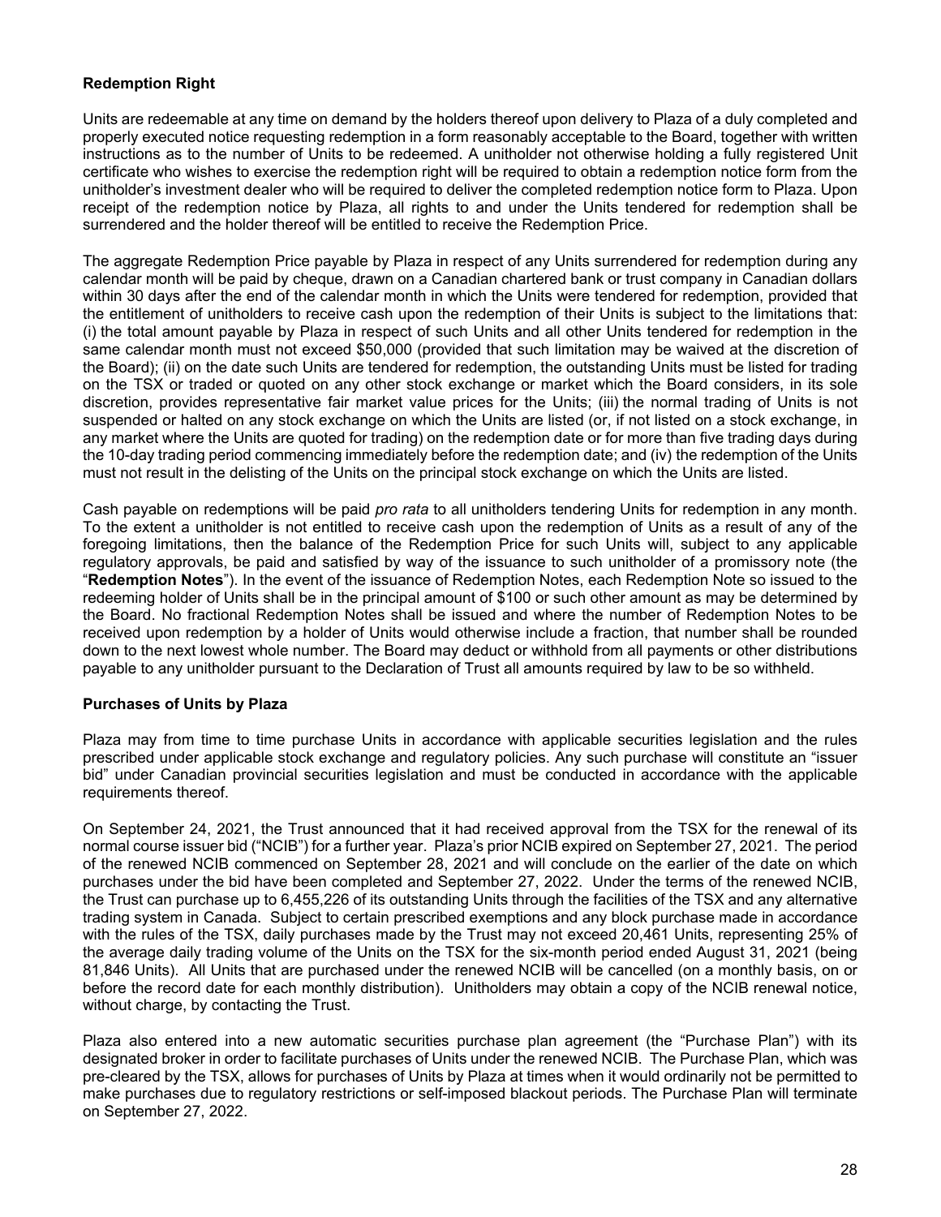**Redemption Right**

Units are redeemable at any time on demand by the holders thereof upon delivery to Plaza of a duly completed and properly executed notice requesting redemption in a form reasonably acceptable to the Board, together with written instructions as to the number of Units to be redeemed. A unitholder not otherwise holding a fully registered Unit certificate who wishes to exercise the redemption right will be required to obtain a redemption notice form from the unitholder's investment dealer who will be required to deliver the completed redemption notice form to Plaza. Upon receipt of the redemption notice by Plaza, all rights to and under the Units tendered for redemption shall be surrendered and the holder thereof will be entitled to receive the Redemption Price.

The aggregate Redemption Price payable by Plaza in respect of any Units surrendered for redemption during any calendar month will be paid by cheque, drawn on a Canadian chartered bank or trust company in Canadian dollars within 30 days after the end of the calendar month in which the Units were tendered for redemption, provided that the entitlement of unitholders to receive cash upon the redemption of their Units is subject to the limitations that: (i) the total amount payable by Plaza in respect of such Units and all other Units tendered for redemption in the same calendar month must not exceed $50,000 (provided that such limitation may be waived at the discretion of the Board); (ii) on the date such Units are tendered for redemption, the outstanding Units must be listed for trading on the TSX or traded or quoted on any other stock exchange or market which the Board considers, in its sole discretion, provides representative fair market value prices for the Units; (iii) the normal trading of Units is not suspended or halted on any stock exchange on which the Units are listed (or, if not listed on a stock exchange, in any market where the Units are quoted for trading) on the redemption date or for more than five trading days during the 10-day trading period commencing immediately before the redemption date; and (iv) the redemption of the Units must not result in the delisting of the Units on the principal stock exchange on which the Units are listed.

Cash payable on redemptions will be paid *pro rata* to all unitholders tendering Units for redemption in any month. To the extent a unitholder is not entitled to receive cash upon the redemption of Units as a result of any of the foregoing limitations, then the balance of the Redemption Price for such Units will, subject to any applicable regulatory approvals, be paid and satisfied by way of the issuance to such unitholder of a promissory note (the "**Redemption Notes**"). In the event of the issuance of Redemption Notes, each Redemption Note so issued to the redeeming holder of Units shall be in the principal amount of $100 or such other amount as may be determined by the Board. No fractional Redemption Notes shall be issued and where the number of Redemption Notes to be received upon redemption by a holder of Units would otherwise include a fraction, that number shall be rounded down to the next lowest whole number. The Board may deduct or withhold from all payments or other distributions payable to any unitholder pursuant to the Declaration of Trust all amounts required by law to be so withheld.

**Purchases of Units by Plaza**

Plaza may from time to time purchase Units in accordance with applicable securities legislation and the rules prescribed under applicable stock exchange and regulatory policies. Any such purchase will constitute an "issuer bid" under Canadian provincial securities legislation and must be conducted in accordance with the applicable requirements thereof.

On September 24, 2021, the Trust announced that it had received approval from the TSX for the renewal of its normal course issuer bid ("NCIB") for a further year. Plaza's prior NCIB expired on September 27, 2021. The period of the renewed NCIB commenced on September 28, 2021 and will conclude on the earlier of the date on which purchases under the bid have been completed and September 27, 2022. Under the terms of the renewed NCIB, the Trust can purchase up to 6,455,226 of its outstanding Units through the facilities of the TSX and any alternative trading system in Canada. Subject to certain prescribed exemptions and any block purchase made in accordance with the rules of the TSX, daily purchases made by the Trust may not exceed 20,461 Units, representing 25% of the average daily trading volume of the Units on the TSX for the six-month period ended August 31, 2021 (being 81,846 Units). All Units that are purchased under the renewed NCIB will be cancelled (on a monthly basis, on or before the record date for each monthly distribution). Unitholders may obtain a copy of the NCIB renewal notice, without charge, by contacting the Trust.

Plaza also entered into a new automatic securities purchase plan agreement (the "Purchase Plan") with its designated broker in order to facilitate purchases of Units under the renewed NCIB. The Purchase Plan, which was pre-cleared by the TSX, allows for purchases of Units by Plaza at times when it would ordinarily not be permitted to make purchases due to regulatory restrictions or self-imposed blackout periods. The Purchase Plan will terminate on September 27, 2022.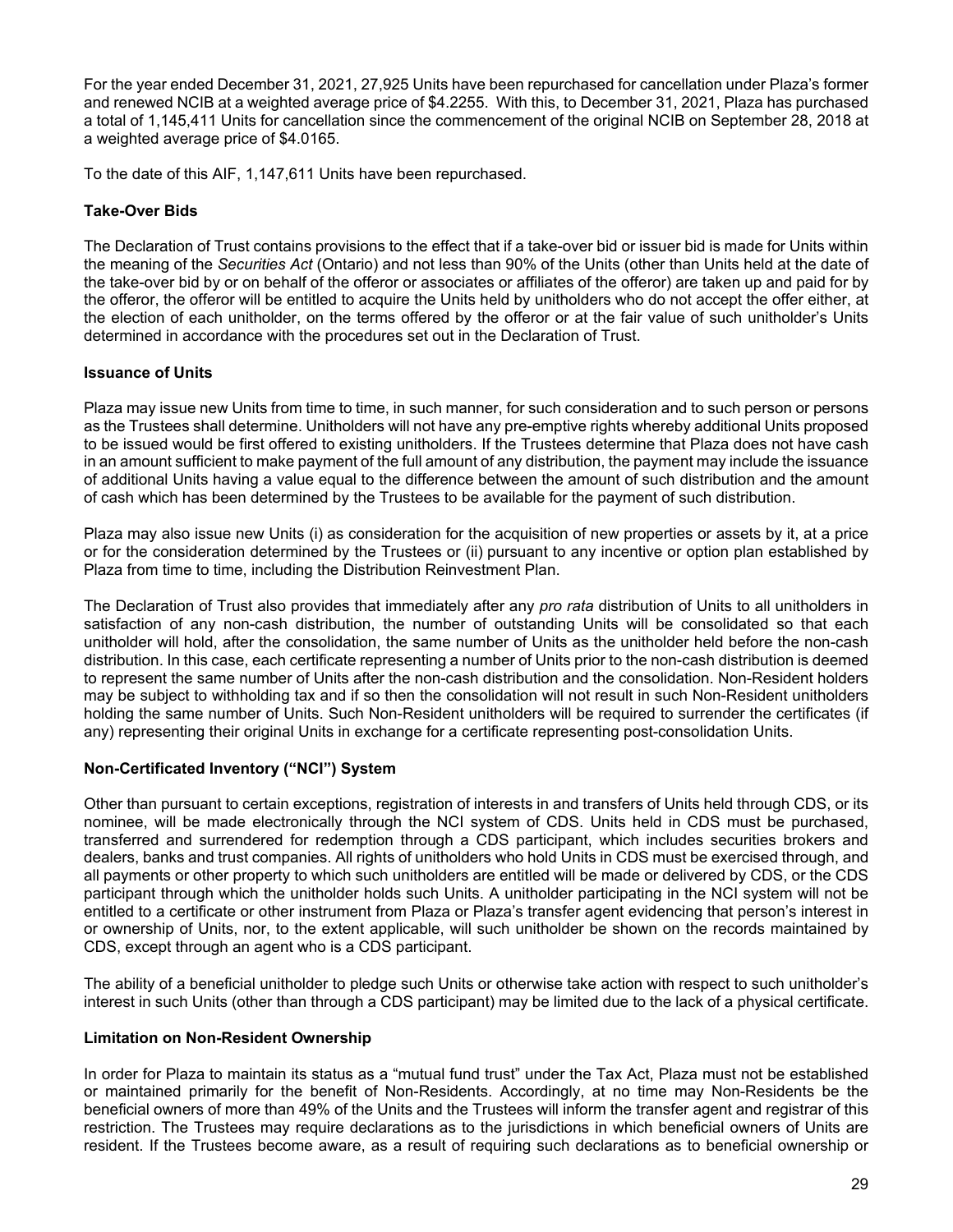For the year ended December 31, 2021, 27,925 Units have been repurchased for cancellation under Plaza's former and renewed NCIB at a weighted average price of $4.2255. With this, to December 31, 2021, Plaza has purchased a total of 1,145,411 Units for cancellation since the commencement of the original NCIB on September 28, 2018 at a weighted average price of $4.0165.

To the date of this AIF, 1,147,611 Units have been repurchased.

### Take-Over Bids

The Declaration of Trust contains provisions to the effect that if a take-over bid or issuer bid is made for Units within the meaning of the *Securities Act* (Ontario) and not less than 90% of the Units (other than Units held at the date of the take-over bid by or on behalf of the offeror or associates or affiliates of the offeror) are taken up and paid for by the offeror, the offeror will be entitled to acquire the Units held by unitholders who do not accept the offer either, at the election of each unitholder, on the terms offered by the offeror or at the fair value of such unitholder's Units determined in accordance with the procedures set out in the Declaration of Trust.

### Issuance of Units

Plaza may issue new Units from time to time, in such manner, for such consideration and to such person or persons as the Trustees shall determine. Unitholders will not have any pre-emptive rights whereby additional Units proposed to be issued would be first offered to existing unitholders. If the Trustees determine that Plaza does not have cash in an amount sufficient to make payment of the full amount of any distribution, the payment may include the issuance of additional Units having a value equal to the difference between the amount of such distribution and the amount of cash which has been determined by the Trustees to be available for the payment of such distribution.

Plaza may also issue new Units (i) as consideration for the acquisition of new properties or assets by it, at a price or for the consideration determined by the Trustees or (ii) pursuant to any incentive or option plan established by Plaza from time to time, including the Distribution Reinvestment Plan.

The Declaration of Trust also provides that immediately after any *pro rata* distribution of Units to all unitholders in satisfaction of any non-cash distribution, the number of outstanding Units will be consolidated so that each unitholder will hold, after the consolidation, the same number of Units as the unitholder held before the non-cash distribution. In this case, each certificate representing a number of Units prior to the non-cash distribution is deemed to represent the same number of Units after the non-cash distribution and the consolidation. Non-Resident holders may be subject to withholding tax and if so then the consolidation will not result in such Non-Resident unitholders holding the same number of Units. Such Non-Resident unitholders will be required to surrender the certificates (if any) representing their original Units in exchange for a certificate representing post-consolidation Units.

### Non-Certificated Inventory ("NCI") System

Other than pursuant to certain exceptions, registration of interests in and transfers of Units held through CDS, or its nominee, will be made electronically through the NCI system of CDS. Units held in CDS must be purchased, transferred and surrendered for redemption through a CDS participant, which includes securities brokers and dealers, banks and trust companies. All rights of unitholders who hold Units in CDS must be exercised through, and all payments or other property to which such unitholders are entitled will be made or delivered by CDS, or the CDS participant through which the unitholder holds such Units. A unitholder participating in the NCI system will not be entitled to a certificate or other instrument from Plaza or Plaza's transfer agent evidencing that person's interest in or ownership of Units, nor, to the extent applicable, will such unitholder be shown on the records maintained by CDS, except through an agent who is a CDS participant.

The ability of a beneficial unitholder to pledge such Units or otherwise take action with respect to such unitholder's interest in such Units (other than through a CDS participant) may be limited due to the lack of a physical certificate.

### Limitation on Non-Resident Ownership

In order for Plaza to maintain its status as a "mutual fund trust" under the Tax Act, Plaza must not be established or maintained primarily for the benefit of Non-Residents. Accordingly, at no time may Non-Residents be the beneficial owners of more than 49% of the Units and the Trustees will inform the transfer agent and registrar of this restriction. The Trustees may require declarations as to the jurisdictions in which beneficial owners of Units are resident. If the Trustees become aware, as a result of requiring such declarations as to beneficial ownership or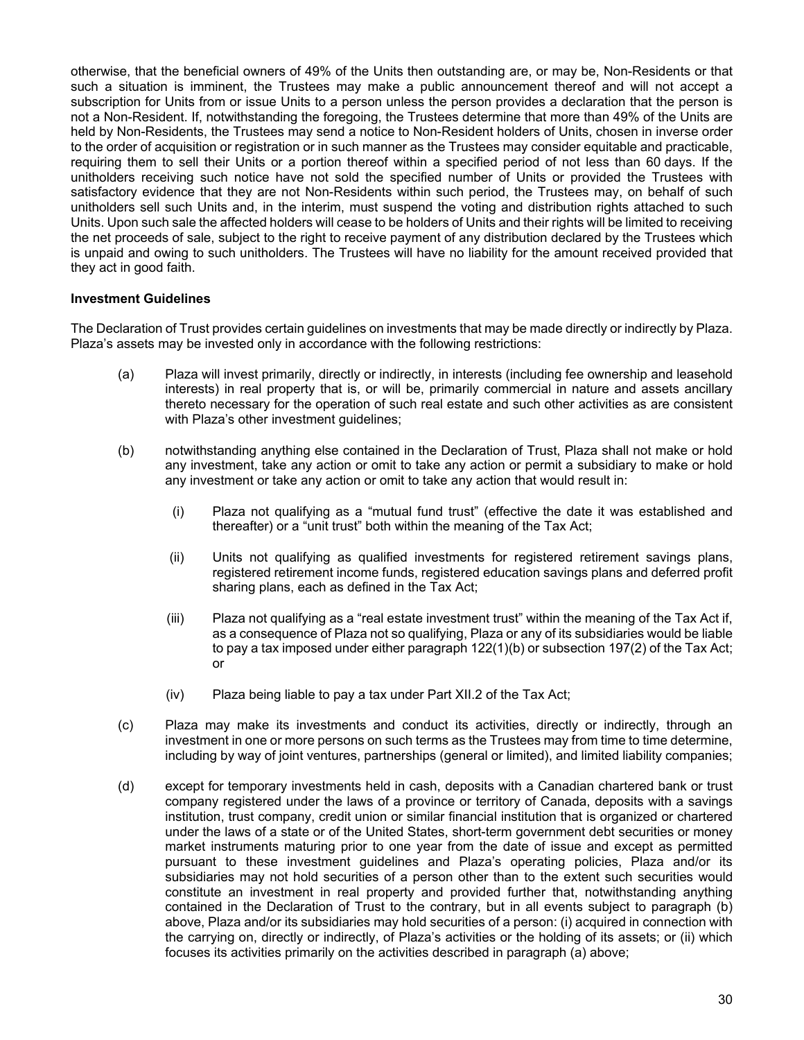otherwise, that the beneficial owners of 49% of the Units then outstanding are, or may be, Non-Residents or that such a situation is imminent, the Trustees may make a public announcement thereof and will not accept a subscription for Units from or issue Units to a person unless the person provides a declaration that the person is not a Non-Resident. If, notwithstanding the foregoing, the Trustees determine that more than 49% of the Units are held by Non-Residents, the Trustees may send a notice to Non-Resident holders of Units, chosen in inverse order to the order of acquisition or registration or in such manner as the Trustees may consider equitable and practicable, requiring them to sell their Units or a portion thereof within a specified period of not less than 60 days. If the unitholders receiving such notice have not sold the specified number of Units or provided the Trustees with satisfactory evidence that they are not Non-Residents within such period, the Trustees may, on behalf of such unitholders sell such Units and, in the interim, must suspend the voting and distribution rights attached to such Units. Upon such sale the affected holders will cease to be holders of Units and their rights will be limited to receiving the net proceeds of sale, subject to the right to receive payment of any distribution declared by the Trustees which is unpaid and owing to such unitholders. The Trustees will have no liability for the amount received provided that they act in good faith.

**Investment Guidelines**

The Declaration of Trust provides certain guidelines on investments that may be made directly or indirectly by Plaza. Plaza's assets may be invested only in accordance with the following restrictions:

(a) Plaza will invest primarily, directly or indirectly, in interests (including fee ownership and leasehold interests) in real property that is, or will be, primarily commercial in nature and assets ancillary thereto necessary for the operation of such real estate and such other activities as are consistent with Plaza's other investment guidelines;

(b) notwithstanding anything else contained in the Declaration of Trust, Plaza shall not make or hold any investment, take any action or omit to take any action or permit a subsidiary to make or hold any investment or take any action or omit to take any action that would result in:

  (i) Plaza not qualifying as a "mutual fund trust" (effective the date it was established and thereafter) or a "unit trust" both within the meaning of the Tax Act;

  (ii) Units not qualifying as qualified investments for registered retirement savings plans, registered retirement income funds, registered education savings plans and deferred profit sharing plans, each as defined in the Tax Act;

  (iii) Plaza not qualifying as a "real estate investment trust" within the meaning of the Tax Act if, as a consequence of Plaza not so qualifying, Plaza or any of its subsidiaries would be liable to pay a tax imposed under either paragraph 122(1)(b) or subsection 197(2) of the Tax Act; or

  (iv) Plaza being liable to pay a tax under Part XII.2 of the Tax Act;

(c) Plaza may make its investments and conduct its activities, directly or indirectly, through an investment in one or more persons on such terms as the Trustees may from time to time determine, including by way of joint ventures, partnerships (general or limited), and limited liability companies;

(d) except for temporary investments held in cash, deposits with a Canadian chartered bank or trust company registered under the laws of a province or territory of Canada, deposits with a savings institution, trust company, credit union or similar financial institution that is organized or chartered under the laws of a state or of the United States, short-term government debt securities or money market instruments maturing prior to one year from the date of issue and except as permitted pursuant to these investment guidelines and Plaza's operating policies, Plaza and/or its subsidiaries may not hold securities of a person other than to the extent such securities would constitute an investment in real property and provided further that, notwithstanding anything contained in the Declaration of Trust to the contrary, but in all events subject to paragraph (b) above, Plaza and/or its subsidiaries may hold securities of a person: (i) acquired in connection with the carrying on, directly or indirectly, of Plaza's activities or the holding of its assets; or (ii) which focuses its activities primarily on the activities described in paragraph (a) above;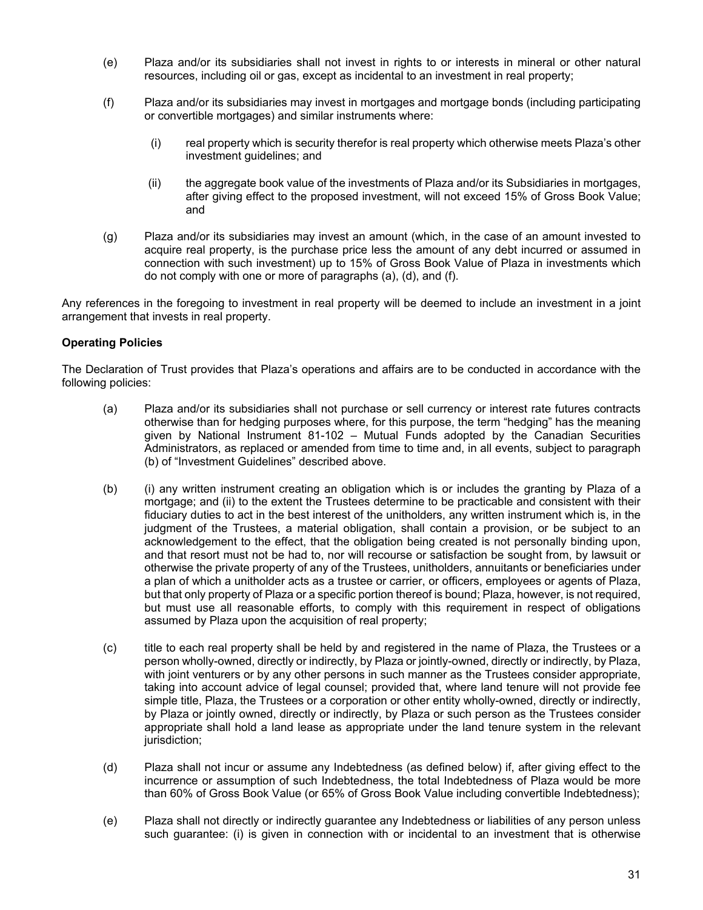(e) Plaza and/or its subsidiaries shall not invest in rights to or interests in mineral or other natural resources, including oil or gas, except as incidental to an investment in real property;

(f) Plaza and/or its subsidiaries may invest in mortgages and mortgage bonds (including participating or convertible mortgages) and similar instruments where:

   (i) real property which is security therefor is real property which otherwise meets Plaza's other investment guidelines; and

   (ii) the aggregate book value of the investments of Plaza and/or its Subsidiaries in mortgages, after giving effect to the proposed investment, will not exceed 15% of Gross Book Value; and

(g) Plaza and/or its subsidiaries may invest an amount (which, in the case of an amount invested to acquire real property, is the purchase price less the amount of any debt incurred or assumed in connection with such investment) up to 15% of Gross Book Value of Plaza in investments which do not comply with one or more of paragraphs (a), (d), and (f).

Any references in the foregoing to investment in real property will be deemed to include an investment in a joint arrangement that invests in real property.

**Operating Policies**

The Declaration of Trust provides that Plaza's operations and affairs are to be conducted in accordance with the following policies:

(a) Plaza and/or its subsidiaries shall not purchase or sell currency or interest rate futures contracts otherwise than for hedging purposes where, for this purpose, the term "hedging" has the meaning given by National Instrument 81-102 – Mutual Funds adopted by the Canadian Securities Administrators, as replaced or amended from time to time and, in all events, subject to paragraph (b) of "Investment Guidelines" described above.

(b) (i) any written instrument creating an obligation which is or includes the granting by Plaza of a mortgage; and (ii) to the extent the Trustees determine to be practicable and consistent with their fiduciary duties to act in the best interest of the unitholders, any written instrument which is, in the judgment of the Trustees, a material obligation, shall contain a provision, or be subject to an acknowledgement to the effect, that the obligation being created is not personally binding upon, and that resort must not be had to, nor will recourse or satisfaction be sought from, by lawsuit or otherwise the private property of any of the Trustees, unitholders, annuitants or beneficiaries under a plan of which a unitholder acts as a trustee or carrier, or officers, employees or agents of Plaza, but that only property of Plaza or a specific portion thereof is bound; Plaza, however, is not required, but must use all reasonable efforts, to comply with this requirement in respect of obligations assumed by Plaza upon the acquisition of real property;

(c) title to each real property shall be held by and registered in the name of Plaza, the Trustees or a person wholly-owned, directly or indirectly, by Plaza or jointly-owned, directly or indirectly, by Plaza, with joint venturers or by any other persons in such manner as the Trustees consider appropriate, taking into account advice of legal counsel; provided that, where land tenure will not provide fee simple title, Plaza, the Trustees or a corporation or other entity wholly-owned, directly or indirectly, by Plaza or jointly owned, directly or indirectly, by Plaza or such person as the Trustees consider appropriate shall hold a land lease as appropriate under the land tenure system in the relevant jurisdiction;

(d) Plaza shall not incur or assume any Indebtedness (as defined below) if, after giving effect to the incurrence or assumption of such Indebtedness, the total Indebtedness of Plaza would be more than 60% of Gross Book Value (or 65% of Gross Book Value including convertible Indebtedness);

(e) Plaza shall not directly or indirectly guarantee any Indebtedness or liabilities of any person unless such guarantee: (i) is given in connection with or incidental to an investment that is otherwise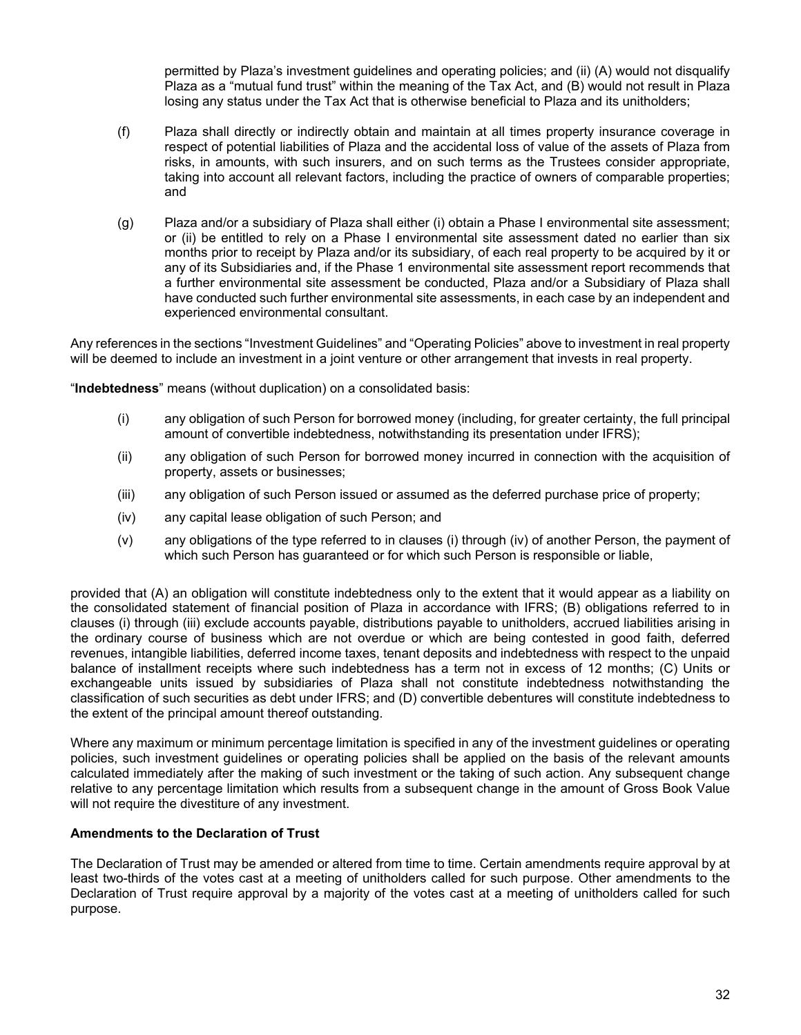permitted by Plaza's investment guidelines and operating policies; and (ii) (A) would not disqualify Plaza as a "mutual fund trust" within the meaning of the Tax Act, and (B) would not result in Plaza losing any status under the Tax Act that is otherwise beneficial to Plaza and its unitholders;

(f) Plaza shall directly or indirectly obtain and maintain at all times property insurance coverage in respect of potential liabilities of Plaza and the accidental loss of value of the assets of Plaza from risks, in amounts, with such insurers, and on such terms as the Trustees consider appropriate, taking into account all relevant factors, including the practice of owners of comparable properties; and

(g) Plaza and/or a subsidiary of Plaza shall either (i) obtain a Phase I environmental site assessment; or (ii) be entitled to rely on a Phase I environmental site assessment dated no earlier than six months prior to receipt by Plaza and/or its subsidiary, of each real property to be acquired by it or any of its Subsidiaries and, if the Phase 1 environmental site assessment report recommends that a further environmental site assessment be conducted, Plaza and/or a Subsidiary of Plaza shall have conducted such further environmental site assessments, in each case by an independent and experienced environmental consultant.

Any references in the sections "Investment Guidelines" and "Operating Policies" above to investment in real property will be deemed to include an investment in a joint venture or other arrangement that invests in real property.

"**Indebtedness**" means (without duplication) on a consolidated basis:

(i) any obligation of such Person for borrowed money (including, for greater certainty, the full principal amount of convertible indebtedness, notwithstanding its presentation under IFRS);

(ii) any obligation of such Person for borrowed money incurred in connection with the acquisition of property, assets or businesses;

(iii) any obligation of such Person issued or assumed as the deferred purchase price of property;

(iv) any capital lease obligation of such Person; and

(v) any obligations of the type referred to in clauses (i) through (iv) of another Person, the payment of which such Person has guaranteed or for which such Person is responsible or liable,

provided that (A) an obligation will constitute indebtedness only to the extent that it would appear as a liability on the consolidated statement of financial position of Plaza in accordance with IFRS; (B) obligations referred to in clauses (i) through (iii) exclude accounts payable, distributions payable to unitholders, accrued liabilities arising in the ordinary course of business which are not overdue or which are being contested in good faith, deferred revenues, intangible liabilities, deferred income taxes, tenant deposits and indebtedness with respect to the unpaid balance of installment receipts where such indebtedness has a term not in excess of 12 months; (C) Units or exchangeable units issued by subsidiaries of Plaza shall not constitute indebtedness notwithstanding the classification of such securities as debt under IFRS; and (D) convertible debentures will constitute indebtedness to the extent of the principal amount thereof outstanding.

Where any maximum or minimum percentage limitation is specified in any of the investment guidelines or operating policies, such investment guidelines or operating policies shall be applied on the basis of the relevant amounts calculated immediately after the making of such investment or the taking of such action. Any subsequent change relative to any percentage limitation which results from a subsequent change in the amount of Gross Book Value will not require the divestiture of any investment.

**Amendments to the Declaration of Trust**

The Declaration of Trust may be amended or altered from time to time. Certain amendments require approval by at least two-thirds of the votes cast at a meeting of unitholders called for such purpose. Other amendments to the Declaration of Trust require approval by a majority of the votes cast at a meeting of unitholders called for such purpose.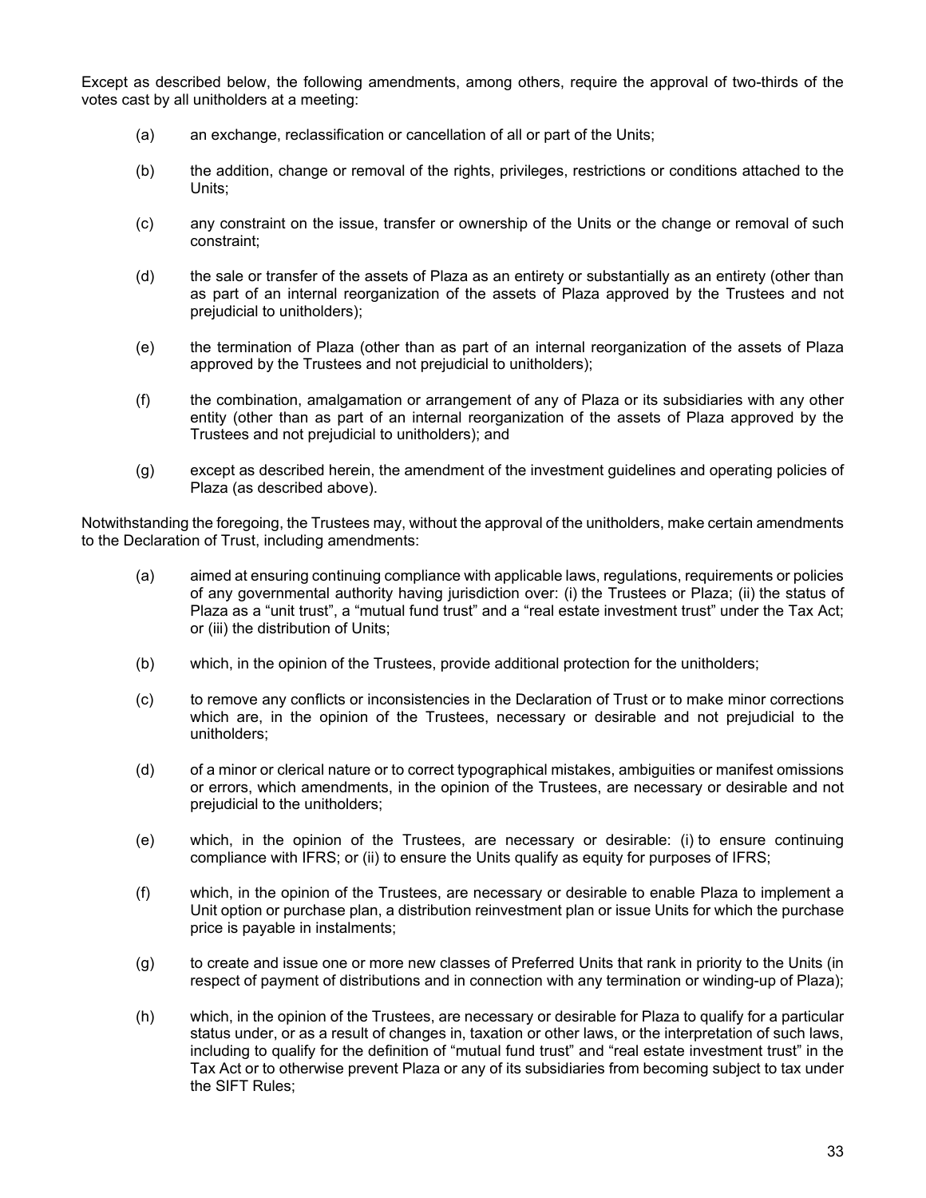Except as described below, the following amendments, among others, require the approval of two-thirds of the votes cast by all unitholders at a meeting:

(a) an exchange, reclassification or cancellation of all or part of the Units;

(b) the addition, change or removal of the rights, privileges, restrictions or conditions attached to the Units;

(c) any constraint on the issue, transfer or ownership of the Units or the change or removal of such constraint;

(d) the sale or transfer of the assets of Plaza as an entirety or substantially as an entirety (other than as part of an internal reorganization of the assets of Plaza approved by the Trustees and not prejudicial to unitholders);

(e) the termination of Plaza (other than as part of an internal reorganization of the assets of Plaza approved by the Trustees and not prejudicial to unitholders);

(f) the combination, amalgamation or arrangement of any of Plaza or its subsidiaries with any other entity (other than as part of an internal reorganization of the assets of Plaza approved by the Trustees and not prejudicial to unitholders); and

(g) except as described herein, the amendment of the investment guidelines and operating policies of Plaza (as described above).

Notwithstanding the foregoing, the Trustees may, without the approval of the unitholders, make certain amendments to the Declaration of Trust, including amendments:

(a) aimed at ensuring continuing compliance with applicable laws, regulations, requirements or policies of any governmental authority having jurisdiction over: (i) the Trustees or Plaza; (ii) the status of Plaza as a "unit trust", a "mutual fund trust" and a "real estate investment trust" under the Tax Act; or (iii) the distribution of Units;

(b) which, in the opinion of the Trustees, provide additional protection for the unitholders;

(c) to remove any conflicts or inconsistencies in the Declaration of Trust or to make minor corrections which are, in the opinion of the Trustees, necessary or desirable and not prejudicial to the unitholders;

(d) of a minor or clerical nature or to correct typographical mistakes, ambiguities or manifest omissions or errors, which amendments, in the opinion of the Trustees, are necessary or desirable and not prejudicial to the unitholders;

(e) which, in the opinion of the Trustees, are necessary or desirable: (i) to ensure continuing compliance with IFRS; or (ii) to ensure the Units qualify as equity for purposes of IFRS;

(f) which, in the opinion of the Trustees, are necessary or desirable to enable Plaza to implement a Unit option or purchase plan, a distribution reinvestment plan or issue Units for which the purchase price is payable in instalments;

(g) to create and issue one or more new classes of Preferred Units that rank in priority to the Units (in respect of payment of distributions and in connection with any termination or winding-up of Plaza);

(h) which, in the opinion of the Trustees, are necessary or desirable for Plaza to qualify for a particular status under, or as a result of changes in, taxation or other laws, or the interpretation of such laws, including to qualify for the definition of "mutual fund trust" and "real estate investment trust" in the Tax Act or to otherwise prevent Plaza or any of its subsidiaries from becoming subject to tax under the SIFT Rules;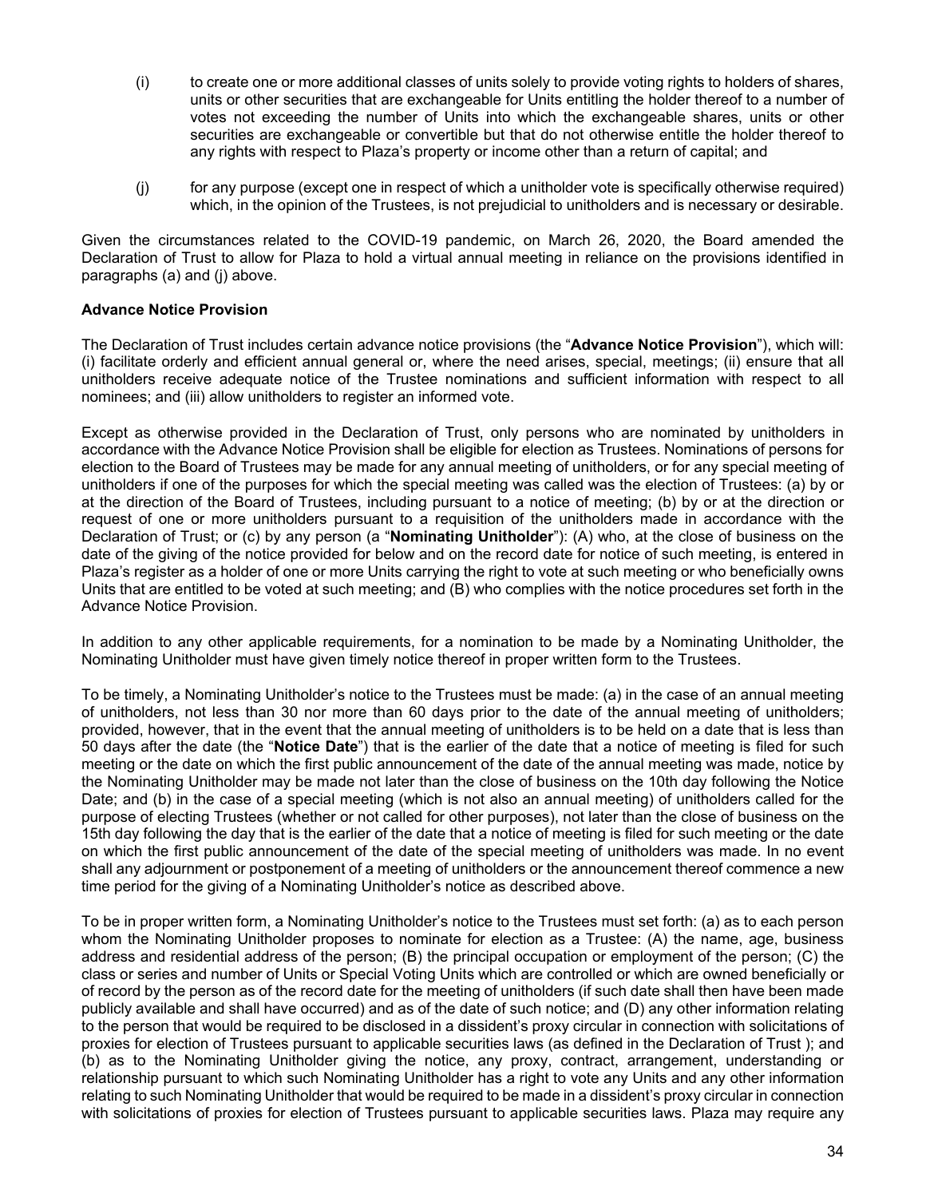(i) to create one or more additional classes of units solely to provide voting rights to holders of shares, units or other securities that are exchangeable for Units entitling the holder thereof to a number of votes not exceeding the number of Units into which the exchangeable shares, units or other securities are exchangeable or convertible but that do not otherwise entitle the holder thereof to any rights with respect to Plaza's property or income other than a return of capital; and

(j) for any purpose (except one in respect of which a unitholder vote is specifically otherwise required) which, in the opinion of the Trustees, is not prejudicial to unitholders and is necessary or desirable.

Given the circumstances related to the COVID-19 pandemic, on March 26, 2020, the Board amended the Declaration of Trust to allow for Plaza to hold a virtual annual meeting in reliance on the provisions identified in paragraphs (a) and (j) above.

**Advance Notice Provision**

The Declaration of Trust includes certain advance notice provisions (the "**Advance Notice Provision**"), which will: (i) facilitate orderly and efficient annual general or, where the need arises, special, meetings; (ii) ensure that all unitholders receive adequate notice of the Trustee nominations and sufficient information with respect to all nominees; and (iii) allow unitholders to register an informed vote.

Except as otherwise provided in the Declaration of Trust, only persons who are nominated by unitholders in accordance with the Advance Notice Provision shall be eligible for election as Trustees. Nominations of persons for election to the Board of Trustees may be made for any annual meeting of unitholders, or for any special meeting of unitholders if one of the purposes for which the special meeting was called was the election of Trustees: (a) by or at the direction of the Board of Trustees, including pursuant to a notice of meeting; (b) by or at the direction or request of one or more unitholders pursuant to a requisition of the unitholders made in accordance with the Declaration of Trust; or (c) by any person (a "**Nominating Unitholder**"): (A) who, at the close of business on the date of the giving of the notice provided for below and on the record date for notice of such meeting, is entered in Plaza's register as a holder of one or more Units carrying the right to vote at such meeting or who beneficially owns Units that are entitled to be voted at such meeting; and (B) who complies with the notice procedures set forth in the Advance Notice Provision.

In addition to any other applicable requirements, for a nomination to be made by a Nominating Unitholder, the Nominating Unitholder must have given timely notice thereof in proper written form to the Trustees.

To be timely, a Nominating Unitholder's notice to the Trustees must be made: (a) in the case of an annual meeting of unitholders, not less than 30 nor more than 60 days prior to the date of the annual meeting of unitholders; provided, however, that in the event that the annual meeting of unitholders is to be held on a date that is less than 50 days after the date (the "**Notice Date**") that is the earlier of the date that a notice of meeting is filed for such meeting or the date on which the first public announcement of the date of the annual meeting was made, notice by the Nominating Unitholder may be made not later than the close of business on the 10th day following the Notice Date; and (b) in the case of a special meeting (which is not also an annual meeting) of unitholders called for the purpose of electing Trustees (whether or not called for other purposes), not later than the close of business on the 15th day following the day that is the earlier of the date that a notice of meeting is filed for such meeting or the date on which the first public announcement of the date of the special meeting of unitholders was made. In no event shall any adjournment or postponement of a meeting of unitholders or the announcement thereof commence a new time period for the giving of a Nominating Unitholder's notice as described above.

To be in proper written form, a Nominating Unitholder's notice to the Trustees must set forth: (a) as to each person whom the Nominating Unitholder proposes to nominate for election as a Trustee: (A) the name, age, business address and residential address of the person; (B) the principal occupation or employment of the person; (C) the class or series and number of Units or Special Voting Units which are controlled or which are owned beneficially or of record by the person as of the record date for the meeting of unitholders (if such date shall then have been made publicly available and shall have occurred) and as of the date of such notice; and (D) any other information relating to the person that would be required to be disclosed in a dissident's proxy circular in connection with solicitations of proxies for election of Trustees pursuant to applicable securities laws (as defined in the Declaration of Trust ); and (b) as to the Nominating Unitholder giving the notice, any proxy, contract, arrangement, understanding or relationship pursuant to which such Nominating Unitholder has a right to vote any Units and any other information relating to such Nominating Unitholder that would be required to be made in a dissident's proxy circular in connection with solicitations of proxies for election of Trustees pursuant to applicable securities laws. Plaza may require any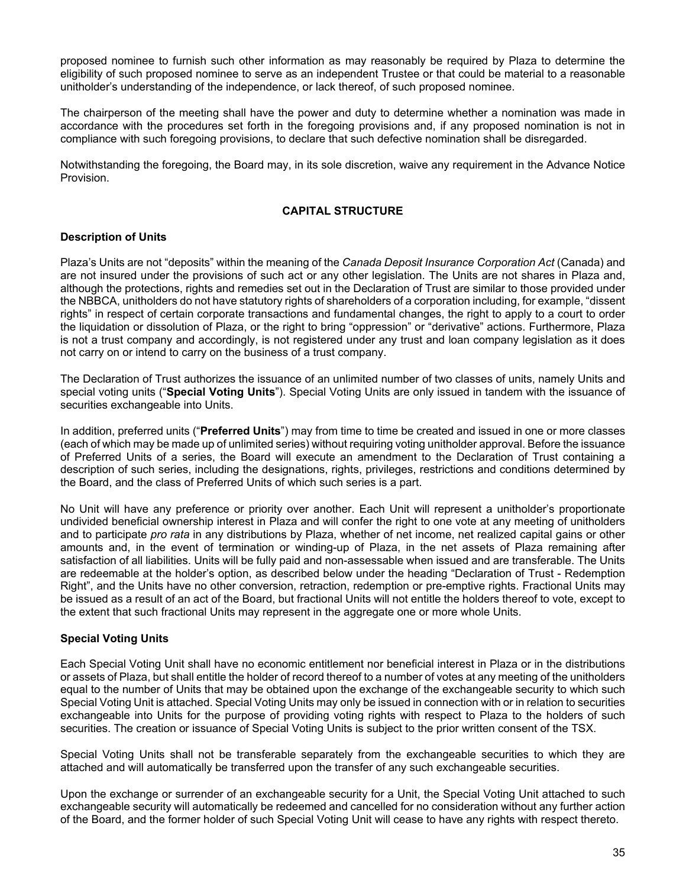proposed nominee to furnish such other information as may reasonably be required by Plaza to determine the eligibility of such proposed nominee to serve as an independent Trustee or that could be material to a reasonable unitholder's understanding of the independence, or lack thereof, of such proposed nominee.

The chairperson of the meeting shall have the power and duty to determine whether a nomination was made in accordance with the procedures set forth in the foregoing provisions and, if any proposed nomination is not in compliance with such foregoing provisions, to declare that such defective nomination shall be disregarded.

Notwithstanding the foregoing, the Board may, in its sole discretion, waive any requirement in the Advance Notice Provision.

## CAPITAL STRUCTURE

### Description of Units

Plaza's Units are not "deposits" within the meaning of the *Canada Deposit Insurance Corporation Act* (Canada) and are not insured under the provisions of such act or any other legislation. The Units are not shares in Plaza and, although the protections, rights and remedies set out in the Declaration of Trust are similar to those provided under the NBBCA, unitholders do not have statutory rights of shareholders of a corporation including, for example, "dissent rights" in respect of certain corporate transactions and fundamental changes, the right to apply to a court to order the liquidation or dissolution of Plaza, or the right to bring "oppression" or "derivative" actions. Furthermore, Plaza is not a trust company and accordingly, is not registered under any trust and loan company legislation as it does not carry on or intend to carry on the business of a trust company.

The Declaration of Trust authorizes the issuance of an unlimited number of two classes of units, namely Units and special voting units ("**Special Voting Units**"). Special Voting Units are only issued in tandem with the issuance of securities exchangeable into Units.

In addition, preferred units ("**Preferred Units**") may from time to time be created and issued in one or more classes (each of which may be made up of unlimited series) without requiring voting unitholder approval. Before the issuance of Preferred Units of a series, the Board will execute an amendment to the Declaration of Trust containing a description of such series, including the designations, rights, privileges, restrictions and conditions determined by the Board, and the class of Preferred Units of which such series is a part.

No Unit will have any preference or priority over another. Each Unit will represent a unitholder's proportionate undivided beneficial ownership interest in Plaza and will confer the right to one vote at any meeting of unitholders and to participate *pro rata* in any distributions by Plaza, whether of net income, net realized capital gains or other amounts and, in the event of termination or winding-up of Plaza, in the net assets of Plaza remaining after satisfaction of all liabilities. Units will be fully paid and non-assessable when issued and are transferable. The Units are redeemable at the holder's option, as described below under the heading "Declaration of Trust - Redemption Right", and the Units have no other conversion, retraction, redemption or pre-emptive rights. Fractional Units may be issued as a result of an act of the Board, but fractional Units will not entitle the holders thereof to vote, except to the extent that such fractional Units may represent in the aggregate one or more whole Units.

### Special Voting Units

Each Special Voting Unit shall have no economic entitlement nor beneficial interest in Plaza or in the distributions or assets of Plaza, but shall entitle the holder of record thereof to a number of votes at any meeting of the unitholders equal to the number of Units that may be obtained upon the exchange of the exchangeable security to which such Special Voting Unit is attached. Special Voting Units may only be issued in connection with or in relation to securities exchangeable into Units for the purpose of providing voting rights with respect to Plaza to the holders of such securities. The creation or issuance of Special Voting Units is subject to the prior written consent of the TSX.

Special Voting Units shall not be transferable separately from the exchangeable securities to which they are attached and will automatically be transferred upon the transfer of any such exchangeable securities.

Upon the exchange or surrender of an exchangeable security for a Unit, the Special Voting Unit attached to such exchangeable security will automatically be redeemed and cancelled for no consideration without any further action of the Board, and the former holder of such Special Voting Unit will cease to have any rights with respect thereto.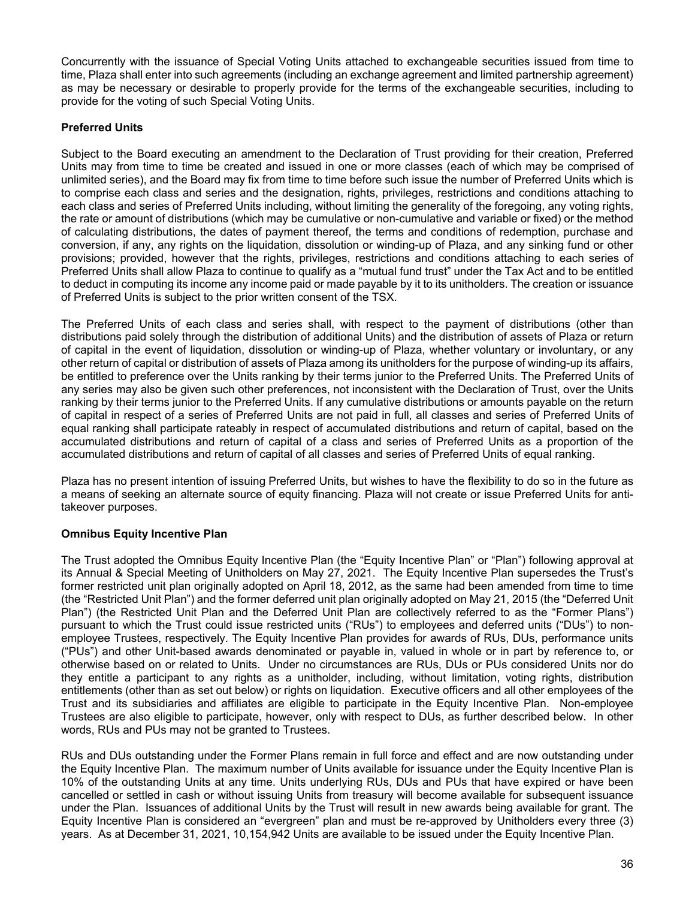Concurrently with the issuance of Special Voting Units attached to exchangeable securities issued from time to time, Plaza shall enter into such agreements (including an exchange agreement and limited partnership agreement) as may be necessary or desirable to properly provide for the terms of the exchangeable securities, including to provide for the voting of such Special Voting Units.

**Preferred Units**

Subject to the Board executing an amendment to the Declaration of Trust providing for their creation, Preferred Units may from time to time be created and issued in one or more classes (each of which may be comprised of unlimited series), and the Board may fix from time to time before such issue the number of Preferred Units which is to comprise each class and series and the designation, rights, privileges, restrictions and conditions attaching to each class and series of Preferred Units including, without limiting the generality of the foregoing, any voting rights, the rate or amount of distributions (which may be cumulative or non-cumulative and variable or fixed) or the method of calculating distributions, the dates of payment thereof, the terms and conditions of redemption, purchase and conversion, if any, any rights on the liquidation, dissolution or winding-up of Plaza, and any sinking fund or other provisions; provided, however that the rights, privileges, restrictions and conditions attaching to each series of Preferred Units shall allow Plaza to continue to qualify as a "mutual fund trust" under the Tax Act and to be entitled to deduct in computing its income any income paid or made payable by it to its unitholders. The creation or issuance of Preferred Units is subject to the prior written consent of the TSX.

The Preferred Units of each class and series shall, with respect to the payment of distributions (other than distributions paid solely through the distribution of additional Units) and the distribution of assets of Plaza or return of capital in the event of liquidation, dissolution or winding-up of Plaza, whether voluntary or involuntary, or any other return of capital or distribution of assets of Plaza among its unitholders for the purpose of winding-up its affairs, be entitled to preference over the Units ranking by their terms junior to the Preferred Units. The Preferred Units of any series may also be given such other preferences, not inconsistent with the Declaration of Trust, over the Units ranking by their terms junior to the Preferred Units. If any cumulative distributions or amounts payable on the return of capital in respect of a series of Preferred Units are not paid in full, all classes and series of Preferred Units of equal ranking shall participate rateably in respect of accumulated distributions and return of capital, based on the accumulated distributions and return of capital of a class and series of Preferred Units as a proportion of the accumulated distributions and return of capital of all classes and series of Preferred Units of equal ranking.

Plaza has no present intention of issuing Preferred Units, but wishes to have the flexibility to do so in the future as a means of seeking an alternate source of equity financing. Plaza will not create or issue Preferred Units for anti-takeover purposes.

**Omnibus Equity Incentive Plan**

The Trust adopted the Omnibus Equity Incentive Plan (the "Equity Incentive Plan" or "Plan") following approval at its Annual & Special Meeting of Unitholders on May 27, 2021. The Equity Incentive Plan supersedes the Trust's former restricted unit plan originally adopted on April 18, 2012, as the same had been amended from time to time (the "Restricted Unit Plan") and the former deferred unit plan originally adopted on May 21, 2015 (the "Deferred Unit Plan") (the Restricted Unit Plan and the Deferred Unit Plan are collectively referred to as the "Former Plans") pursuant to which the Trust could issue restricted units ("RUs") to employees and deferred units ("DUs") to non-employee Trustees, respectively. The Equity Incentive Plan provides for awards of RUs, DUs, performance units ("PUs") and other Unit-based awards denominated or payable in, valued in whole or in part by reference to, or otherwise based on or related to Units. Under no circumstances are RUs, DUs or PUs considered Units nor do they entitle a participant to any rights as a unitholder, including, without limitation, voting rights, distribution entitlements (other than as set out below) or rights on liquidation. Executive officers and all other employees of the Trust and its subsidiaries and affiliates are eligible to participate in the Equity Incentive Plan. Non-employee Trustees are also eligible to participate, however, only with respect to DUs, as further described below. In other words, RUs and PUs may not be granted to Trustees.

RUs and DUs outstanding under the Former Plans remain in full force and effect and are now outstanding under the Equity Incentive Plan. The maximum number of Units available for issuance under the Equity Incentive Plan is 10% of the outstanding Units at any time. Units underlying RUs, DUs and PUs that have expired or have been cancelled or settled in cash or without issuing Units from treasury will become available for subsequent issuance under the Plan. Issuances of additional Units by the Trust will result in new awards being available for grant. The Equity Incentive Plan is considered an "evergreen" plan and must be re-approved by Unitholders every three (3) years. As at December 31, 2021, 10,154,942 Units are available to be issued under the Equity Incentive Plan.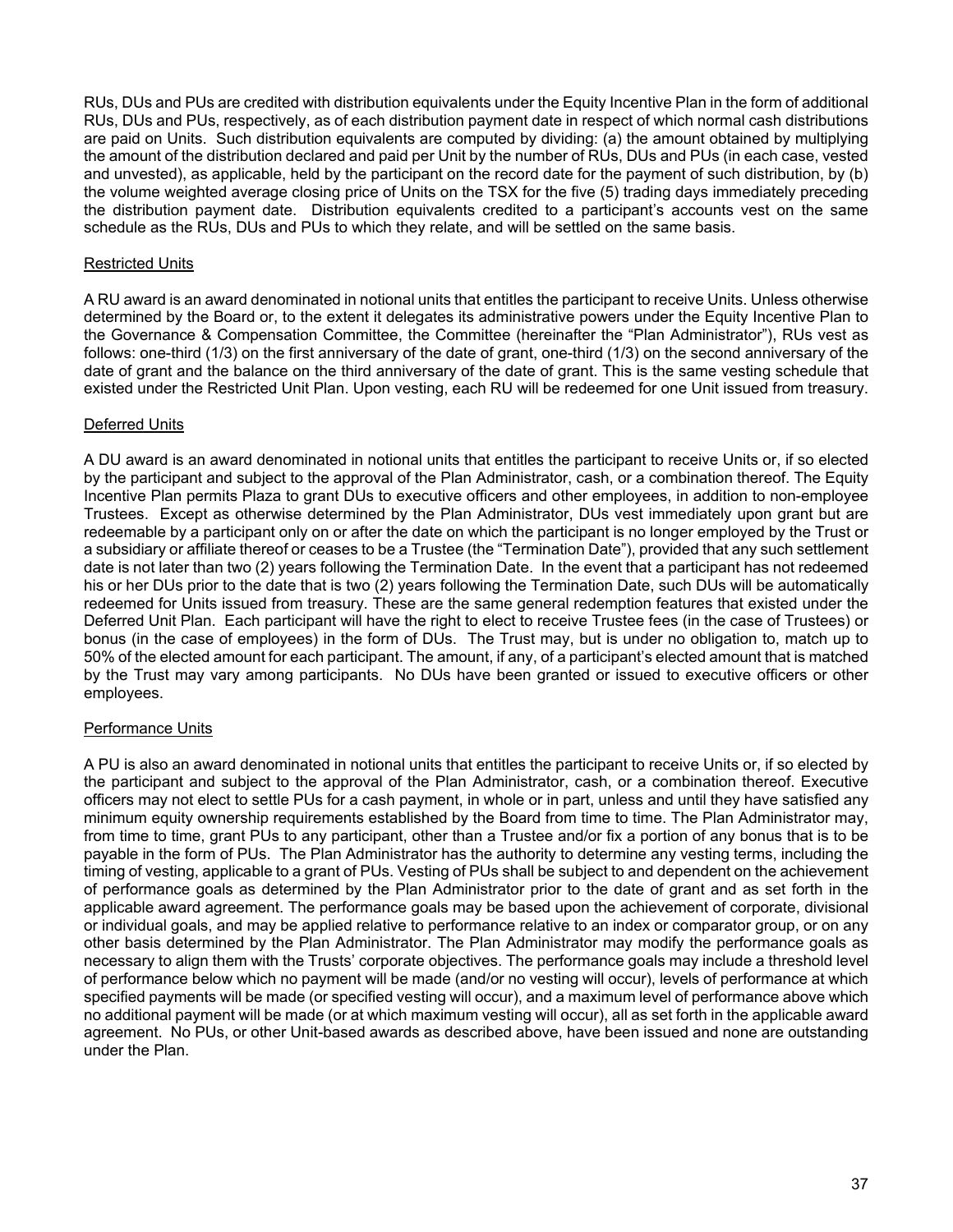RUs, DUs and PUs are credited with distribution equivalents under the Equity Incentive Plan in the form of additional RUs, DUs and PUs, respectively, as of each distribution payment date in respect of which normal cash distributions are paid on Units. Such distribution equivalents are computed by dividing: (a) the amount obtained by multiplying the amount of the distribution declared and paid per Unit by the number of RUs, DUs and PUs (in each case, vested and unvested), as applicable, held by the participant on the record date for the payment of such distribution, by (b) the volume weighted average closing price of Units on the TSX for the five (5) trading days immediately preceding the distribution payment date. Distribution equivalents credited to a participant's accounts vest on the same schedule as the RUs, DUs and PUs to which they relate, and will be settled on the same basis.

Restricted Units

A RU award is an award denominated in notional units that entitles the participant to receive Units. Unless otherwise determined by the Board or, to the extent it delegates its administrative powers under the Equity Incentive Plan to the Governance & Compensation Committee, the Committee (hereinafter the "Plan Administrator"), RUs vest as follows: one-third (1/3) on the first anniversary of the date of grant, one-third (1/3) on the second anniversary of the date of grant and the balance on the third anniversary of the date of grant. This is the same vesting schedule that existed under the Restricted Unit Plan. Upon vesting, each RU will be redeemed for one Unit issued from treasury.

Deferred Units

A DU award is an award denominated in notional units that entitles the participant to receive Units or, if so elected by the participant and subject to the approval of the Plan Administrator, cash, or a combination thereof. The Equity Incentive Plan permits Plaza to grant DUs to executive officers and other employees, in addition to non-employee Trustees. Except as otherwise determined by the Plan Administrator, DUs vest immediately upon grant but are redeemable by a participant only on or after the date on which the participant is no longer employed by the Trust or a subsidiary or affiliate thereof or ceases to be a Trustee (the "Termination Date"), provided that any such settlement date is not later than two (2) years following the Termination Date. In the event that a participant has not redeemed his or her DUs prior to the date that is two (2) years following the Termination Date, such DUs will be automatically redeemed for Units issued from treasury. These are the same general redemption features that existed under the Deferred Unit Plan. Each participant will have the right to elect to receive Trustee fees (in the case of Trustees) or bonus (in the case of employees) in the form of DUs. The Trust may, but is under no obligation to, match up to 50% of the elected amount for each participant. The amount, if any, of a participant's elected amount that is matched by the Trust may vary among participants. No DUs have been granted or issued to executive officers or other employees.

Performance Units

A PU is also an award denominated in notional units that entitles the participant to receive Units or, if so elected by the participant and subject to the approval of the Plan Administrator, cash, or a combination thereof. Executive officers may not elect to settle PUs for a cash payment, in whole or in part, unless and until they have satisfied any minimum equity ownership requirements established by the Board from time to time. The Plan Administrator may, from time to time, grant PUs to any participant, other than a Trustee and/or fix a portion of any bonus that is to be payable in the form of PUs. The Plan Administrator has the authority to determine any vesting terms, including the timing of vesting, applicable to a grant of PUs. Vesting of PUs shall be subject to and dependent on the achievement of performance goals as determined by the Plan Administrator prior to the date of grant and as set forth in the applicable award agreement. The performance goals may be based upon the achievement of corporate, divisional or individual goals, and may be applied relative to performance relative to an index or comparator group, or on any other basis determined by the Plan Administrator. The Plan Administrator may modify the performance goals as necessary to align them with the Trusts' corporate objectives. The performance goals may include a threshold level of performance below which no payment will be made (and/or no vesting will occur), levels of performance at which specified payments will be made (or specified vesting will occur), and a maximum level of performance above which no additional payment will be made (or at which maximum vesting will occur), all as set forth in the applicable award agreement. No PUs, or other Unit-based awards as described above, have been issued and none are outstanding under the Plan.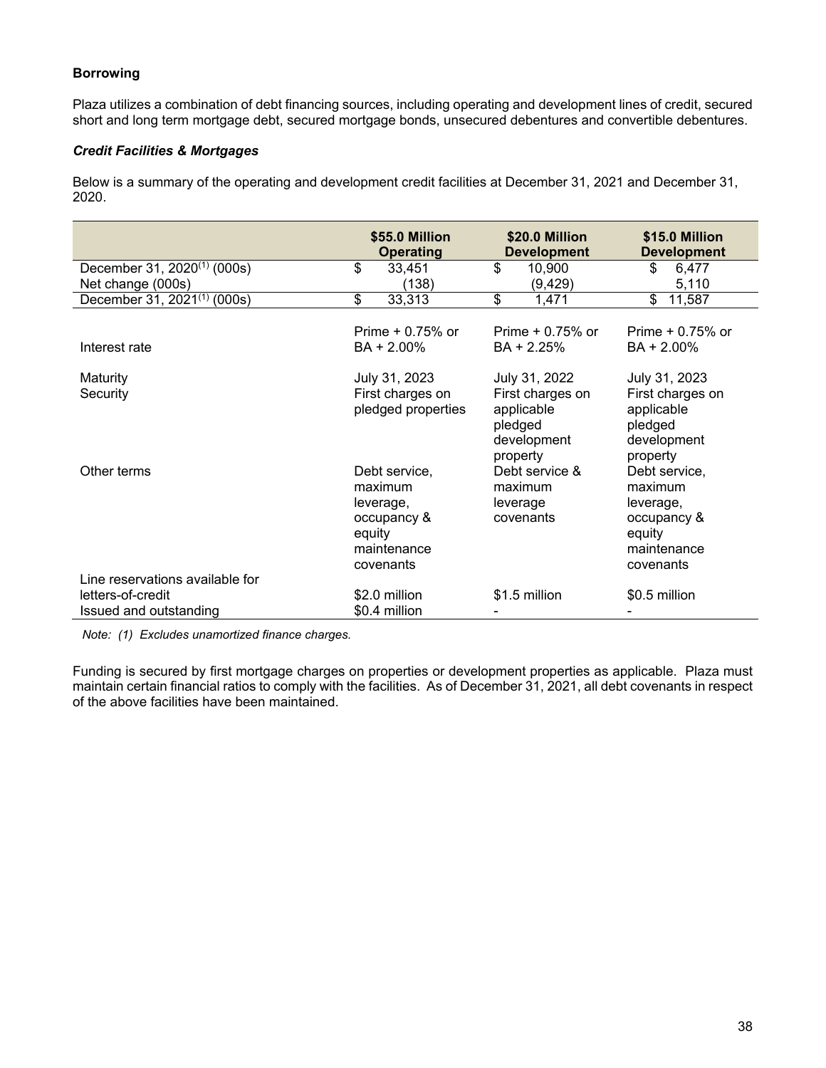**Borrowing**

Plaza utilizes a combination of debt financing sources, including operating and development lines of credit, secured short and long term mortgage debt, secured mortgage bonds, unsecured debentures and convertible debentures.

***Credit Facilities & Mortgages***

Below is a summary of the operating and development credit facilities at December 31, 2021 and December 31, 2020.

| | $55.0 Million Operating | $20.0 Million Development | $15.0 Million Development |
|---|---|---|---|
| December 31, 2020[(1)] (000s) | $ 33,451 | $ 10,900 | $ 6,477 |
| Net change (000s) | (138) | (9,429) | 5,110 |
| December 31, 2021[(1)] (000s) | $ 33,313 | $ 1,471 | $ 11,587 |
| Interest rate | Prime + 0.75% or BA + 2.00% | Prime + 0.75% or BA + 2.25% | Prime + 0.75% or BA + 2.00% |
| Maturity | July 31, 2023 | July 31, 2022 | July 31, 2023 |
| Security | First charges on pledged properties | First charges on applicable pledged development property | First charges on applicable pledged development property |
| Other terms | Debt service, maximum leverage, occupancy & equity maintenance covenants | Debt service & maximum leverage covenants | Debt service, maximum leverage, occupancy & equity maintenance covenants |
| Line reservations available for letters-of-credit | $2.0 million | $1.5 million | $0.5 million |
| Issued and outstanding | $0.4 million | - | - |

*Note: (1) Excludes unamortized finance charges.*

Funding is secured by first mortgage charges on properties or development properties as applicable. Plaza must maintain certain financial ratios to comply with the facilities. As of December 31, 2021, all debt covenants in respect of the above facilities have been maintained.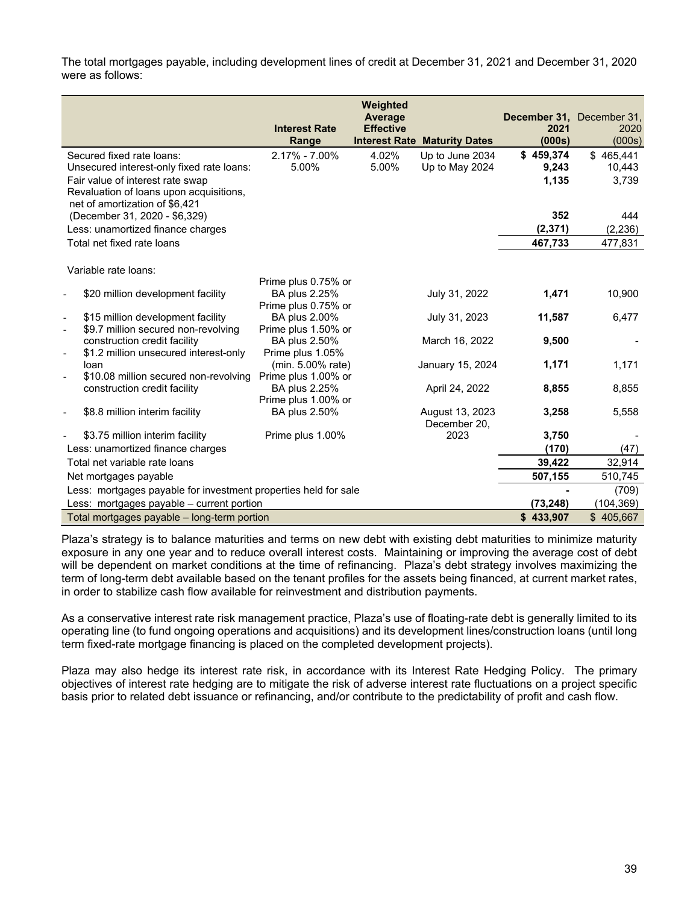The total mortgages payable, including development lines of credit at December 31, 2021 and December 31, 2020 were as follows:

| | Interest Rate Range | Weighted Average Effective Interest Rate | Maturity Dates | December 31, 2021 (000s) | December 31, 2020 (000s) |
|---|---|---|---|---|---|
| Secured fixed rate loans: | 2.17% - 7.00% | 4.02% | Up to June 2034 | **$ 459,374** | $ 465,441 |
| Unsecured interest-only fixed rate loans: | 5.00% | 5.00% | Up to May 2024 | **9,243** | 10,443 |
| Fair value of interest rate swap | | | | **1,135** | 3,739 |
| Revaluation of loans upon acquisitions, net of amortization of $6,421 (December 31, 2020 - $6,329) | | | | **352** | 444 |
| Less: unamortized finance charges | | | | **(2,371)** | (2,236) |
| Total net fixed rate loans | | | | **467,733** | 477,831 |
| | | | | | |
| Variable rate loans: | | | | | |
| - $20 million development facility | Prime plus 0.75% or BA plus 2.25% | | July 31, 2022 | **1,471** | 10,900 |
| - $15 million development facility | Prime plus 0.75% or BA plus 2.00% | | July 31, 2023 | **11,587** | 6,477 |
| - $9.7 million secured non-revolving construction credit facility | Prime plus 1.50% or BA plus 2.50% | | March 16, 2022 | **9,500** | - |
| - $1.2 million unsecured interest-only loan | Prime plus 1.05% (min. 5.00% rate) | | January 15, 2024 | **1,171** | 1,171 |
| - $10.08 million secured non-revolving construction credit facility | Prime plus 1.00% or BA plus 2.25% | | April 24, 2022 | **8,855** | 8,855 |
| - $8.8 million interim facility | Prime plus 1.00% or BA plus 2.50% | | August 13, 2023 | **3,258** | 5,558 |
| - $3.75 million interim facility | Prime plus 1.00% | | December 20, 2023 | **3,750** | - |
| Less: unamortized finance charges | | | | **(170)** | (47) |
| Total net variable rate loans | | | | **39,422** | 32,914 |
| Net mortgages payable | | | | **507,155** | 510,745 |
| Less: mortgages payable for investment properties held for sale | | | | **-** | (709) |
| Less: mortgages payable – current portion | | | | **(73,248)** | (104,369) |
| Total mortgages payable – long-term portion | | | | **$ 433,907** | $ 405,667 |

Plaza's strategy is to balance maturities and terms on new debt with existing debt maturities to minimize maturity exposure in any one year and to reduce overall interest costs. Maintaining or improving the average cost of debt will be dependent on market conditions at the time of refinancing. Plaza's debt strategy involves maximizing the term of long-term debt available based on the tenant profiles for the assets being financed, at current market rates, in order to stabilize cash flow available for reinvestment and distribution payments.

As a conservative interest rate risk management practice, Plaza's use of floating-rate debt is generally limited to its operating line (to fund ongoing operations and acquisitions) and its development lines/construction loans (until long term fixed-rate mortgage financing is placed on the completed development projects).

Plaza may also hedge its interest rate risk, in accordance with its Interest Rate Hedging Policy. The primary objectives of interest rate hedging are to mitigate the risk of adverse interest rate fluctuations on a project specific basis prior to related debt issuance or refinancing, and/or contribute to the predictability of profit and cash flow.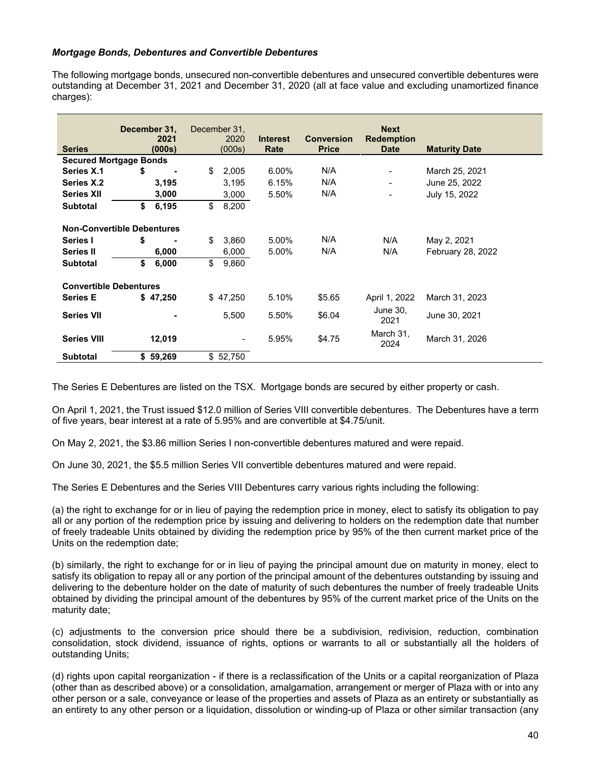***Mortgage Bonds, Debentures and Convertible Debentures***

The following mortgage bonds, unsecured non-convertible debentures and unsecured convertible debentures were outstanding at December 31, 2021 and December 31, 2020 (all at face value and excluding unamortized finance charges):

| Series | December 31, 2021 (000s) | December 31, 2020 (000s) | Interest Rate | Conversion Price | Next Redemption Date | Maturity Date |
|---|---|---|---|---|---|---|
| **Secured Mortgage Bonds** | | | | | | |
| **Series X.1** | **$ -** | $ 2,005 | 6.00% | N/A | - | March 25, 2021 |
| **Series X.2** | **3,195** | 3,195 | 6.15% | N/A | - | June 25, 2022 |
| **Series XII** | **3,000** | 3,000 | 5.50% | N/A | - | July 15, 2022 |
| **Subtotal** | **$ 6,195** | $ 8,200 | | | | |
| **Non-Convertible Debentures** | | | | | | |
| **Series I** | **$ -** | $ 3,860 | 5.00% | N/A | N/A | May 2, 2021 |
| **Series II** | **6,000** | 6,000 | 5.00% | N/A | N/A | February 28, 2022 |
| **Subtotal** | **$ 6,000** | $ 9,860 | | | | |
| **Convertible Debentures** | | | | | | |
| **Series E** | **$ 47,250** | $ 47,250 | 5.10% | $5.65 | April 1, 2022 | March 31, 2023 |
| **Series VII** | **-** | 5,500 | 5.50% | $6.04 | June 30, 2021 | June 30, 2021 |
| **Series VIII** | **12,019** | - | 5.95% | $4.75 | March 31, 2024 | March 31, 2026 |
| **Subtotal** | **$ 59,269** | $ 52,750 | | | | |

The Series E Debentures are listed on the TSX. Mortgage bonds are secured by either property or cash.

On April 1, 2021, the Trust issued $12.0 million of Series VIII convertible debentures. The Debentures have a term of five years, bear interest at a rate of 5.95% and are convertible at $4.75/unit.

On May 2, 2021, the $3.86 million Series I non-convertible debentures matured and were repaid.

On June 30, 2021, the $5.5 million Series VII convertible debentures matured and were repaid.

The Series E Debentures and the Series VIII Debentures carry various rights including the following:

(a) the right to exchange for or in lieu of paying the redemption price in money, elect to satisfy its obligation to pay all or any portion of the redemption price by issuing and delivering to holders on the redemption date that number of freely tradeable Units obtained by dividing the redemption price by 95% of the then current market price of the Units on the redemption date;

(b) similarly, the right to exchange for or in lieu of paying the principal amount due on maturity in money, elect to satisfy its obligation to repay all or any portion of the principal amount of the debentures outstanding by issuing and delivering to the debenture holder on the date of maturity of such debentures the number of freely tradeable Units obtained by dividing the principal amount of the debentures by 95% of the current market price of the Units on the maturity date;

(c) adjustments to the conversion price should there be a subdivision, redivision, reduction, combination consolidation, stock dividend, issuance of rights, options or warrants to all or substantially all the holders of outstanding Units;

(d) rights upon capital reorganization - if there is a reclassification of the Units or a capital reorganization of Plaza (other than as described above) or a consolidation, amalgamation, arrangement or merger of Plaza with or into any other person or a sale, conveyance or lease of the properties and assets of Plaza as an entirety or substantially as an entirety to any other person or a liquidation, dissolution or winding-up of Plaza or other similar transaction (any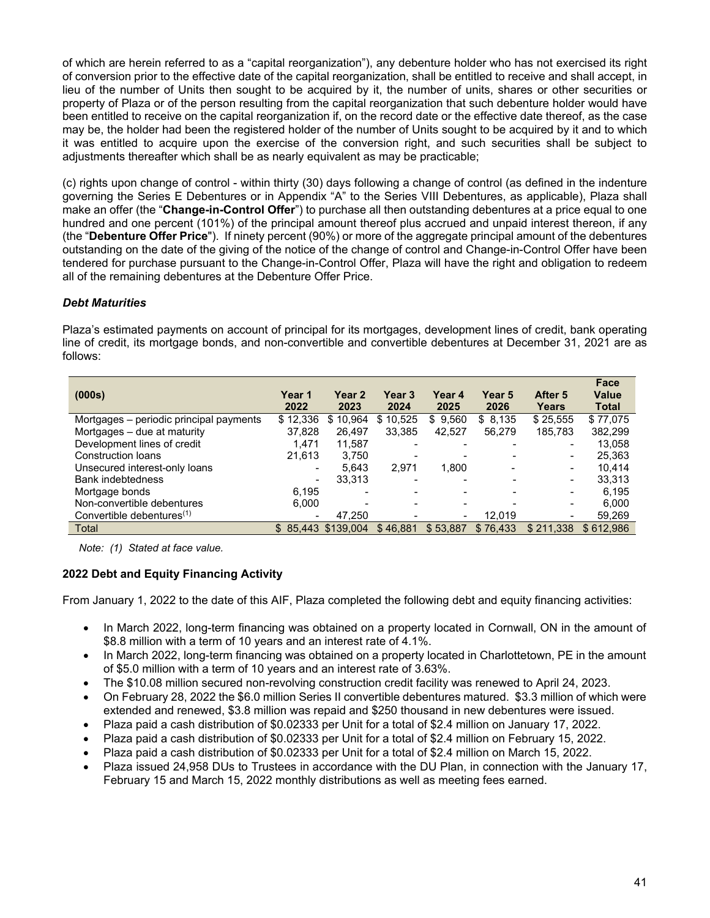of which are herein referred to as a "capital reorganization"), any debenture holder who has not exercised its right of conversion prior to the effective date of the capital reorganization, shall be entitled to receive and shall accept, in lieu of the number of Units then sought to be acquired by it, the number of units, shares or other securities or property of Plaza or of the person resulting from the capital reorganization that such debenture holder would have been entitled to receive on the capital reorganization if, on the record date or the effective date thereof, as the case may be, the holder had been the registered holder of the number of Units sought to be acquired by it and to which it was entitled to acquire upon the exercise of the conversion right, and such securities shall be subject to adjustments thereafter which shall be as nearly equivalent as may be practicable;

(c) rights upon change of control - within thirty (30) days following a change of control (as defined in the indenture governing the Series E Debentures or in Appendix "A" to the Series VIII Debentures, as applicable), Plaza shall make an offer (the "**Change-in-Control Offer**") to purchase all then outstanding debentures at a price equal to one hundred and one percent (101%) of the principal amount thereof plus accrued and unpaid interest thereon, if any (the "**Debenture Offer Price**"). If ninety percent (90%) or more of the aggregate principal amount of the debentures outstanding on the date of the giving of the notice of the change of control and Change-in-Control Offer have been tendered for purchase pursuant to the Change-in-Control Offer, Plaza will have the right and obligation to redeem all of the remaining debentures at the Debenture Offer Price.

***Debt Maturities***

Plaza's estimated payments on account of principal for its mortgages, development lines of credit, bank operating line of credit, its mortgage bonds, and non-convertible and convertible debentures at December 31, 2021 are as follows:

| (000s) | Year 1 2022 | Year 2 2023 | Year 3 2024 | Year 4 2025 | Year 5 2026 | After 5 Years | Face Value Total |
|---|---|---|---|---|---|---|---|
| Mortgages – periodic principal payments | $ 12,336 | $ 10,964 | $ 10,525 | $ 9,560 | $ 8,135 | $ 25,555 | $ 77,075 |
| Mortgages – due at maturity | 37,828 | 26,497 | 33,385 | 42,527 | 56,279 | 185,783 | 382,299 |
| Development lines of credit | 1,471 | 11,587 | - | - | - | - | 13,058 |
| Construction loans | 21,613 | 3,750 | - | - | - | - | 25,363 |
| Unsecured interest-only loans | - | 5,643 | 2,971 | 1,800 | - | - | 10,414 |
| Bank indebtedness | - | 33,313 | - | - | - | - | 33,313 |
| Mortgage bonds | 6,195 | - | - | - | - | - | 6,195 |
| Non-convertible debentures | 6,000 | - | - | - | - | - | 6,000 |
| Convertible debentures[1] | - | 47,250 | - | - | 12,019 | - | 59,269 |
| Total | $ 85,443 | $139,004 | $ 46,881 | $ 53,887 | $ 76,433 | $ 211,338 | $ 612,986 |

*Note: (1) Stated at face value.*

**2022 Debt and Equity Financing Activity**

From January 1, 2022 to the date of this AIF, Plaza completed the following debt and equity financing activities:

- In March 2022, long-term financing was obtained on a property located in Cornwall, ON in the amount of $8.8 million with a term of 10 years and an interest rate of 4.1%.
- In March 2022, long-term financing was obtained on a property located in Charlottetown, PE in the amount of $5.0 million with a term of 10 years and an interest rate of 3.63%.
- The $10.08 million secured non-revolving construction credit facility was renewed to April 24, 2023.
- On February 28, 2022 the $6.0 million Series II convertible debentures matured. $3.3 million of which were extended and renewed, $3.8 million was repaid and $250 thousand in new debentures were issued.
- Plaza paid a cash distribution of $0.02333 per Unit for a total of $2.4 million on January 17, 2022.
- Plaza paid a cash distribution of $0.02333 per Unit for a total of $2.4 million on February 15, 2022.
- Plaza paid a cash distribution of $0.02333 per Unit for a total of $2.4 million on March 15, 2022.
- Plaza issued 24,958 DUs to Trustees in accordance with the DU Plan, in connection with the January 17, February 15 and March 15, 2022 monthly distributions as well as meeting fees earned.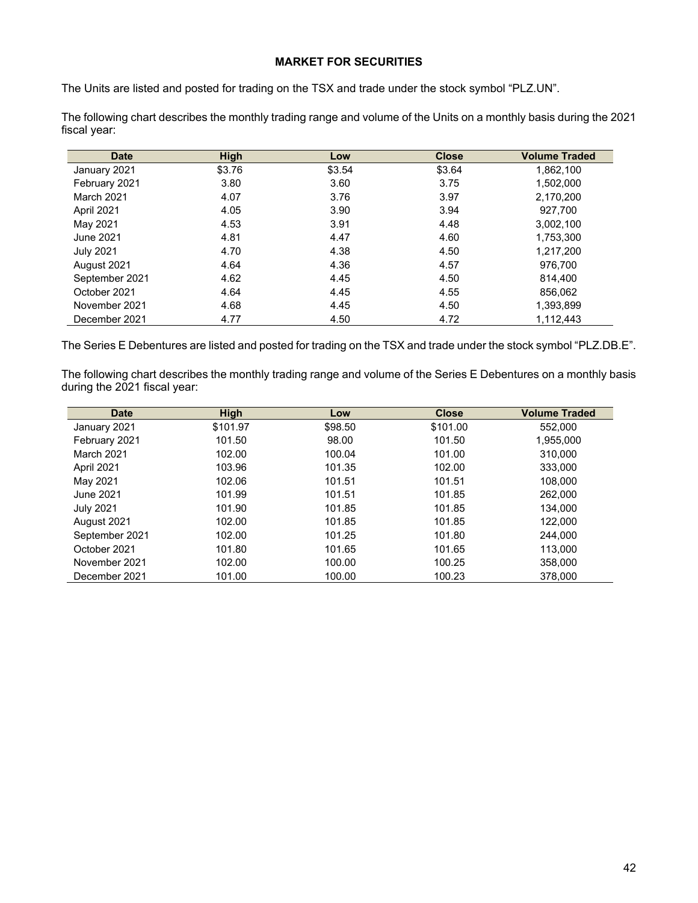## MARKET FOR SECURITIES

The Units are listed and posted for trading on the TSX and trade under the stock symbol "PLZ.UN".

The following chart describes the monthly trading range and volume of the Units on a monthly basis during the 2021 fiscal year:

| Date | High | Low | Close | Volume Traded |
|---|---|---|---|---|
| January 2021 | $3.76 | $3.54 | $3.64 | 1,862,100 |
| February 2021 | 3.80 | 3.60 | 3.75 | 1,502,000 |
| March 2021 | 4.07 | 3.76 | 3.97 | 2,170,200 |
| April 2021 | 4.05 | 3.90 | 3.94 | 927,700 |
| May 2021 | 4.53 | 3.91 | 4.48 | 3,002,100 |
| June 2021 | 4.81 | 4.47 | 4.60 | 1,753,300 |
| July 2021 | 4.70 | 4.38 | 4.50 | 1,217,200 |
| August 2021 | 4.64 | 4.36 | 4.57 | 976,700 |
| September 2021 | 4.62 | 4.45 | 4.50 | 814,400 |
| October 2021 | 4.64 | 4.45 | 4.55 | 856,062 |
| November 2021 | 4.68 | 4.45 | 4.50 | 1,393,899 |
| December 2021 | 4.77 | 4.50 | 4.72 | 1,112,443 |

The Series E Debentures are listed and posted for trading on the TSX and trade under the stock symbol "PLZ.DB.E".

The following chart describes the monthly trading range and volume of the Series E Debentures on a monthly basis during the 2021 fiscal year:

| Date | High | Low | Close | Volume Traded |
|---|---|---|---|---|
| January 2021 | $101.97 | $98.50 | $101.00 | 552,000 |
| February 2021 | 101.50 | 98.00 | 101.50 | 1,955,000 |
| March 2021 | 102.00 | 100.04 | 101.00 | 310,000 |
| April 2021 | 103.96 | 101.35 | 102.00 | 333,000 |
| May 2021 | 102.06 | 101.51 | 101.51 | 108,000 |
| June 2021 | 101.99 | 101.51 | 101.85 | 262,000 |
| July 2021 | 101.90 | 101.85 | 101.85 | 134,000 |
| August 2021 | 102.00 | 101.85 | 101.85 | 122,000 |
| September 2021 | 102.00 | 101.25 | 101.80 | 244,000 |
| October 2021 | 101.80 | 101.65 | 101.65 | 113,000 |
| November 2021 | 102.00 | 100.00 | 100.25 | 358,000 |
| December 2021 | 101.00 | 100.00 | 100.23 | 378,000 |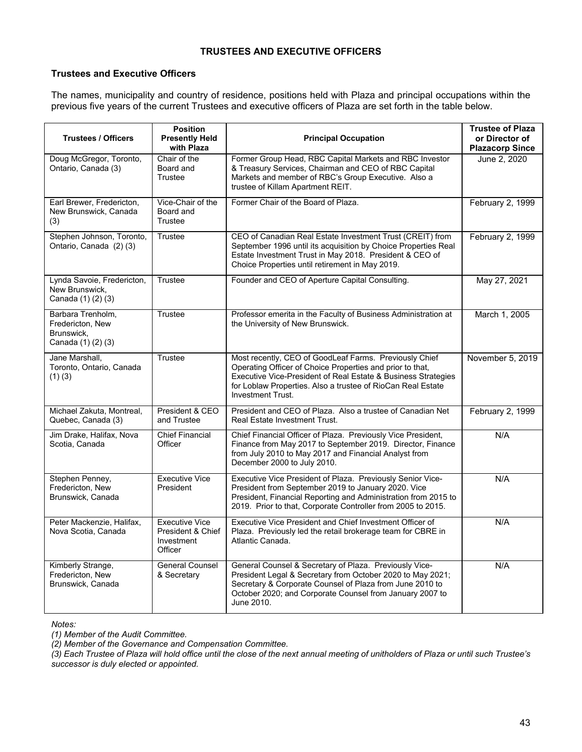## TRUSTEES AND EXECUTIVE OFFICERS

### Trustees and Executive Officers

The names, municipality and country of residence, positions held with Plaza and principal occupations within the previous five years of the current Trustees and executive officers of Plaza are set forth in the table below.

| Trustees / Officers | Position Presently Held with Plaza | Principal Occupation | Trustee of Plaza or Director of Plazacorp Since |
|---|---|---|---|
| Doug McGregor, Toronto, Ontario, Canada (3) | Chair of the Board and Trustee | Former Group Head, RBC Capital Markets and RBC Investor & Treasury Services, Chairman and CEO of RBC Capital Markets and member of RBC's Group Executive. Also a trustee of Killam Apartment REIT. | June 2, 2020 |
| Earl Brewer, Fredericton, New Brunswick, Canada (3) | Vice-Chair of the Board and Trustee | Former Chair of the Board of Plaza. | February 2, 1999 |
| Stephen Johnson, Toronto, Ontario, Canada (2) (3) | Trustee | CEO of Canadian Real Estate Investment Trust (CREIT) from September 1996 until its acquisition by Choice Properties Real Estate Investment Trust in May 2018. President & CEO of Choice Properties until retirement in May 2019. | February 2, 1999 |
| Lynda Savoie, Fredericton, New Brunswick, Canada (1) (2) (3) | Trustee | Founder and CEO of Aperture Capital Consulting. | May 27, 2021 |
| Barbara Trenholm, Fredericton, New Brunswick, Canada (1) (2) (3) | Trustee | Professor emerita in the Faculty of Business Administration at the University of New Brunswick. | March 1, 2005 |
| Jane Marshall, Toronto, Ontario, Canada (1) (3) | Trustee | Most recently, CEO of GoodLeaf Farms. Previously Chief Operating Officer of Choice Properties and prior to that, Executive Vice-President of Real Estate & Business Strategies for Loblaw Properties. Also a trustee of RioCan Real Estate Investment Trust. | November 5, 2019 |
| Michael Zakuta, Montreal, Quebec, Canada (3) | President & CEO and Trustee | President and CEO of Plaza. Also a trustee of Canadian Net Real Estate Investment Trust. | February 2, 1999 |
| Jim Drake, Halifax, Nova Scotia, Canada | Chief Financial Officer | Chief Financial Officer of Plaza. Previously Vice President, Finance from May 2017 to September 2019. Director, Finance from July 2010 to May 2017 and Financial Analyst from December 2000 to July 2010. | N/A |
| Stephen Penney, Fredericton, New Brunswick, Canada | Executive Vice President | Executive Vice President of Plaza. Previously Senior Vice-President from September 2019 to January 2020. Vice President, Financial Reporting and Administration from 2015 to 2019. Prior to that, Corporate Controller from 2005 to 2015. | N/A |
| Peter Mackenzie, Halifax, Nova Scotia, Canada | Executive Vice President & Chief Investment Officer | Executive Vice President and Chief Investment Officer of Plaza. Previously led the retail brokerage team for CBRE in Atlantic Canada. | N/A |
| Kimberly Strange, Fredericton, New Brunswick, Canada | General Counsel & Secretary | General Counsel & Secretary of Plaza. Previously Vice-President Legal & Secretary from October 2020 to May 2021; Secretary & Corporate Counsel of Plaza from June 2010 to October 2020; and Corporate Counsel from January 2007 to June 2010. | N/A |

*Notes:*

*(1) Member of the Audit Committee.*

*(2) Member of the Governance and Compensation Committee.*

*(3) Each Trustee of Plaza will hold office until the close of the next annual meeting of unitholders of Plaza or until such Trustee's successor is duly elected or appointed.*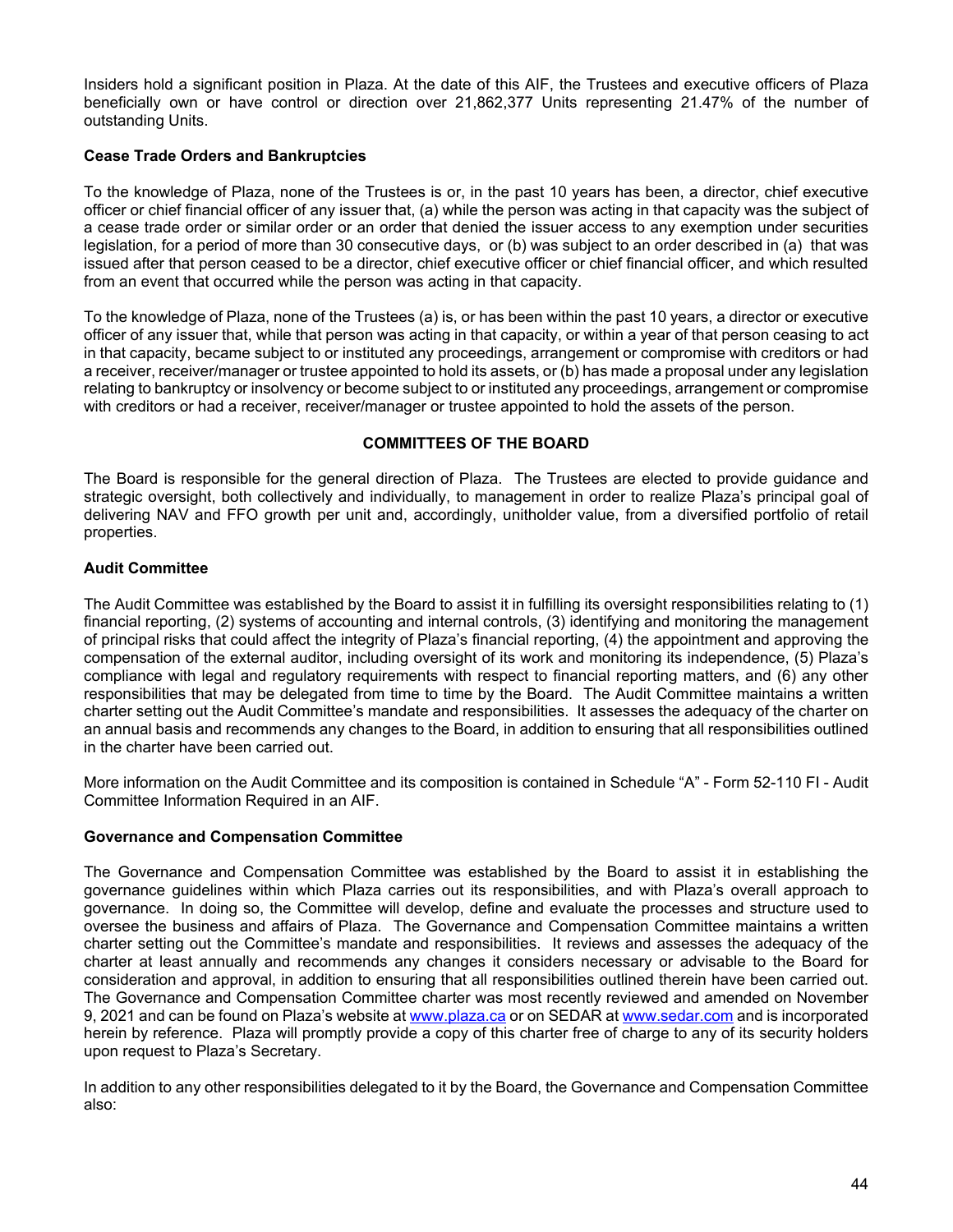Insiders hold a significant position in Plaza. At the date of this AIF, the Trustees and executive officers of Plaza beneficially own or have control or direction over 21,862,377 Units representing 21.47% of the number of outstanding Units.

**Cease Trade Orders and Bankruptcies**

To the knowledge of Plaza, none of the Trustees is or, in the past 10 years has been, a director, chief executive officer or chief financial officer of any issuer that, (a) while the person was acting in that capacity was the subject of a cease trade order or similar order or an order that denied the issuer access to any exemption under securities legislation, for a period of more than 30 consecutive days, or (b) was subject to an order described in (a) that was issued after that person ceased to be a director, chief executive officer or chief financial officer, and which resulted from an event that occurred while the person was acting in that capacity.

To the knowledge of Plaza, none of the Trustees (a) is, or has been within the past 10 years, a director or executive officer of any issuer that, while that person was acting in that capacity, or within a year of that person ceasing to act in that capacity, became subject to or instituted any proceedings, arrangement or compromise with creditors or had a receiver, receiver/manager or trustee appointed to hold its assets, or (b) has made a proposal under any legislation relating to bankruptcy or insolvency or become subject to or instituted any proceedings, arrangement or compromise with creditors or had a receiver, receiver/manager or trustee appointed to hold the assets of the person.

## COMMITTEES OF THE BOARD

The Board is responsible for the general direction of Plaza. The Trustees are elected to provide guidance and strategic oversight, both collectively and individually, to management in order to realize Plaza's principal goal of delivering NAV and FFO growth per unit and, accordingly, unitholder value, from a diversified portfolio of retail properties.

**Audit Committee**

The Audit Committee was established by the Board to assist it in fulfilling its oversight responsibilities relating to (1) financial reporting, (2) systems of accounting and internal controls, (3) identifying and monitoring the management of principal risks that could affect the integrity of Plaza's financial reporting, (4) the appointment and approving the compensation of the external auditor, including oversight of its work and monitoring its independence, (5) Plaza's compliance with legal and regulatory requirements with respect to financial reporting matters, and (6) any other responsibilities that may be delegated from time to time by the Board. The Audit Committee maintains a written charter setting out the Audit Committee's mandate and responsibilities. It assesses the adequacy of the charter on an annual basis and recommends any changes to the Board, in addition to ensuring that all responsibilities outlined in the charter have been carried out.

More information on the Audit Committee and its composition is contained in Schedule "A" - Form 52-110 FI - Audit Committee Information Required in an AIF.

**Governance and Compensation Committee**

The Governance and Compensation Committee was established by the Board to assist it in establishing the governance guidelines within which Plaza carries out its responsibilities, and with Plaza's overall approach to governance. In doing so, the Committee will develop, define and evaluate the processes and structure used to oversee the business and affairs of Plaza. The Governance and Compensation Committee maintains a written charter setting out the Committee's mandate and responsibilities. It reviews and assesses the adequacy of the charter at least annually and recommends any changes it considers necessary or advisable to the Board for consideration and approval, in addition to ensuring that all responsibilities outlined therein have been carried out. The Governance and Compensation Committee charter was most recently reviewed and amended on November 9, 2021 and can be found on Plaza's website at www.plaza.ca or on SEDAR at www.sedar.com and is incorporated herein by reference. Plaza will promptly provide a copy of this charter free of charge to any of its security holders upon request to Plaza's Secretary.

In addition to any other responsibilities delegated to it by the Board, the Governance and Compensation Committee also: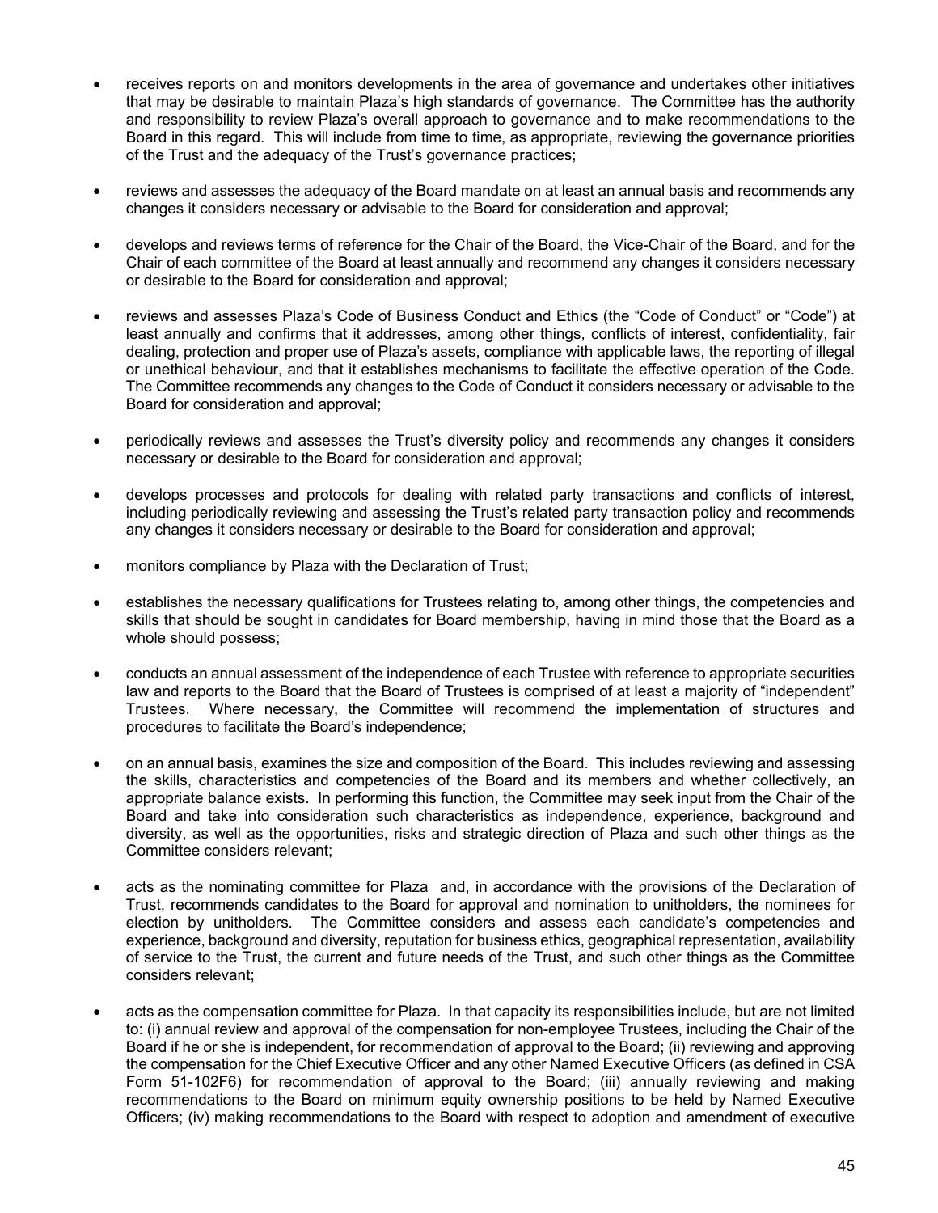- receives reports on and monitors developments in the area of governance and undertakes other initiatives that may be desirable to maintain Plaza's high standards of governance. The Committee has the authority and responsibility to review Plaza's overall approach to governance and to make recommendations to the Board in this regard. This will include from time to time, as appropriate, reviewing the governance priorities of the Trust and the adequacy of the Trust's governance practices;

- reviews and assesses the adequacy of the Board mandate on at least an annual basis and recommends any changes it considers necessary or advisable to the Board for consideration and approval;

- develops and reviews terms of reference for the Chair of the Board, the Vice-Chair of the Board, and for the Chair of each committee of the Board at least annually and recommend any changes it considers necessary or desirable to the Board for consideration and approval;

- reviews and assesses Plaza's Code of Business Conduct and Ethics (the "Code of Conduct" or "Code") at least annually and confirms that it addresses, among other things, conflicts of interest, confidentiality, fair dealing, protection and proper use of Plaza's assets, compliance with applicable laws, the reporting of illegal or unethical behaviour, and that it establishes mechanisms to facilitate the effective operation of the Code. The Committee recommends any changes to the Code of Conduct it considers necessary or advisable to the Board for consideration and approval;

- periodically reviews and assesses the Trust's diversity policy and recommends any changes it considers necessary or desirable to the Board for consideration and approval;

- develops processes and protocols for dealing with related party transactions and conflicts of interest, including periodically reviewing and assessing the Trust's related party transaction policy and recommends any changes it considers necessary or desirable to the Board for consideration and approval;

- monitors compliance by Plaza with the Declaration of Trust;

- establishes the necessary qualifications for Trustees relating to, among other things, the competencies and skills that should be sought in candidates for Board membership, having in mind those that the Board as a whole should possess;

- conducts an annual assessment of the independence of each Trustee with reference to appropriate securities law and reports to the Board that the Board of Trustees is comprised of at least a majority of "independent" Trustees. Where necessary, the Committee will recommend the implementation of structures and procedures to facilitate the Board's independence;

- on an annual basis, examines the size and composition of the Board. This includes reviewing and assessing the skills, characteristics and competencies of the Board and its members and whether collectively, an appropriate balance exists. In performing this function, the Committee may seek input from the Chair of the Board and take into consideration such characteristics as independence, experience, background and diversity, as well as the opportunities, risks and strategic direction of Plaza and such other things as the Committee considers relevant;

- acts as the nominating committee for Plaza and, in accordance with the provisions of the Declaration of Trust, recommends candidates to the Board for approval and nomination to unitholders, the nominees for election by unitholders. The Committee considers and assess each candidate's competencies and experience, background and diversity, reputation for business ethics, geographical representation, availability of service to the Trust, the current and future needs of the Trust, and such other things as the Committee considers relevant;

- acts as the compensation committee for Plaza. In that capacity its responsibilities include, but are not limited to: (i) annual review and approval of the compensation for non-employee Trustees, including the Chair of the Board if he or she is independent, for recommendation of approval to the Board; (ii) reviewing and approving the compensation for the Chief Executive Officer and any other Named Executive Officers (as defined in CSA Form 51-102F6) for recommendation of approval to the Board; (iii) annually reviewing and making recommendations to the Board on minimum equity ownership positions to be held by Named Executive Officers; (iv) making recommendations to the Board with respect to adoption and amendment of executive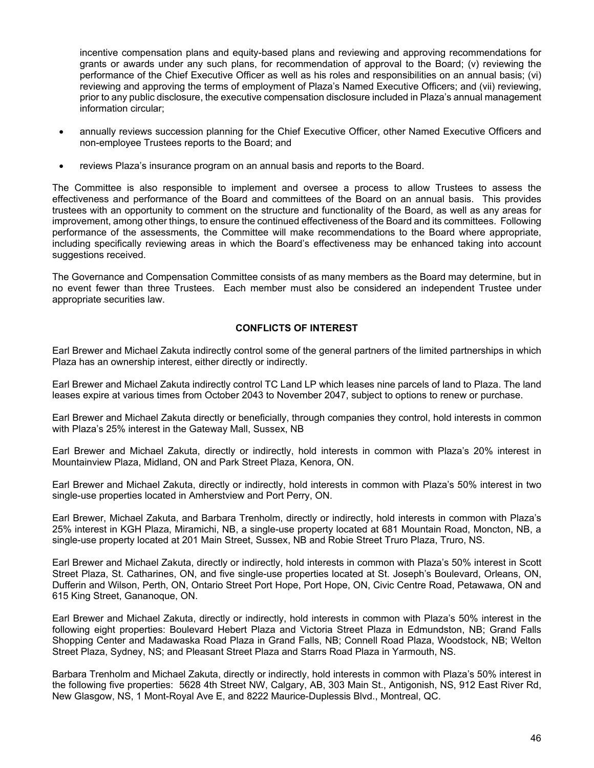incentive compensation plans and equity-based plans and reviewing and approving recommendations for grants or awards under any such plans, for recommendation of approval to the Board; (v) reviewing the performance of the Chief Executive Officer as well as his roles and responsibilities on an annual basis; (vi) reviewing and approving the terms of employment of Plaza's Named Executive Officers; and (vii) reviewing, prior to any public disclosure, the executive compensation disclosure included in Plaza's annual management information circular;

- annually reviews succession planning for the Chief Executive Officer, other Named Executive Officers and non-employee Trustees reports to the Board; and
- reviews Plaza's insurance program on an annual basis and reports to the Board.

The Committee is also responsible to implement and oversee a process to allow Trustees to assess the effectiveness and performance of the Board and committees of the Board on an annual basis. This provides trustees with an opportunity to comment on the structure and functionality of the Board, as well as any areas for improvement, among other things, to ensure the continued effectiveness of the Board and its committees. Following performance of the assessments, the Committee will make recommendations to the Board where appropriate, including specifically reviewing areas in which the Board's effectiveness may be enhanced taking into account suggestions received.

The Governance and Compensation Committee consists of as many members as the Board may determine, but in no event fewer than three Trustees. Each member must also be considered an independent Trustee under appropriate securities law.

## CONFLICTS OF INTEREST

Earl Brewer and Michael Zakuta indirectly control some of the general partners of the limited partnerships in which Plaza has an ownership interest, either directly or indirectly.

Earl Brewer and Michael Zakuta indirectly control TC Land LP which leases nine parcels of land to Plaza. The land leases expire at various times from October 2043 to November 2047, subject to options to renew or purchase.

Earl Brewer and Michael Zakuta directly or beneficially, through companies they control, hold interests in common with Plaza's 25% interest in the Gateway Mall, Sussex, NB

Earl Brewer and Michael Zakuta, directly or indirectly, hold interests in common with Plaza's 20% interest in Mountainview Plaza, Midland, ON and Park Street Plaza, Kenora, ON.

Earl Brewer and Michael Zakuta, directly or indirectly, hold interests in common with Plaza's 50% interest in two single-use properties located in Amherstview and Port Perry, ON.

Earl Brewer, Michael Zakuta, and Barbara Trenholm, directly or indirectly, hold interests in common with Plaza's 25% interest in KGH Plaza, Miramichi, NB, a single-use property located at 681 Mountain Road, Moncton, NB, a single-use property located at 201 Main Street, Sussex, NB and Robie Street Truro Plaza, Truro, NS.

Earl Brewer and Michael Zakuta, directly or indirectly, hold interests in common with Plaza's 50% interest in Scott Street Plaza, St. Catharines, ON, and five single-use properties located at St. Joseph's Boulevard, Orleans, ON, Dufferin and Wilson, Perth, ON, Ontario Street Port Hope, Port Hope, ON, Civic Centre Road, Petawawa, ON and 615 King Street, Gananoque, ON.

Earl Brewer and Michael Zakuta, directly or indirectly, hold interests in common with Plaza's 50% interest in the following eight properties: Boulevard Hebert Plaza and Victoria Street Plaza in Edmundston, NB; Grand Falls Shopping Center and Madawaska Road Plaza in Grand Falls, NB; Connell Road Plaza, Woodstock, NB; Welton Street Plaza, Sydney, NS; and Pleasant Street Plaza and Starrs Road Plaza in Yarmouth, NS.

Barbara Trenholm and Michael Zakuta, directly or indirectly, hold interests in common with Plaza's 50% interest in the following five properties: 5628 4th Street NW, Calgary, AB, 303 Main St., Antigonish, NS, 912 East River Rd, New Glasgow, NS, 1 Mont-Royal Ave E, and 8222 Maurice-Duplessis Blvd., Montreal, QC.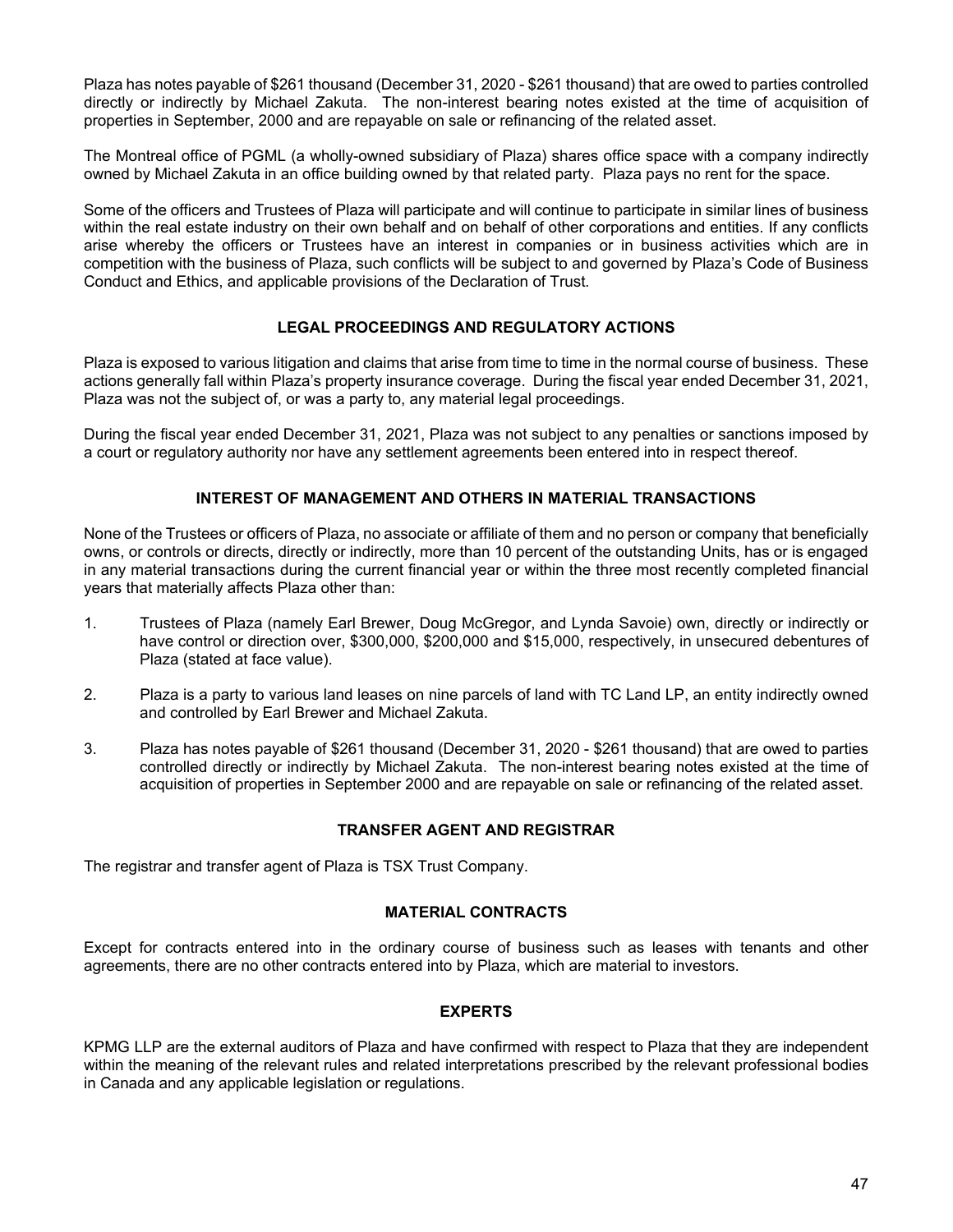Plaza has notes payable of $261 thousand (December 31, 2020 - $261 thousand) that are owed to parties controlled directly or indirectly by Michael Zakuta. The non-interest bearing notes existed at the time of acquisition of properties in September, 2000 and are repayable on sale or refinancing of the related asset.

The Montreal office of PGML (a wholly-owned subsidiary of Plaza) shares office space with a company indirectly owned by Michael Zakuta in an office building owned by that related party. Plaza pays no rent for the space.

Some of the officers and Trustees of Plaza will participate and will continue to participate in similar lines of business within the real estate industry on their own behalf and on behalf of other corporations and entities. If any conflicts arise whereby the officers or Trustees have an interest in companies or in business activities which are in competition with the business of Plaza, such conflicts will be subject to and governed by Plaza's Code of Business Conduct and Ethics, and applicable provisions of the Declaration of Trust.

## LEGAL PROCEEDINGS AND REGULATORY ACTIONS

Plaza is exposed to various litigation and claims that arise from time to time in the normal course of business. These actions generally fall within Plaza's property insurance coverage. During the fiscal year ended December 31, 2021, Plaza was not the subject of, or was a party to, any material legal proceedings.

During the fiscal year ended December 31, 2021, Plaza was not subject to any penalties or sanctions imposed by a court or regulatory authority nor have any settlement agreements been entered into in respect thereof.

## INTEREST OF MANAGEMENT AND OTHERS IN MATERIAL TRANSACTIONS

None of the Trustees or officers of Plaza, no associate or affiliate of them and no person or company that beneficially owns, or controls or directs, directly or indirectly, more than 10 percent of the outstanding Units, has or is engaged in any material transactions during the current financial year or within the three most recently completed financial years that materially affects Plaza other than:

1. Trustees of Plaza (namely Earl Brewer, Doug McGregor, and Lynda Savoie) own, directly or indirectly or have control or direction over, $300,000, $200,000 and $15,000, respectively, in unsecured debentures of Plaza (stated at face value).
2. Plaza is a party to various land leases on nine parcels of land with TC Land LP, an entity indirectly owned and controlled by Earl Brewer and Michael Zakuta.
3. Plaza has notes payable of $261 thousand (December 31, 2020 - $261 thousand) that are owed to parties controlled directly or indirectly by Michael Zakuta. The non-interest bearing notes existed at the time of acquisition of properties in September 2000 and are repayable on sale or refinancing of the related asset.

## TRANSFER AGENT AND REGISTRAR

The registrar and transfer agent of Plaza is TSX Trust Company.

## MATERIAL CONTRACTS

Except for contracts entered into in the ordinary course of business such as leases with tenants and other agreements, there are no other contracts entered into by Plaza, which are material to investors.

## EXPERTS

KPMG LLP are the external auditors of Plaza and have confirmed with respect to Plaza that they are independent within the meaning of the relevant rules and related interpretations prescribed by the relevant professional bodies in Canada and any applicable legislation or regulations.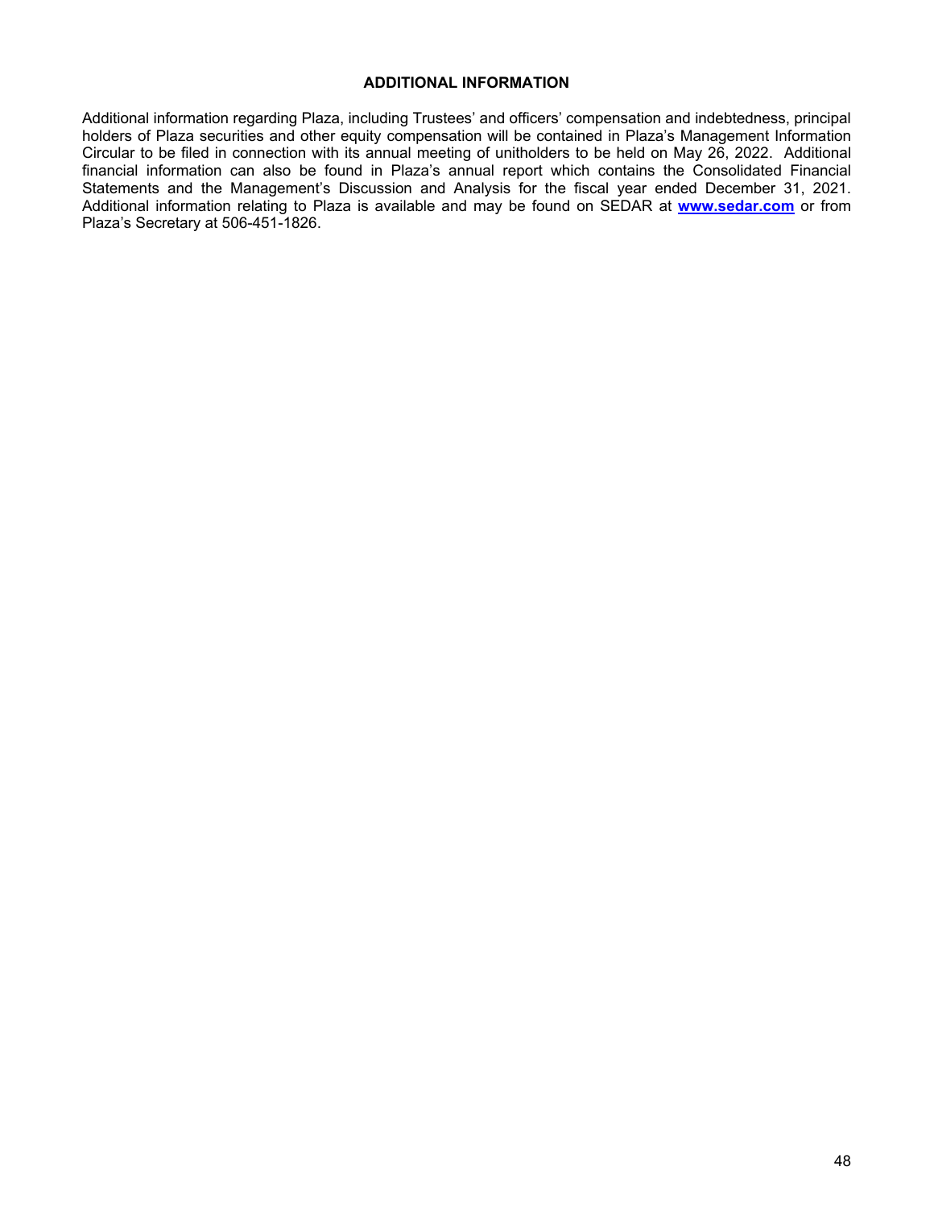## ADDITIONAL INFORMATION

Additional information regarding Plaza, including Trustees' and officers' compensation and indebtedness, principal holders of Plaza securities and other equity compensation will be contained in Plaza's Management Information Circular to be filed in connection with its annual meeting of unitholders to be held on May 26, 2022. Additional financial information can also be found in Plaza's annual report which contains the Consolidated Financial Statements and the Management's Discussion and Analysis for the fiscal year ended December 31, 2021. Additional information relating to Plaza is available and may be found on SEDAR at **www.sedar.com** or from Plaza's Secretary at 506-451-1826.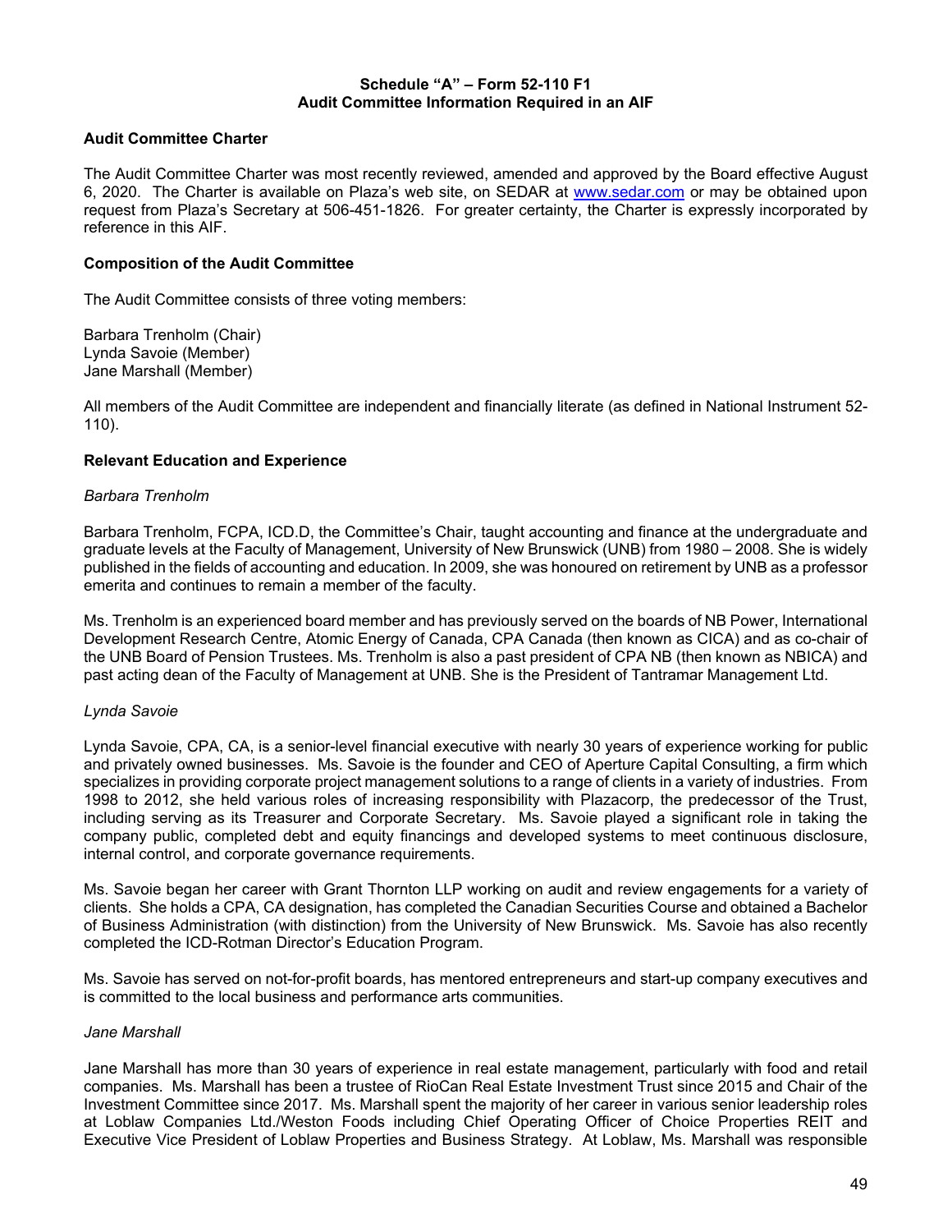**Schedule "A" – Form 52-110 F1**
**Audit Committee Information Required in an AIF**

## Audit Committee Charter

The Audit Committee Charter was most recently reviewed, amended and approved by the Board effective August 6, 2020. The Charter is available on Plaza's web site, on SEDAR at www.sedar.com or may be obtained upon request from Plaza's Secretary at 506-451-1826. For greater certainty, the Charter is expressly incorporated by reference in this AIF.

## Composition of the Audit Committee

The Audit Committee consists of three voting members:

Barbara Trenholm (Chair)
Lynda Savoie (Member)
Jane Marshall (Member)

All members of the Audit Committee are independent and financially literate (as defined in National Instrument 52-110).

## Relevant Education and Experience

*Barbara Trenholm*

Barbara Trenholm, FCPA, ICD.D, the Committee's Chair, taught accounting and finance at the undergraduate and graduate levels at the Faculty of Management, University of New Brunswick (UNB) from 1980 – 2008. She is widely published in the fields of accounting and education. In 2009, she was honoured on retirement by UNB as a professor emerita and continues to remain a member of the faculty.

Ms. Trenholm is an experienced board member and has previously served on the boards of NB Power, International Development Research Centre, Atomic Energy of Canada, CPA Canada (then known as CICA) and as co-chair of the UNB Board of Pension Trustees. Ms. Trenholm is also a past president of CPA NB (then known as NBICA) and past acting dean of the Faculty of Management at UNB. She is the President of Tantramar Management Ltd.

*Lynda Savoie*

Lynda Savoie, CPA, CA, is a senior-level financial executive with nearly 30 years of experience working for public and privately owned businesses. Ms. Savoie is the founder and CEO of Aperture Capital Consulting, a firm which specializes in providing corporate project management solutions to a range of clients in a variety of industries. From 1998 to 2012, she held various roles of increasing responsibility with Plazacorp, the predecessor of the Trust, including serving as its Treasurer and Corporate Secretary. Ms. Savoie played a significant role in taking the company public, completed debt and equity financings and developed systems to meet continuous disclosure, internal control, and corporate governance requirements.

Ms. Savoie began her career with Grant Thornton LLP working on audit and review engagements for a variety of clients. She holds a CPA, CA designation, has completed the Canadian Securities Course and obtained a Bachelor of Business Administration (with distinction) from the University of New Brunswick. Ms. Savoie has also recently completed the ICD-Rotman Director's Education Program.

Ms. Savoie has served on not-for-profit boards, has mentored entrepreneurs and start-up company executives and is committed to the local business and performance arts communities.

*Jane Marshall*

Jane Marshall has more than 30 years of experience in real estate management, particularly with food and retail companies. Ms. Marshall has been a trustee of RioCan Real Estate Investment Trust since 2015 and Chair of the Investment Committee since 2017. Ms. Marshall spent the majority of her career in various senior leadership roles at Loblaw Companies Ltd./Weston Foods including Chief Operating Officer of Choice Properties REIT and Executive Vice President of Loblaw Properties and Business Strategy. At Loblaw, Ms. Marshall was responsible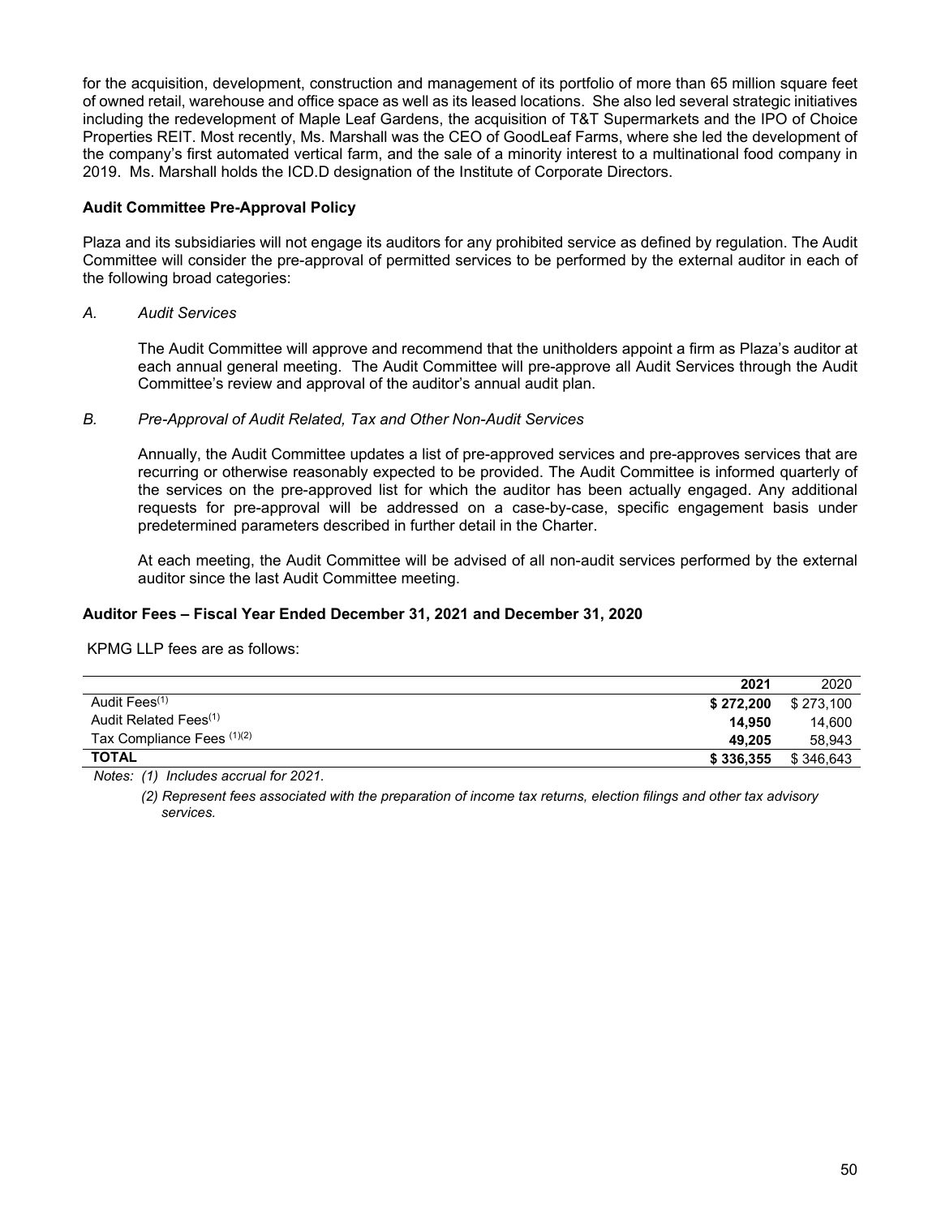for the acquisition, development, construction and management of its portfolio of more than 65 million square feet of owned retail, warehouse and office space as well as its leased locations. She also led several strategic initiatives including the redevelopment of Maple Leaf Gardens, the acquisition of T&T Supermarkets and the IPO of Choice Properties REIT. Most recently, Ms. Marshall was the CEO of GoodLeaf Farms, where she led the development of the company's first automated vertical farm, and the sale of a minority interest to a multinational food company in 2019. Ms. Marshall holds the ICD.D designation of the Institute of Corporate Directors.

**Audit Committee Pre-Approval Policy**

Plaza and its subsidiaries will not engage its auditors for any prohibited service as defined by regulation. The Audit Committee will consider the pre-approval of permitted services to be performed by the external auditor in each of the following broad categories:

*A. Audit Services*

The Audit Committee will approve and recommend that the unitholders appoint a firm as Plaza's auditor at each annual general meeting. The Audit Committee will pre-approve all Audit Services through the Audit Committee's review and approval of the auditor's annual audit plan.

*B. Pre-Approval of Audit Related, Tax and Other Non-Audit Services*

Annually, the Audit Committee updates a list of pre-approved services and pre-approves services that are recurring or otherwise reasonably expected to be provided. The Audit Committee is informed quarterly of the services on the pre-approved list for which the auditor has been actually engaged. Any additional requests for pre-approval will be addressed on a case-by-case, specific engagement basis under predetermined parameters described in further detail in the Charter.

At each meeting, the Audit Committee will be advised of all non-audit services performed by the external auditor since the last Audit Committee meeting.

**Auditor Fees – Fiscal Year Ended December 31, 2021 and December 31, 2020**

KPMG LLP fees are as follows:

| | **2021** | 2020 |
|---|---|---|
| Audit Fees[(1)] | **$ 272,200** | $ 273,100 |
| Audit Related Fees[(1)] | **14,950** | 14,600 |
| Tax Compliance Fees [(1)(2)] | **49,205** | 58,943 |
| **TOTAL** | **$ 336,355** | $ 346,643 |

*Notes: (1) Includes accrual for 2021.*

*(2) Represent fees associated with the preparation of income tax returns, election filings and other tax advisory services.*